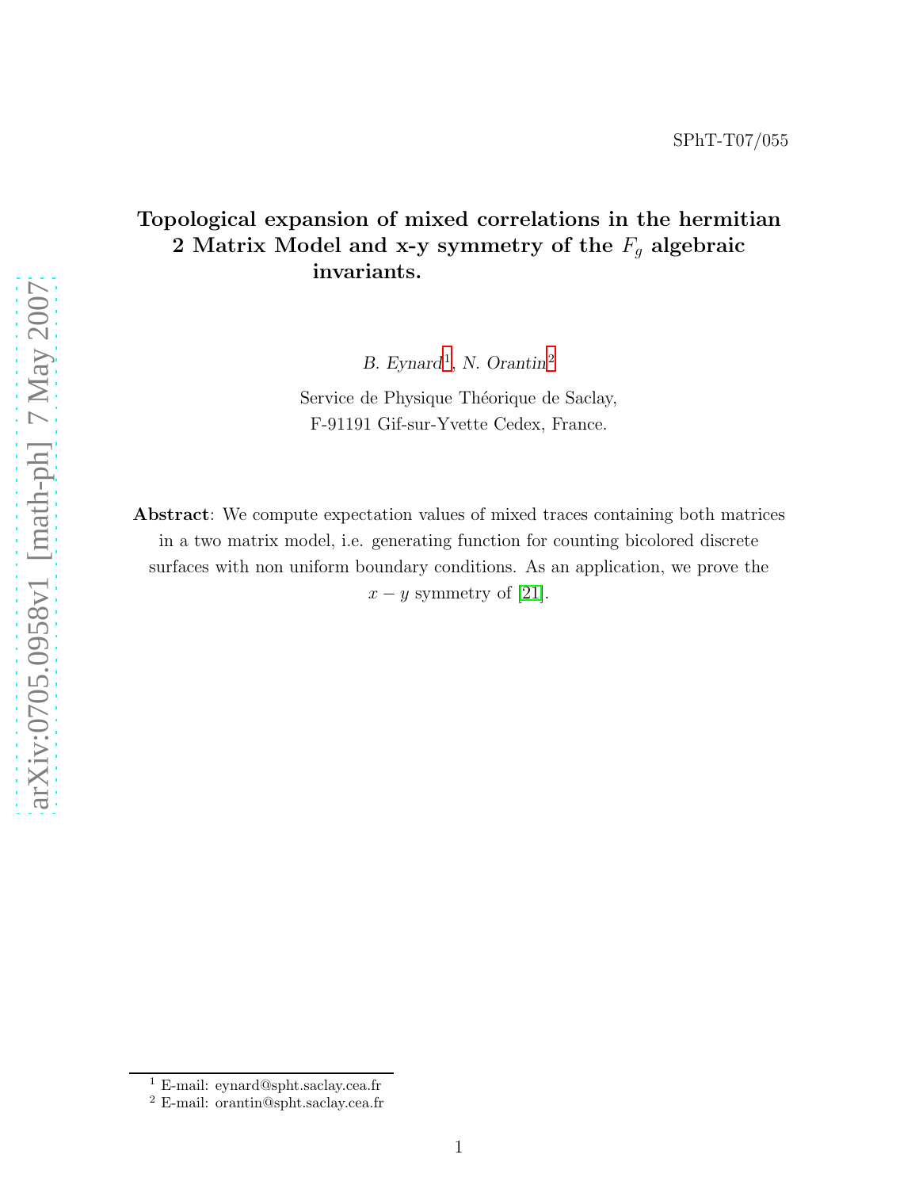SPhT-T07/055

# Topological expansion of mixed correlations in the hermitian 2 Matrix Model and x-y symmetry of the $F_g$ algebraic invariants.

*B. Eynard*[1], *N. Orantin*[2]

Service de Physique Théorique de Saclay,
F-91191 Gif-sur-Yvette Cedex, France.

**Abstract**: We compute expectation values of mixed traces containing both matrices in a two matrix model, i.e. generating function for counting bicolored discrete surfaces with non uniform boundary conditions. As an application, we prove the $x - y$ symmetry of [21].

[1] E-mail: eynard@spht.saclay.cea.fr
[2] E-mail: orantin@spht.saclay.cea.fr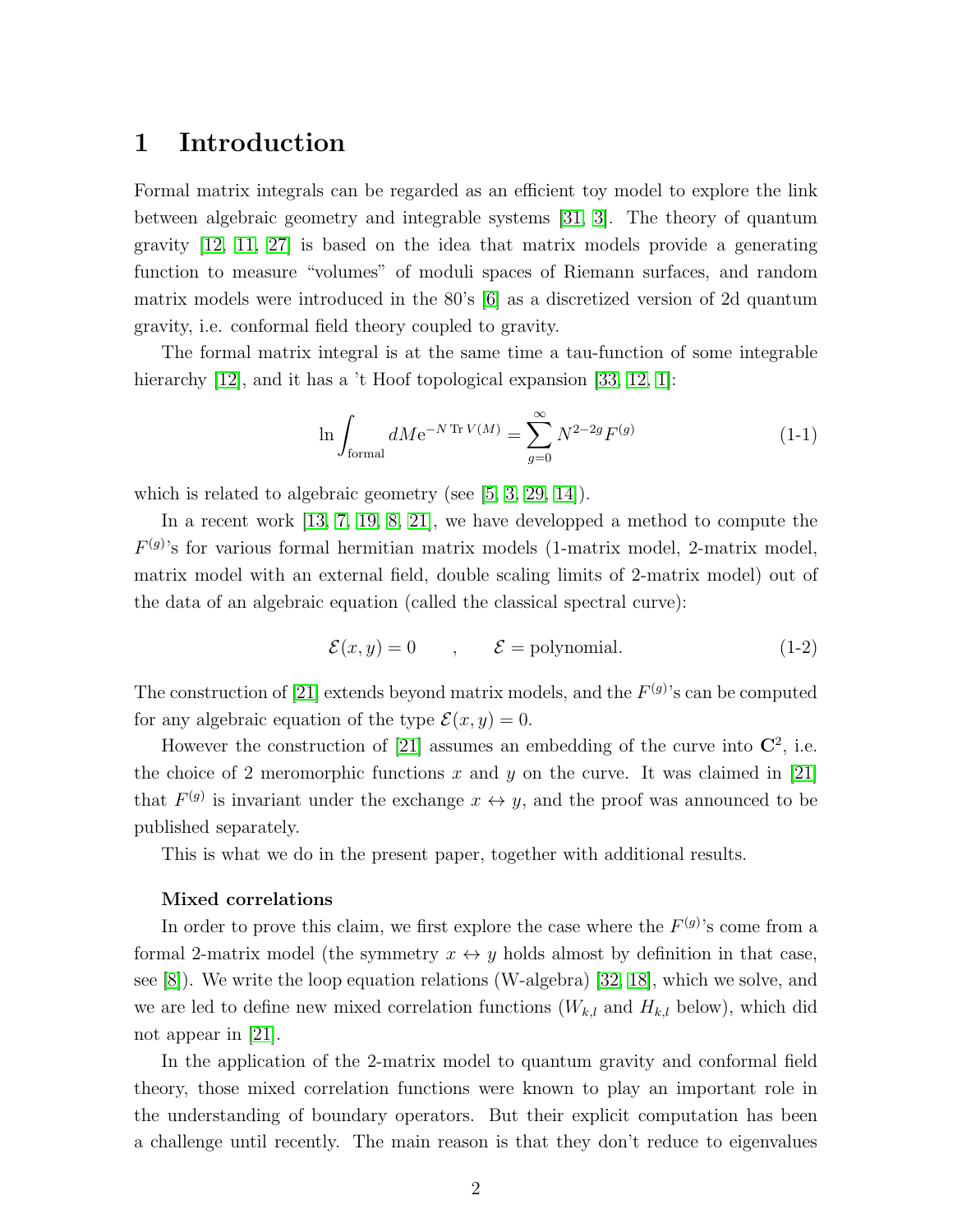# 1 Introduction

Formal matrix integrals can be regarded as an efficient toy model to explore the link between algebraic geometry and integrable systems [31, 3]. The theory of quantum gravity [12, 11, 27] is based on the idea that matrix models provide a generating function to measure "volumes" of moduli spaces of Riemann surfaces, and random matrix models were introduced in the 80's [6] as a discretized version of 2d quantum gravity, i.e. conformal field theory coupled to gravity.

The formal matrix integral is at the same time a tau-function of some integrable hierarchy [12], and it has a 't Hoof topological expansion [33, 12, 1]:

$$\ln \int_{\text{formal}} dM e^{-N \operatorname{Tr} V(M)} = \sum_{g=0}^{\infty} N^{2-2g} F^{(g)} \tag{1-1}$$

which is related to algebraic geometry (see [5, 3, 29, 14]).

In a recent work [13, 7, 19, 8, 21], we have developped a method to compute the $F^{(g)}$'s for various formal hermitian matrix models (1-matrix model, 2-matrix model, matrix model with an external field, double scaling limits of 2-matrix model) out of the data of an algebraic equation (called the classical spectral curve):

$$\mathcal{E}(x,y) = 0 \qquad , \qquad \mathcal{E} = \text{polynomial}. \tag{1-2}$$

The construction of [21] extends beyond matrix models, and the $F^{(g)}$'s can be computed for any algebraic equation of the type $\mathcal{E}(x,y) = 0$.

However the construction of [21] assumes an embedding of the curve into $\mathbf{C}^2$, i.e. the choice of 2 meromorphic functions $x$ and $y$ on the curve. It was claimed in [21] that $F^{(g)}$ is invariant under the exchange $x \leftrightarrow y$, and the proof was announced to be published separately.

This is what we do in the present paper, together with additional results.

**Mixed correlations**

In order to prove this claim, we first explore the case where the $F^{(g)}$'s come from a formal 2-matrix model (the symmetry $x \leftrightarrow y$ holds almost by definition in that case, see [8]). We write the loop equation relations (W-algebra) [32, 18], which we solve, and we are led to define new mixed correlation functions ($W_{k,l}$ and $H_{k,l}$ below), which did not appear in [21].

In the application of the 2-matrix model to quantum gravity and conformal field theory, those mixed correlation functions were known to play an important role in the understanding of boundary operators. But their explicit computation has been a challenge until recently. The main reason is that they don't reduce to eigenvalues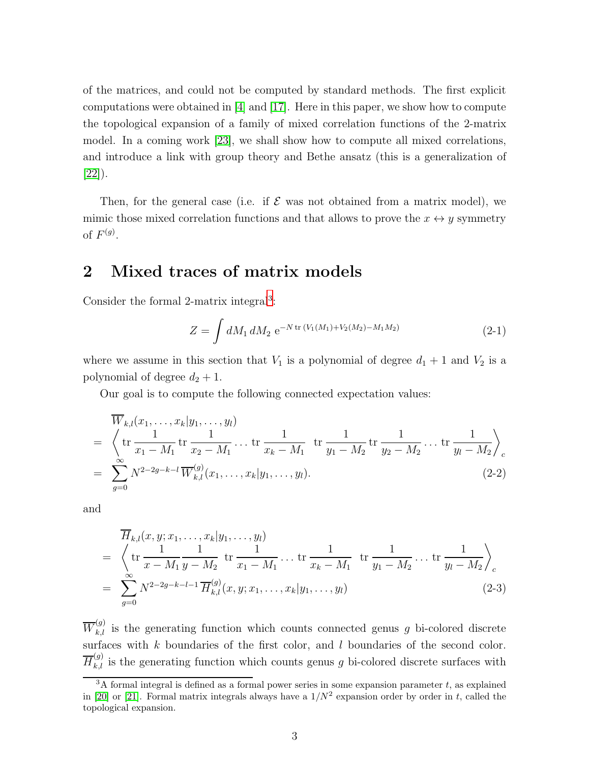of the matrices, and could not be computed by standard methods. The first explicit computations were obtained in [4] and [17]. Here in this paper, we show how to compute the topological expansion of a family of mixed correlation functions of the 2-matrix model. In a coming work [23], we shall show how to compute all mixed correlations, and introduce a link with group theory and Bethe ansatz (this is a generalization of [22]).

Then, for the general case (i.e. if $\mathcal{E}$ was not obtained from a matrix model), we mimic those mixed correlation functions and that allows to prove the $x \leftrightarrow y$ symmetry of $F^{(g)}$.

## 2 Mixed traces of matrix models

Consider the formal 2-matrix integral[3]:

$$Z = \int dM_1\, dM_2\; \mathrm{e}^{-N\,\mathrm{tr}\,(V_1(M_1)+V_2(M_2)-M_1 M_2)} \tag{2-1}$$

where we assume in this section that $V_1$ is a polynomial of degree $d_1+1$ and $V_2$ is a polynomial of degree $d_2+1$.

Our goal is to compute the following connected expectation values:

$$\begin{aligned}
& \overline{W}_{k,l}(x_1,\dots,x_k|y_1,\dots,y_l) \\
=\;& \left\langle \mathrm{tr}\,\frac{1}{x_1-M_1}\,\mathrm{tr}\,\frac{1}{x_2-M_1}\dots\mathrm{tr}\,\frac{1}{x_k-M_1}\;\;\mathrm{tr}\,\frac{1}{y_1-M_2}\,\mathrm{tr}\,\frac{1}{y_2-M_2}\dots\mathrm{tr}\,\frac{1}{y_l-M_2}\right\rangle_c \\
=\;& \sum_{g=0}^{\infty} N^{2-2g-k-l}\,\overline{W}^{(g)}_{k,l}(x_1,\dots,x_k|y_1,\dots,y_l).
\end{aligned} \tag{2-2}$$

and

$$\begin{aligned}
& \overline{H}_{k,l}(x,y;x_1,\dots,x_k|y_1,\dots,y_l) \\
=\;& \left\langle \mathrm{tr}\,\frac{1}{x-M_1}\frac{1}{y-M_2}\;\;\mathrm{tr}\,\frac{1}{x_1-M_1}\dots\mathrm{tr}\,\frac{1}{x_k-M_1}\;\;\mathrm{tr}\,\frac{1}{y_1-M_2}\dots\mathrm{tr}\,\frac{1}{y_l-M_2}\right\rangle_c \\
=\;& \sum_{g=0}^{\infty} N^{2-2g-k-l-1}\,\overline{H}^{(g)}_{k,l}(x,y;x_1,\dots,x_k|y_1,\dots,y_l)
\end{aligned} \tag{2-3}$$

$\overline{W}^{(g)}_{k,l}$ is the generating function which counts connected genus $g$ bi-colored discrete surfaces with $k$ boundaries of the first color, and $l$ boundaries of the second color. $\overline{H}^{(g)}_{k,l}$ is the generating function which counts genus $g$ bi-colored discrete surfaces with

[3] A formal integral is defined as a formal power series in some expansion parameter $t$, as explained in [20] or [21]. Formal matrix integrals always have a $1/N^2$ expansion order by order in $t$, called the topological expansion.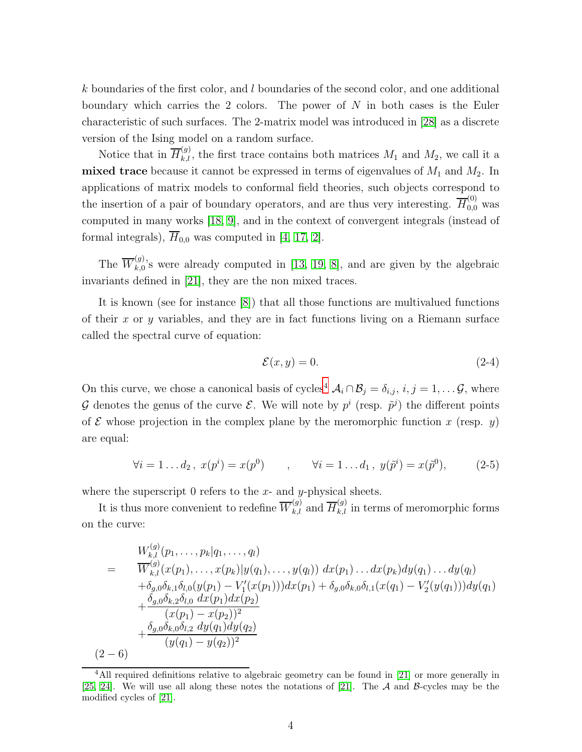$k$ boundaries of the first color, and $l$ boundaries of the second color, and one additional boundary which carries the 2 colors. The power of $N$ in both cases is the Euler characteristic of such surfaces. The 2-matrix model was introduced in [28] as a discrete version of the Ising model on a random surface.

Notice that in $\overline{H}_{k,l}^{(g)}$, the first trace contains both matrices $M_1$ and $M_2$, we call it a **mixed trace** because it cannot be expressed in terms of eigenvalues of $M_1$ and $M_2$. In applications of matrix models to conformal field theories, such objects correspond to the insertion of a pair of boundary operators, and are thus very interesting. $\overline{H}_{0,0}^{(0)}$ was computed in many works [18, 9], and in the context of convergent integrals (instead of formal integrals), $\overline{H}_{0,0}$ was computed in [4, 17, 2].

The $\overline{W}_{k,0}^{(g)}$'s were already computed in [13, 19, 8], and are given by the algebraic invariants defined in [21], they are the non mixed traces.

It is known (see for instance [8]) that all those functions are multivalued functions of their $x$ or $y$ variables, and they are in fact functions living on a Riemann surface called the spectral curve of equation:

$$\mathcal{E}(x,y) = 0. \tag{2-4}$$

On this curve, we chose a canonical basis of cycles[4] $\mathcal{A}_i \cap \mathcal{B}_j = \delta_{i,j}$, $i,j = 1, \dots \mathcal{G}$, where $\mathcal{G}$ denotes the genus of the curve $\mathcal{E}$. We will note by $p^i$ (resp. $\tilde{p}^j$) the different points of $\mathcal{E}$ whose projection in the complex plane by the meromorphic function $x$ (resp. $y$) are equal:

$$\forall i = 1 \dots d_2 \, , \; x(p^i) = x(p^0) \qquad , \qquad \forall i = 1 \dots d_1 \, , \; y(\tilde{p}^i) = x(\tilde{p}^0), \tag{2-5}$$

where the superscript 0 refers to the $x$- and $y$-physical sheets.

It is thus more convenient to redefine $\overline{W}_{k,l}^{(g)}$ and $\overline{H}_{k,l}^{(g)}$ in terms of meromorphic forms on the curve:

$$\begin{aligned}
& W_{k,l}^{(g)}(p_1, \dots, p_k | q_1, \dots, q_l) \\
= \quad & \overline{W}_{k,l}^{(g)}(x(p_1), \dots, x(p_k) | y(q_1), \dots, y(q_l)) \; dx(p_1) \dots dx(p_k) dy(q_1) \dots dy(q_l) \\
& + \delta_{g,0}\delta_{k,1}\delta_{l,0}(y(p_1) - V_1'(x(p_1)))dx(p_1) + \delta_{g,0}\delta_{k,0}\delta_{l,1}(x(q_1) - V_2'(y(q_1)))dy(q_1) \\
& + \frac{\delta_{g,0}\delta_{k,2}\delta_{l,0} \; dx(p_1)dx(p_2)}{(x(p_1) - x(p_2))^2} \\
& + \frac{\delta_{g,0}\delta_{k,0}\delta_{l,2} \; dy(q_1)dy(q_2)}{(y(q_1) - y(q_2))^2}
\end{aligned} \tag{2-6}$$

[4] All required definitions relative to algebraic geometry can be found in [21] or more generally in [25, 24]. We will use all along these notes the notations of [21]. The $\mathcal{A}$ and $\mathcal{B}$-cycles may be the modified cycles of [21].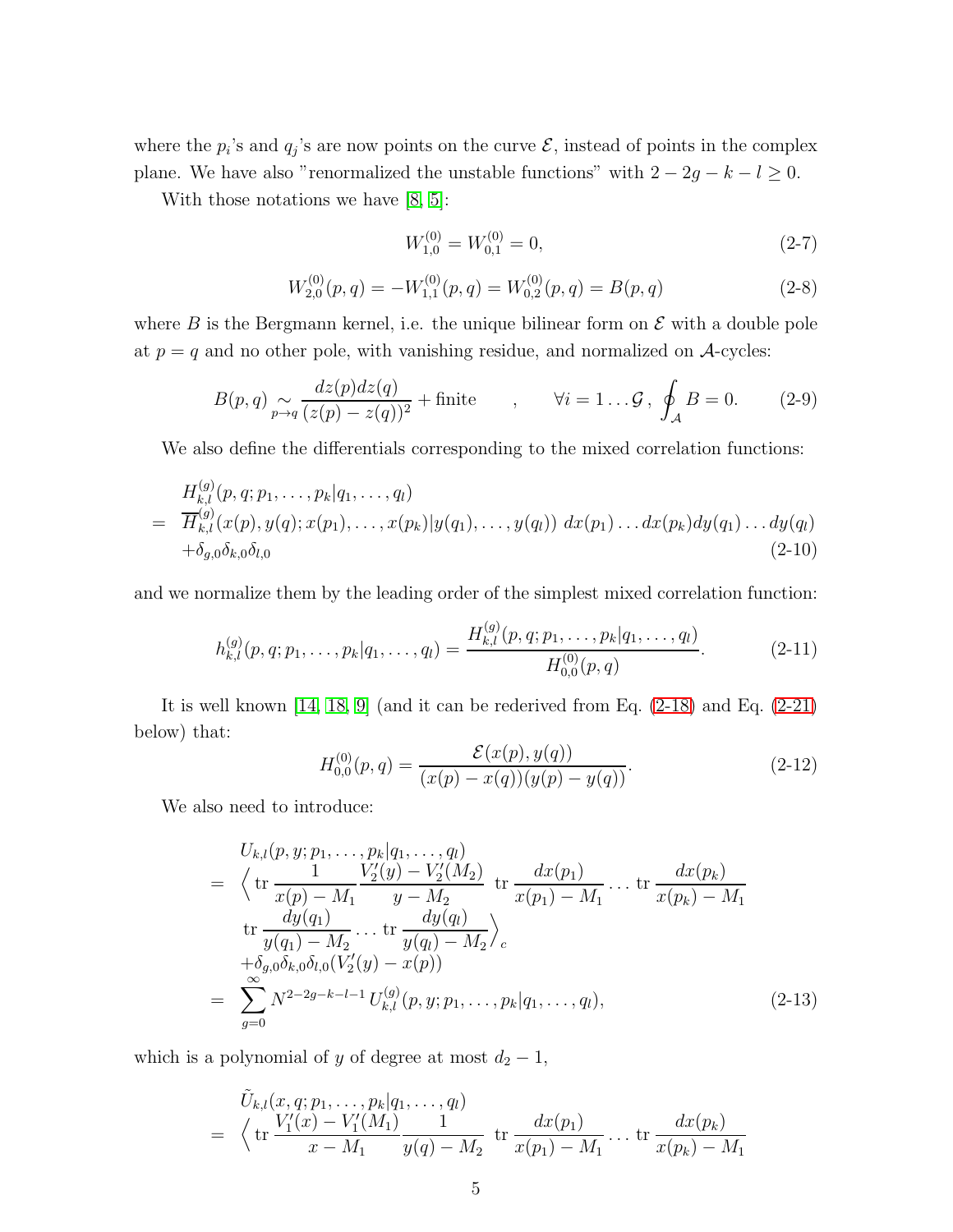where the $p_i$'s and $q_j$'s are now points on the curve $\mathcal{E}$, instead of points in the complex plane. We have also "renormalized the unstable functions" with $2-2g-k-l \geq 0$.

With those notations we have [8, 5]:

$$W_{1,0}^{(0)} = W_{0,1}^{(0)} = 0, \tag{2-7}$$

$$W_{2,0}^{(0)}(p,q) = -W_{1,1}^{(0)}(p,q) = W_{0,2}^{(0)}(p,q) = B(p,q) \tag{2-8}$$

where $B$ is the Bergmann kernel, i.e. the unique bilinear form on $\mathcal{E}$ with a double pole at $p=q$ and no other pole, with vanishing residue, and normalized on $\mathcal{A}$-cycles:

$$B(p,q) \underset{p\to q}{\sim} \frac{dz(p)dz(q)}{(z(p)-z(q))^2} + \text{finite} \qquad , \qquad \forall i = 1\dots\mathcal{G}\,,\ \oint_{\mathcal{A}} B = 0. \tag{2-9}$$

We also define the differentials corresponding to the mixed correlation functions:

$$\begin{aligned}
& H_{k,l}^{(g)}(p,q;p_1,\dots,p_k|q_1,\dots,q_l) \\
= \ & \overline{H}_{k,l}^{(g)}(x(p),y(q);x(p_1),\dots,x(p_k)|y(q_1),\dots,y(q_l))\ dx(p_1)\dots dx(p_k)dy(q_1)\dots dy(q_l) \\
& +\delta_{g,0}\delta_{k,0}\delta_{l,0}
\end{aligned} \tag{2-10}$$

and we normalize them by the leading order of the simplest mixed correlation function:

$$h_{k,l}^{(g)}(p,q;p_1,\dots,p_k|q_1,\dots,q_l) = \frac{H_{k,l}^{(g)}(p,q;p_1,\dots,p_k|q_1,\dots,q_l)}{H_{0,0}^{(0)}(p,q)}. \tag{2-11}$$

It is well known [14, 18, 9] (and it can be rederived from Eq. (2-18) and Eq. (2-21) below) that:

$$H_{0,0}^{(0)}(p,q) = \frac{\mathcal{E}(x(p),y(q))}{(x(p)-x(q))(y(p)-y(q))}. \tag{2-12}$$

We also need to introduce:

$$\begin{aligned}
& U_{k,l}(p,y;p_1,\dots,p_k|q_1,\dots,q_l) \\
= \ & \Big\langle \operatorname{tr}\frac{1}{x(p)-M_1}\frac{V_2'(y)-V_2'(M_2)}{y-M_2}\ \operatorname{tr}\frac{dx(p_1)}{x(p_1)-M_1}\dots\operatorname{tr}\frac{dx(p_k)}{x(p_k)-M_1} \\
& \operatorname{tr}\frac{dy(q_1)}{y(q_1)-M_2}\dots\operatorname{tr}\frac{dy(q_l)}{y(q_l)-M_2}\Big\rangle_c \\
& +\delta_{g,0}\delta_{k,0}\delta_{l,0}(V_2'(y)-x(p)) \\
= \ & \sum_{g=0}^{\infty} N^{2-2g-k-l-1}\, U_{k,l}^{(g)}(p,y;p_1,\dots,p_k|q_1,\dots,q_l),
\end{aligned} \tag{2-13}$$

which is a polynomial of $y$ of degree at most $d_2-1$,

$$\begin{aligned}
& \tilde{U}_{k,l}(x,q;p_1,\dots,p_k|q_1,\dots,q_l) \\
= \ & \Big\langle \operatorname{tr}\frac{V_1'(x)-V_1'(M_1)}{x-M_1}\frac{1}{y(q)-M_2}\ \operatorname{tr}\frac{dx(p_1)}{x(p_1)-M_1}\dots\operatorname{tr}\frac{dx(p_k)}{x(p_k)-M_1}
\end{aligned}$$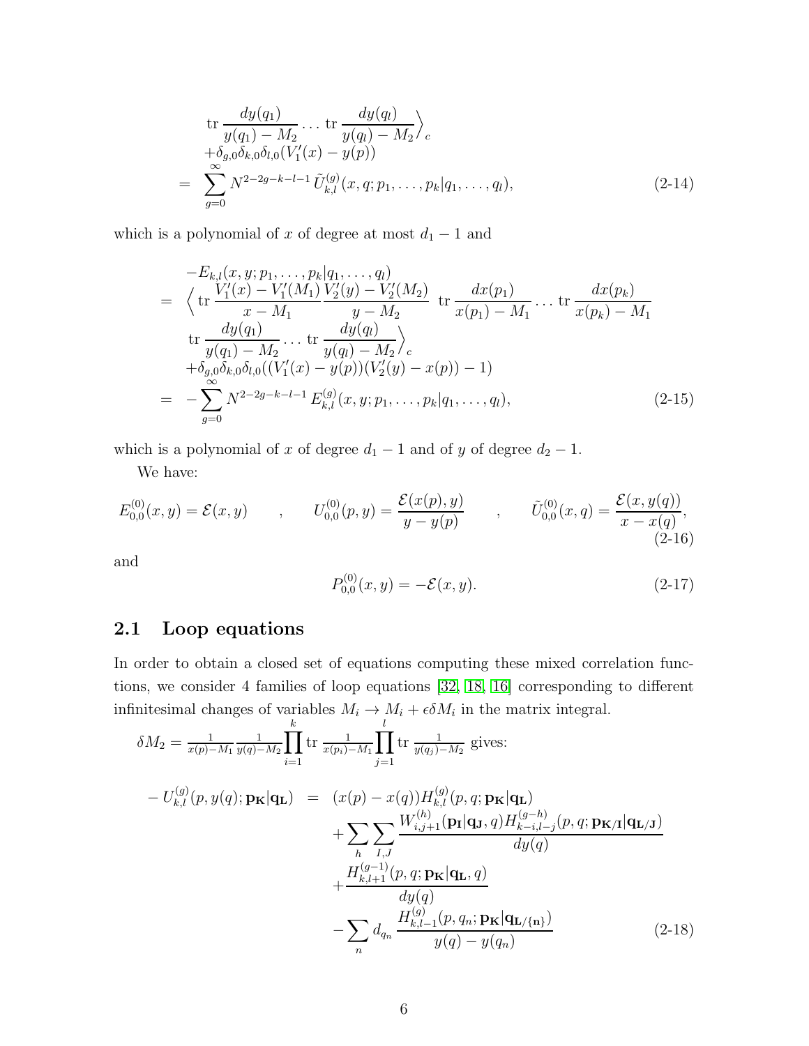$$
\begin{aligned}
& \operatorname{tr} \frac{dy(q_1)}{y(q_1)-M_2} \dots \operatorname{tr} \frac{dy(q_l)}{y(q_l)-M_2} \Big\rangle_c \\
& +\delta_{g,0}\delta_{k,0}\delta_{l,0}(V_1'(x)-y(p)) \\
= & \sum_{g=0}^{\infty} N^{2-2g-k-l-1}\, \tilde{U}_{k,l}^{(g)}(x,q;p_1,\dots,p_k|q_1,\dots,q_l),
\end{aligned}
\tag{2-14}
$$

which is a polynomial of $x$ of degree at most $d_1 - 1$ and

$$
\begin{aligned}
& -E_{k,l}(x,y;p_1,\dots,p_k|q_1,\dots,q_l) \\
= & \Big\langle \operatorname{tr} \frac{V_1'(x)-V_1'(M_1)}{x-M_1}\frac{V_2'(y)-V_2'(M_2)}{y-M_2} \ \operatorname{tr} \frac{dx(p_1)}{x(p_1)-M_1} \dots \operatorname{tr} \frac{dx(p_k)}{x(p_k)-M_1} \\
& \operatorname{tr} \frac{dy(q_1)}{y(q_1)-M_2} \dots \operatorname{tr} \frac{dy(q_l)}{y(q_l)-M_2} \Big\rangle_c \\
& +\delta_{g,0}\delta_{k,0}\delta_{l,0}((V_1'(x)-y(p))(V_2'(y)-x(p))-1) \\
= & -\sum_{g=0}^{\infty} N^{2-2g-k-l-1}\, E_{k,l}^{(g)}(x,y;p_1,\dots,p_k|q_1,\dots,q_l),
\end{aligned}
\tag{2-15}
$$

which is a polynomial of $x$ of degree $d_1 - 1$ and of $y$ of degree $d_2 - 1$.

We have:

$$
E_{0,0}^{(0)}(x,y) = \mathcal{E}(x,y) \qquad , \qquad U_{0,0}^{(0)}(p,y) = \frac{\mathcal{E}(x(p),y)}{y-y(p)} \qquad , \qquad \tilde{U}_{0,0}^{(0)}(x,q) = \frac{\mathcal{E}(x,y(q))}{x-x(q)},
\tag{2-16}
$$

and

$$
P_{0,0}^{(0)}(x,y) = -\mathcal{E}(x,y).
\tag{2-17}
$$

## 2.1 Loop equations

In order to obtain a closed set of equations computing these mixed correlation functions, we consider 4 families of loop equations [32, 18, 16] corresponding to different infinitesimal changes of variables $M_i \to M_i + \epsilon \delta M_i$ in the matrix integral.

$\delta M_2 = \frac{1}{x(p)-M_1}\frac{1}{y(q)-M_2}\prod_{i=1}^{k} \operatorname{tr} \frac{1}{x(p_i)-M_1}\prod_{j=1}^{l} \operatorname{tr} \frac{1}{y(q_j)-M_2}$ gives:

$$
\begin{aligned}
-U_{k,l}^{(g)}(p,y(q);\mathbf{p_K}|\mathbf{q_L}) = & (x(p)-x(q))H_{k,l}^{(g)}(p,q;\mathbf{p_K}|\mathbf{q_L}) \\
& + \sum_h \sum_{I,J} \frac{W_{i,j+1}^{(h)}(\mathbf{p_I}|\mathbf{q_J},q)H_{k-i,l-j}^{(g-h)}(p,q;\mathbf{p_{K/I}}|\mathbf{q_{L/J}})}{dy(q)} \\
& + \frac{H_{k,l+1}^{(g-1)}(p,q;\mathbf{p_K}|\mathbf{q_L},q)}{dy(q)} \\
& - \sum_n d_{q_n} \frac{H_{k,l-1}^{(g)}(p,q_n;\mathbf{p_K}|\mathbf{q_{L/\{n\}}})}{y(q)-y(q_n)}
\end{aligned}
\tag{2-18}
$$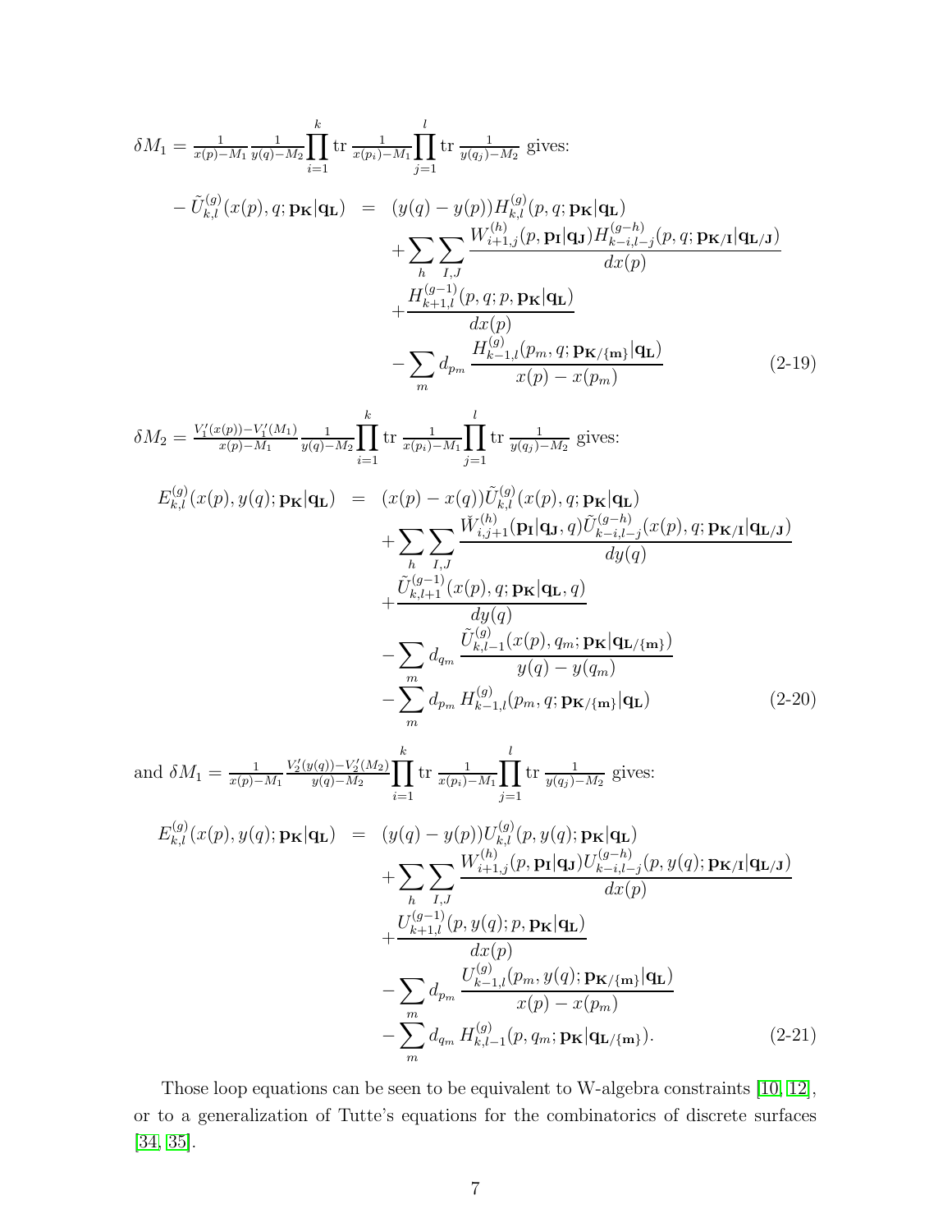$\delta M_1 = \frac{1}{x(p)-M_1} \frac{1}{y(q)-M_2} \prod_{i=1}^{k} \mathrm{tr}\, \frac{1}{x(p_i)-M_1} \prod_{j=1}^{l} \mathrm{tr}\, \frac{1}{y(q_j)-M_2}$ gives:

$$
\begin{aligned}
-\tilde{U}_{k,l}^{(g)}(x(p), q; \mathbf{p_K}|\mathbf{q_L}) &= (y(q)-y(p)) H_{k,l}^{(g)}(p, q; \mathbf{p_K}|\mathbf{q_L}) \\
&\quad + \sum_h \sum_{I,J} \frac{W_{i+1,j}^{(h)}(p, \mathbf{p_I}|\mathbf{q_J}) H_{k-i,l-j}^{(g-h)}(p, q; \mathbf{p_{K/I}}|\mathbf{q_{L/J}})}{dx(p)} \\
&\quad + \frac{H_{k+1,l}^{(g-1)}(p, q; p, \mathbf{p_K}|\mathbf{q_L})}{dx(p)} \\
&\quad - \sum_m d_{p_m} \frac{H_{k-1,l}^{(g)}(p_m, q; \mathbf{p_{K/\{m\}}}|\mathbf{q_L})}{x(p)-x(p_m)}
\end{aligned}
\tag{2-19}
$$

$\delta M_2 = \frac{V_1'(x(p))-V_1'(M_1)}{x(p)-M_1} \frac{1}{y(q)-M_2} \prod_{i=1}^{k} \mathrm{tr}\, \frac{1}{x(p_i)-M_1} \prod_{j=1}^{l} \mathrm{tr}\, \frac{1}{y(q_j)-M_2}$ gives:

$$
\begin{aligned}
E_{k,l}^{(g)}(x(p), y(q); \mathbf{p_K}|\mathbf{q_L}) &= (x(p)-x(q)) \tilde{U}_{k,l}^{(g)}(x(p), q; \mathbf{p_K}|\mathbf{q_L}) \\
&\quad + \sum_h \sum_{I,J} \frac{\tilde{W}_{i,j+1}^{(h)}(\mathbf{p_I}|\mathbf{q_J}, q) \tilde{U}_{k-i,l-j}^{(g-h)}(x(p), q; \mathbf{p_{K/I}}|\mathbf{q_{L/J}})}{dy(q)} \\
&\quad + \frac{\tilde{U}_{k,l+1}^{(g-1)}(x(p), q; \mathbf{p_K}|\mathbf{q_L}, q)}{dy(q)} \\
&\quad - \sum_m d_{q_m} \frac{\tilde{U}_{k,l-1}^{(g)}(x(p), q_m; \mathbf{p_K}|\mathbf{q_{L/\{m\}}})}{y(q)-y(q_m)} \\
&\quad - \sum_m d_{p_m} H_{k-1,l}^{(g)}(p_m, q; \mathbf{p_{K/\{m\}}}|\mathbf{q_L})
\end{aligned}
\tag{2-20}
$$

and $\delta M_1 = \frac{1}{x(p)-M_1} \frac{V_2'(y(q))-V_2'(M_2)}{y(q)-M_2} \prod_{i=1}^{k} \mathrm{tr}\, \frac{1}{x(p_i)-M_1} \prod_{j=1}^{l} \mathrm{tr}\, \frac{1}{y(q_j)-M_2}$ gives:

$$
\begin{aligned}
E_{k,l}^{(g)}(x(p), y(q); \mathbf{p_K}|\mathbf{q_L}) &= (y(q)-y(p)) U_{k,l}^{(g)}(p, y(q); \mathbf{p_K}|\mathbf{q_L}) \\
&\quad + \sum_h \sum_{I,J} \frac{W_{i+1,j}^{(h)}(p, \mathbf{p_I}|\mathbf{q_J}) U_{k-i,l-j}^{(g-h)}(p, y(q); \mathbf{p_{K/I}}|\mathbf{q_{L/J}})}{dx(p)} \\
&\quad + \frac{U_{k+1,l}^{(g-1)}(p, y(q); p, \mathbf{p_K}|\mathbf{q_L})}{dx(p)} \\
&\quad - \sum_m d_{p_m} \frac{U_{k-1,l}^{(g)}(p_m, y(q); \mathbf{p_{K/\{m\}}}|\mathbf{q_L})}{x(p)-x(p_m)} \\
&\quad - \sum_m d_{q_m} H_{k,l-1}^{(g)}(p, q_m; \mathbf{p_K}|\mathbf{q_{L/\{m\}}}).
\end{aligned}
\tag{2-21}
$$

Those loop equations can be seen to be equivalent to W-algebra constraints [10, 12], or to a generalization of Tutte's equations for the combinatorics of discrete surfaces [34, 35].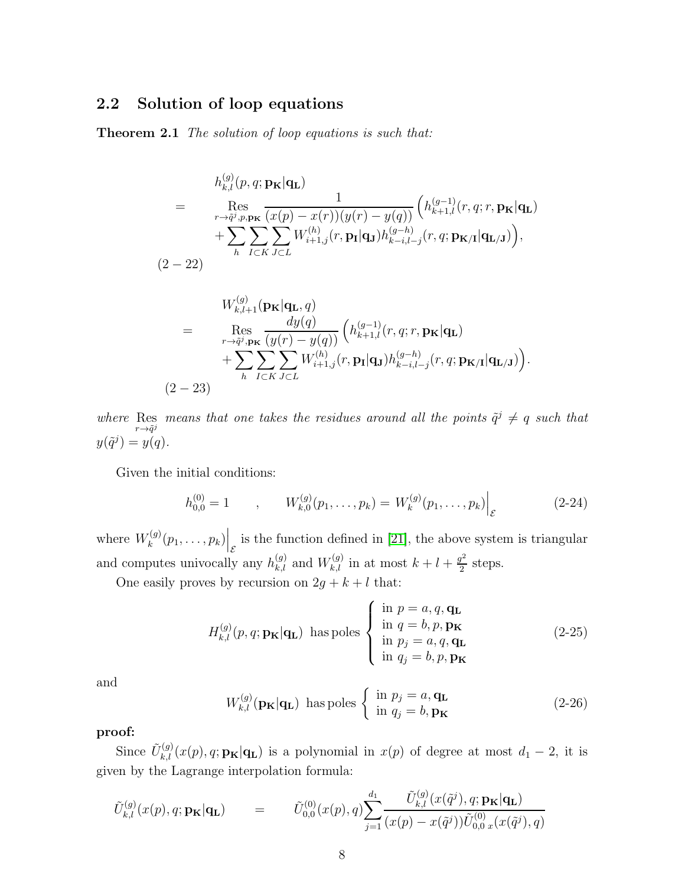## 2.2 Solution of loop equations

**Theorem 2.1** *The solution of loop equations is such that:*

$$
\begin{aligned}
& h^{(g)}_{k,l}(p,q;\mathbf{p_K}|\mathbf{q_L}) \\
= \quad & \mathop{\mathrm{Res}}_{r\to\tilde q^j,p,\mathbf{p_K}} \frac{1}{(x(p)-x(r))(y(r)-y(q))}\Big(h^{(g-1)}_{k+1,l}(r,q;r,\mathbf{p_K}|\mathbf{q_L}) \\
& +\sum_h\sum_{I\subset K}\sum_{J\subset L} W^{(h)}_{i+1,j}(r,\mathbf{p_I}|\mathbf{q_J})h^{(g-h)}_{k-i,l-j}(r,q;\mathbf{p_{K/I}}|\mathbf{q_{L/J}})\Big),
\end{aligned}
\tag{2-22}
$$

$$
\begin{aligned}
& W^{(g)}_{k,l+1}(\mathbf{p_K}|\mathbf{q_L},q) \\
= \quad & \mathop{\mathrm{Res}}_{r\to\tilde q^j,\mathbf{p_K}} \frac{dy(q)}{(y(r)-y(q))}\Big(h^{(g-1)}_{k+1,l}(r,q;r,\mathbf{p_K}|\mathbf{q_L}) \\
& +\sum_h\sum_{I\subset K}\sum_{J\subset L} W^{(h)}_{i+1,j}(r,\mathbf{p_I}|\mathbf{q_J})h^{(g-h)}_{k-i,l-j}(r,q;\mathbf{p_{K/I}}|\mathbf{q_{L/J}})\Big).
\end{aligned}
\tag{2-23}
$$

*where* $\mathop{\mathrm{Res}}_{r\to\tilde q^j}$ *means that one takes the residues around all the points* $\tilde q^j\neq q$ *such that* $y(\tilde q^j)=y(q)$.

Given the initial conditions:

$$
h^{(0)}_{0,0}=1 \qquad , \qquad W^{(g)}_{k,0}(p_1,\dots,p_k)=W^{(g)}_k(p_1,\dots,p_k)\Big|_{\mathcal{E}} \tag{2-24}
$$

where $W^{(g)}_k(p_1,\dots,p_k)\Big|_{\mathcal{E}}$ is the function defined in [21], the above system is triangular and computes univocally any $h^{(g)}_{k,l}$ and $W^{(g)}_{k,l}$ in at most $k+l+\frac{g^2}{2}$ steps.

One easily proves by recursion on $2g+k+l$ that:

$$
H^{(g)}_{k,l}(p,q;\mathbf{p_K}|\mathbf{q_L}) \text{ has poles } \left\{ \begin{array}{l} \text{in } p=a,q,\mathbf{q_L} \\ \text{in } q=b,p,\mathbf{p_K} \\ \text{in } p_j=a,q,\mathbf{q_L} \\ \text{in } q_j=b,p,\mathbf{p_K} \end{array} \right. \tag{2-25}
$$

and

$$
W^{(g)}_{k,l}(\mathbf{p_K}|\mathbf{q_L}) \text{ has poles } \left\{ \begin{array}{l} \text{in } p_j=a,\mathbf{q_L} \\ \text{in } q_j=b,\mathbf{p_K} \end{array} \right. \tag{2-26}
$$

**proof:**

Since $\tilde U^{(g)}_{k,l}(x(p),q;\mathbf{p_K}|\mathbf{q_L})$ is a polynomial in $x(p)$ of degree at most $d_1-2$, it is given by the Lagrange interpolation formula:

$$
\tilde U^{(g)}_{k,l}(x(p),q;\mathbf{p_K}|\mathbf{q_L}) \qquad = \qquad \tilde U^{(0)}_{0,0}(x(p),q)\sum_{j=1}^{d_1}\frac{\tilde U^{(g)}_{k,l}(x(\tilde q^j),q;\mathbf{p_K}|\mathbf{q_L})}{(x(p)-x(\tilde q^j))\tilde U^{(0)}_{0,0\ x}(x(\tilde q^j),q)}
$$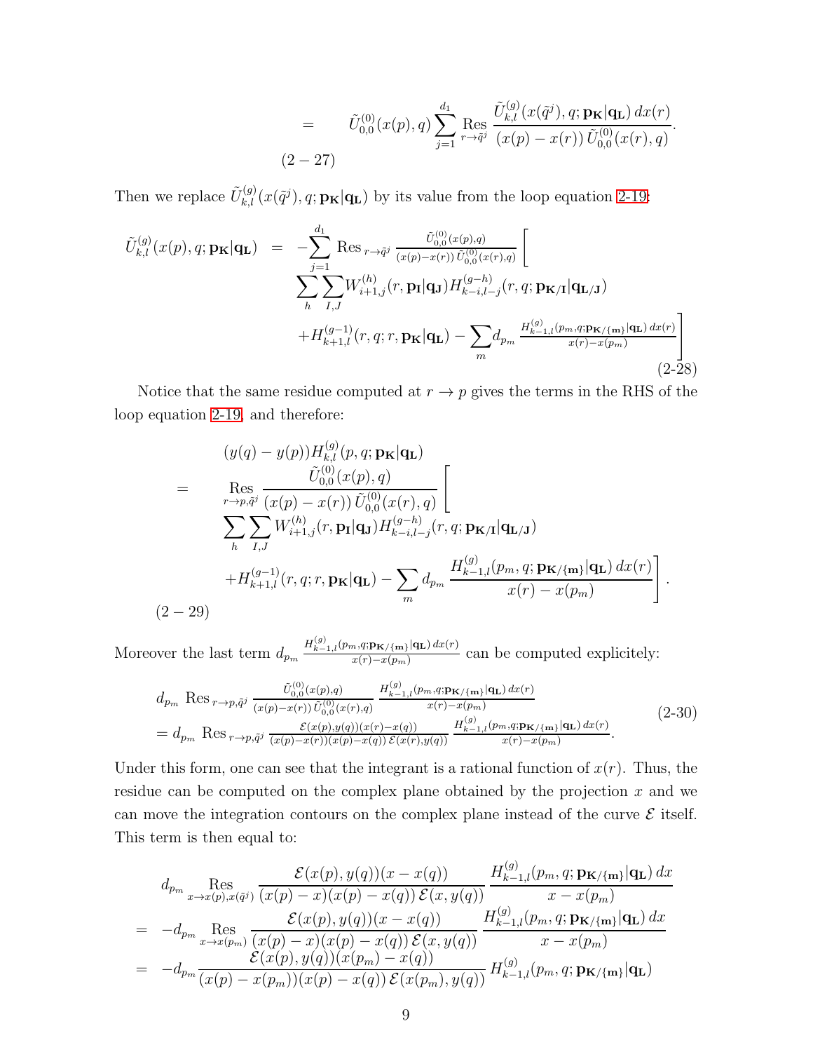$$= \qquad \tilde{U}^{(0)}_{0,0}(x(p),q) \sum_{j=1}^{d_1} \mathop{\mathrm{Res}}_{r\to\tilde{q}^j} \frac{\tilde{U}^{(g)}_{k,l}(x(\tilde{q}^j),q;\mathbf{p_K}|\mathbf{q_L})\,dx(r)}{(x(p)-x(r))\,\tilde{U}^{(0)}_{0,0}(x(r),q)}. \tag{2-27}$$

Then we replace $\tilde{U}^{(g)}_{k,l}(x(\tilde{q}^j),q;\mathbf{p_K}|\mathbf{q_L})$ by its value from the loop equation 2-19:

$$\begin{aligned}\tilde{U}^{(g)}_{k,l}(x(p),q;\mathbf{p_K}|\mathbf{q_L}) \;=\; & -\sum_{j=1}^{d_1} \mathrm{Res}_{\,r\to\tilde{q}^j} \tfrac{\tilde{U}^{(0)}_{0,0}(x(p),q)}{(x(p)-x(r))\,\tilde{U}^{(0)}_{0,0}(x(r),q)} \Bigg[ \\ & \sum_h \sum_{I,J} W^{(h)}_{i+1,j}(r,\mathbf{p_I}|\mathbf{q_J}) H^{(g-h)}_{k-i,l-j}(r,q;\mathbf{p_{K/I}}|\mathbf{q_{L/J}}) \\ & + H^{(g-1)}_{k+1,l}(r,q;r,\mathbf{p_K}|\mathbf{q_L}) - \sum_m d_{p_m} \tfrac{H^{(g)}_{k-1,l}(p_m,q;\mathbf{p_{K/\{m\}}}|\mathbf{q_L})\,dx(r)}{x(r)-x(p_m)} \Bigg]\end{aligned} \tag{2-28}$$

Notice that the same residue computed at $r\to p$ gives the terms in the RHS of the loop equation 2-19, and therefore:

$$\begin{aligned} & (y(q)-y(p))H^{(g)}_{k,l}(p,q;\mathbf{p_K}|\mathbf{q_L}) \\ = \quad & \mathop{\mathrm{Res}}_{r\to p,\tilde{q}^j} \frac{\tilde{U}^{(0)}_{0,0}(x(p),q)}{(x(p)-x(r))\,\tilde{U}^{(0)}_{0,0}(x(r),q)} \Bigg[ \\ & \sum_h \sum_{I,J} W^{(h)}_{i+1,j}(r,\mathbf{p_I}|\mathbf{q_J}) H^{(g-h)}_{k-i,l-j}(r,q;\mathbf{p_{K/I}}|\mathbf{q_{L/J}}) \\ & + H^{(g-1)}_{k+1,l}(r,q;r,\mathbf{p_K}|\mathbf{q_L}) - \sum_m d_{p_m} \frac{H^{(g)}_{k-1,l}(p_m,q;\mathbf{p_{K/\{m\}}}|\mathbf{q_L})\,dx(r)}{x(r)-x(p_m)} \Bigg].\end{aligned} \tag{2-29}$$

Moreover the last term $d_{p_m} \frac{H^{(g)}_{k-1,l}(p_m,q;\mathbf{p_{K/\{m\}}}|\mathbf{q_L})\,dx(r)}{x(r)-x(p_m)}$ can be computed explicitely:

$$\begin{aligned} & d_{p_m}\,\mathrm{Res}_{\,r\to p,\tilde{q}^j} \tfrac{\tilde{U}^{(0)}_{0,0}(x(p),q)}{(x(p)-x(r))\,\tilde{U}^{(0)}_{0,0}(x(r),q)} \tfrac{H^{(g)}_{k-1,l}(p_m,q;\mathbf{p_{K/\{m\}}}|\mathbf{q_L})\,dx(r)}{x(r)-x(p_m)} \\ & = d_{p_m}\,\mathrm{Res}_{\,r\to p,\tilde{q}^j} \tfrac{\mathcal{E}(x(p),y(q))(x(r)-x(q))}{(x(p)-x(r))(x(p)-x(q))\,\mathcal{E}(x(r),y(q))} \tfrac{H^{(g)}_{k-1,l}(p_m,q;\mathbf{p_{K/\{m\}}}|\mathbf{q_L})\,dx(r)}{x(r)-x(p_m)}.\end{aligned} \tag{2-30}$$

Under this form, one can see that the integrant is a rational function of $x(r)$. Thus, the residue can be computed on the complex plane obtained by the projection $x$ and we can move the integration contours on the complex plane instead of the curve $\mathcal{E}$ itself. This term is then equal to:

$$\begin{aligned} & d_{p_m} \mathop{\mathrm{Res}}_{x\to x(p),x(\tilde{q}^j)} \frac{\mathcal{E}(x(p),y(q))(x-x(q))}{(x(p)-x)(x(p)-x(q))\,\mathcal{E}(x,y(q))} \frac{H^{(g)}_{k-1,l}(p_m,q;\mathbf{p_{K/\{m\}}}|\mathbf{q_L})\,dx}{x-x(p_m)} \\ = \; & -d_{p_m} \mathop{\mathrm{Res}}_{x\to x(p_m)} \frac{\mathcal{E}(x(p),y(q))(x-x(q))}{(x(p)-x)(x(p)-x(q))\,\mathcal{E}(x,y(q))} \frac{H^{(g)}_{k-1,l}(p_m,q;\mathbf{p_{K/\{m\}}}|\mathbf{q_L})\,dx}{x-x(p_m)} \\ = \; & -d_{p_m} \frac{\mathcal{E}(x(p),y(q))(x(p_m)-x(q))}{(x(p)-x(p_m))(x(p)-x(q))\,\mathcal{E}(x(p_m),y(q))} H^{(g)}_{k-1,l}(p_m,q;\mathbf{p_{K/\{m\}}}|\mathbf{q_L})\end{aligned}$$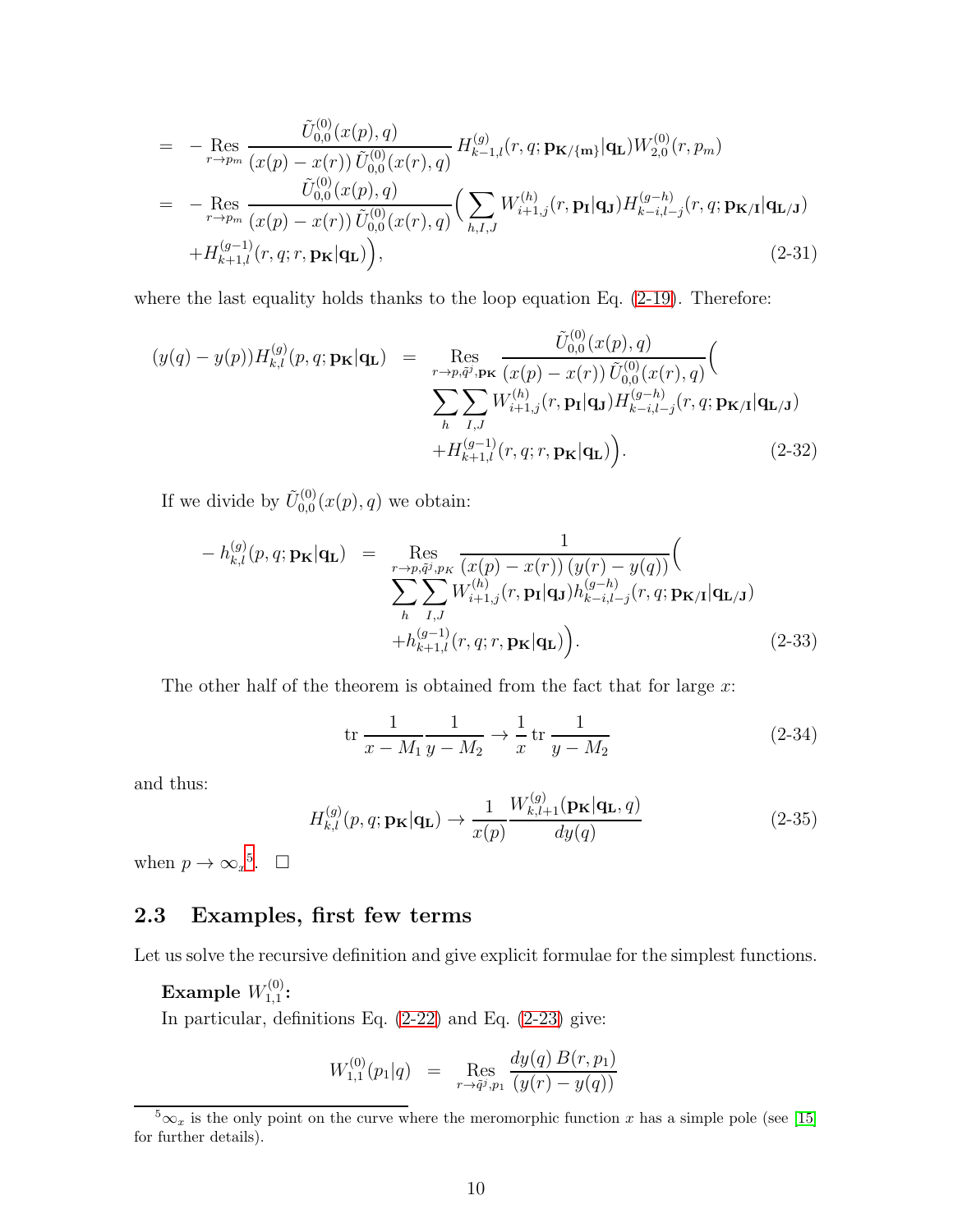$$
\begin{aligned}
&= -\mathop{\mathrm{Res}}_{r\to p_m} \frac{\tilde U^{(0)}_{0,0}(x(p),q)}{(x(p)-x(r))\,\tilde U^{(0)}_{0,0}(x(r),q)}\, H^{(g)}_{k-1,l}(r,q;\mathbf{p_{K/\{m\}}}|\mathbf{q_L}) W^{(0)}_{2,0}(r,p_m) \\
&= -\mathop{\mathrm{Res}}_{r\to p_m} \frac{\tilde U^{(0)}_{0,0}(x(p),q)}{(x(p)-x(r))\,\tilde U^{(0)}_{0,0}(x(r),q)} \Big( \sum_{h,I,J} W^{(h)}_{i+1,j}(r,\mathbf{p_I}|\mathbf{q_J}) H^{(g-h)}_{k-i,l-j}(r,q;\mathbf{p_{K/I}}|\mathbf{q_{L/J}}) \\
&\quad + H^{(g-1)}_{k+1,l}(r,q;r,\mathbf{p_K}|\mathbf{q_L})\Big),
\end{aligned}
\tag{2-31}
$$

where the last equality holds thanks to the loop equation Eq. (2-19). Therefore:

$$
\begin{aligned}
(y(q)-y(p))H^{(g)}_{k,l}(p,q;\mathbf{p_K}|\mathbf{q_L}) \;=\; &\mathop{\mathrm{Res}}_{r\to p,\tilde q^j,\mathbf{p_K}} \frac{\tilde U^{(0)}_{0,0}(x(p),q)}{(x(p)-x(r))\,\tilde U^{(0)}_{0,0}(x(r),q)} \Big( \\
&\sum_h \sum_{I,J} W^{(h)}_{i+1,j}(r,\mathbf{p_I}|\mathbf{q_J}) H^{(g-h)}_{k-i,l-j}(r,q;\mathbf{p_{K/I}}|\mathbf{q_{L/J}}) \\
&+ H^{(g-1)}_{k+1,l}(r,q;r,\mathbf{p_K}|\mathbf{q_L})\Big).
\end{aligned}
\tag{2-32}
$$

If we divide by $\tilde U^{(0)}_{0,0}(x(p),q)$ we obtain:

$$
\begin{aligned}
-\,h^{(g)}_{k,l}(p,q;\mathbf{p_K}|\mathbf{q_L}) \;=\; &\mathop{\mathrm{Res}}_{r\to p,\tilde q^j,p_K} \frac{1}{(x(p)-x(r))\,(y(r)-y(q))} \Big( \\
&\sum_h \sum_{I,J} W^{(h)}_{i+1,j}(r,\mathbf{p_I}|\mathbf{q_J}) h^{(g-h)}_{k-i,l-j}(r,q;\mathbf{p_{K/I}}|\mathbf{q_{L/J}}) \\
&+ h^{(g-1)}_{k+1,l}(r,q;r,\mathbf{p_K}|\mathbf{q_L})\Big).
\end{aligned}
\tag{2-33}
$$

The other half of the theorem is obtained from the fact that for large $x$:

$$
\mathrm{tr}\, \frac{1}{x-M_1}\frac{1}{y-M_2} \to \frac{1}{x}\,\mathrm{tr}\,\frac{1}{y-M_2}
\tag{2-34}
$$

and thus:

$$
H^{(g)}_{k,l}(p,q;\mathbf{p_K}|\mathbf{q_L}) \to \frac{1}{x(p)} \frac{W^{(g)}_{k,l+1}(\mathbf{p_K}|\mathbf{q_L},q)}{dy(q)}
\tag{2-35}
$$

when $p\to\infty_x$[5]. $\square$

## 2.3 Examples, first few terms

Let us solve the recursive definition and give explicit formulae for the simplest functions.

**Example $W^{(0)}_{1,1}$:**

In particular, definitions Eq. (2-22) and Eq. (2-23) give:

$$
W^{(0)}_{1,1}(p_1|q) \;=\; \mathop{\mathrm{Res}}_{r\to\tilde q^j,p_1} \frac{dy(q)\,B(r,p_1)}{(y(r)-y(q))}
$$

[5] $\infty_x$ is the only point on the curve where the meromorphic function $x$ has a simple pole (see [15] for further details).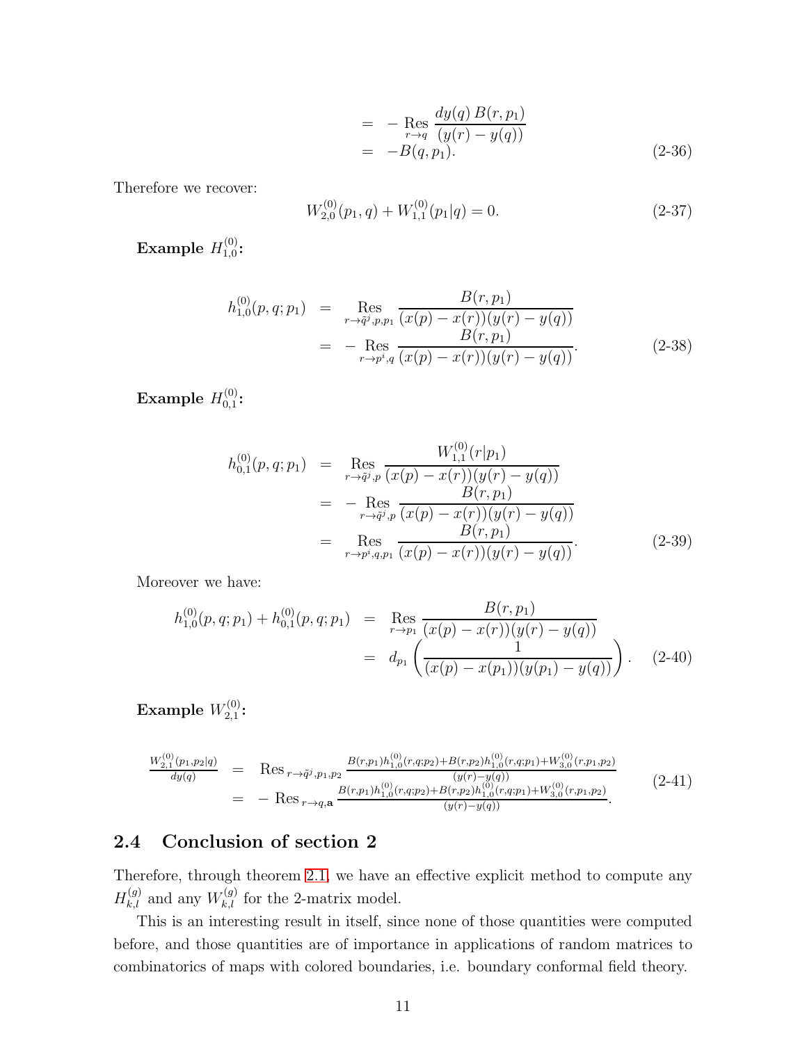$$
\begin{aligned}
&= -\mathop{\mathrm{Res}}_{r\to q} \frac{dy(q)\, B(r,p_1)}{(y(r)-y(q))} \\
&= -B(q,p_1).
\end{aligned}
\tag{2-36}
$$

Therefore we recover:

$$
W_{2,0}^{(0)}(p_1,q) + W_{1,1}^{(0)}(p_1|q) = 0.
\tag{2-37}
$$

**Example $H_{1,0}^{(0)}$:**

$$
\begin{aligned}
h_{1,0}^{(0)}(p,q;p_1) &= \mathop{\mathrm{Res}}_{r\to \tilde{q}^j,p,p_1} \frac{B(r,p_1)}{(x(p)-x(r))(y(r)-y(q))} \\
&= -\mathop{\mathrm{Res}}_{r\to p^i,q} \frac{B(r,p_1)}{(x(p)-x(r))(y(r)-y(q))}.
\end{aligned}
\tag{2-38}
$$

**Example $H_{0,1}^{(0)}$:**

$$
\begin{aligned}
h_{0,1}^{(0)}(p,q;p_1) &= \mathop{\mathrm{Res}}_{r\to \tilde{q}^j,p} \frac{W_{1,1}^{(0)}(r|p_1)}{(x(p)-x(r))(y(r)-y(q))} \\
&= -\mathop{\mathrm{Res}}_{r\to \tilde{q}^j,p} \frac{B(r,p_1)}{(x(p)-x(r))(y(r)-y(q))} \\
&= \mathop{\mathrm{Res}}_{r\to p^i,q,p_1} \frac{B(r,p_1)}{(x(p)-x(r))(y(r)-y(q))}.
\end{aligned}
\tag{2-39}
$$

Moreover we have:

$$
\begin{aligned}
h_{1,0}^{(0)}(p,q;p_1) + h_{0,1}^{(0)}(p,q;p_1) &= \mathop{\mathrm{Res}}_{r\to p_1} \frac{B(r,p_1)}{(x(p)-x(r))(y(r)-y(q))} \\
&= d_{p_1}\left(\frac{1}{(x(p)-x(p_1))(y(p_1)-y(q))}\right).
\end{aligned}
\tag{2-40}
$$

**Example $W_{2,1}^{(0)}$:**

$$
\begin{aligned}
\frac{W_{2,1}^{(0)}(p_1,p_2|q)}{dy(q)} &= \mathrm{Res}_{r\to \tilde{q}^j,p_1,p_2} \frac{B(r,p_1)h_{1,0}^{(0)}(r,q;p_2)+B(r,p_2)h_{1,0}^{(0)}(r,q;p_1)+W_{3,0}^{(0)}(r,p_1,p_2)}{(y(r)-y(q))} \\
&= -\mathrm{Res}_{r\to q,\mathbf{a}} \frac{B(r,p_1)h_{1,0}^{(0)}(r,q;p_2)+B(r,p_2)h_{1,0}^{(0)}(r,q;p_1)+W_{3,0}^{(0)}(r,p_1,p_2)}{(y(r)-y(q))}.
\end{aligned}
\tag{2-41}
$$

## 2.4 Conclusion of section 2

Therefore, through theorem 2.1, we have an effective explicit method to compute any $H_{k,l}^{(g)}$ and any $W_{k,l}^{(g)}$ for the 2-matrix model.

This is an interesting result in itself, since none of those quantities were computed before, and those quantities are of importance in applications of random matrices to combinatorics of maps with colored boundaries, i.e. boundary conformal field theory.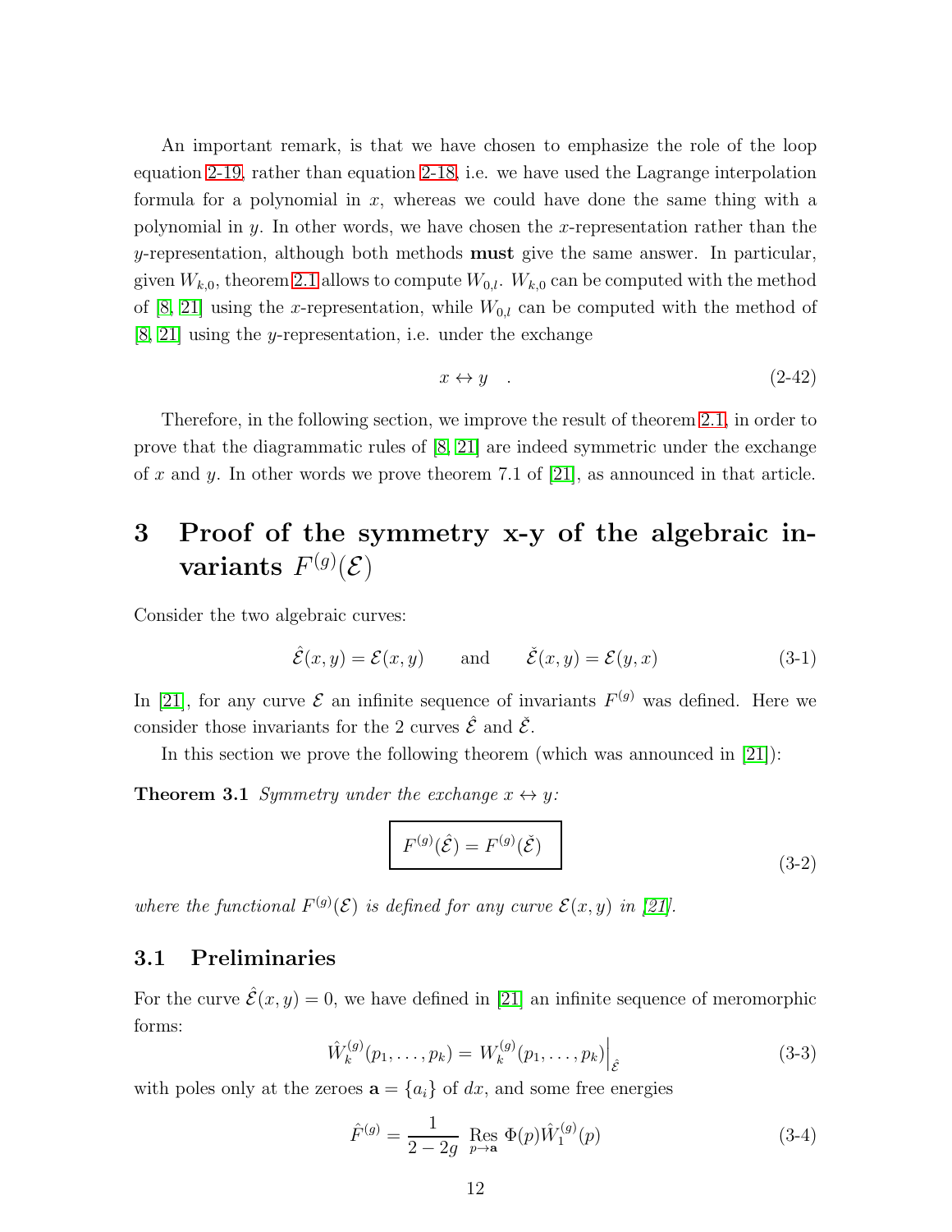An important remark, is that we have chosen to emphasize the role of the loop equation 2-19, rather than equation 2-18, i.e. we have used the Lagrange interpolation formula for a polynomial in $x$, whereas we could have done the same thing with a polynomial in $y$. In other words, we have chosen the $x$-representation rather than the $y$-representation, although both methods **must** give the same answer. In particular, given $W_{k,0}$, theorem 2.1 allows to compute $W_{0,l}$. $W_{k,0}$ can be computed with the method of [8, 21] using the $x$-representation, while $W_{0,l}$ can be computed with the method of [8, 21] using the $y$-representation, i.e. under the exchange

$$x \leftrightarrow y \quad . \tag{2-42}$$

Therefore, in the following section, we improve the result of theorem 2.1, in order to prove that the diagrammatic rules of [8, 21] are indeed symmetric under the exchange of $x$ and $y$. In other words we prove theorem 7.1 of [21], as announced in that article.

# 3 Proof of the symmetry x-y of the algebraic invariants $F^{(g)}(\mathcal{E})$

Consider the two algebraic curves:

$$\hat{\mathcal{E}}(x,y) = \mathcal{E}(x,y) \qquad \text{and} \qquad \check{\mathcal{E}}(x,y) = \mathcal{E}(y,x) \tag{3-1}$$

In [21], for any curve $\mathcal{E}$ an infinite sequence of invariants $F^{(g)}$ was defined. Here we consider those invariants for the 2 curves $\hat{\mathcal{E}}$ and $\check{\mathcal{E}}$.

In this section we prove the following theorem (which was announced in [21]):

**Theorem 3.1** *Symmetry under the exchange $x \leftrightarrow y$:*

$$\boxed{F^{(g)}(\hat{\mathcal{E}}) = F^{(g)}(\check{\mathcal{E}})} \tag{3-2}$$

*where the functional $F^{(g)}(\mathcal{E})$ is defined for any curve $\mathcal{E}(x,y)$ in [21].*

## 3.1 Preliminaries

For the curve $\hat{\mathcal{E}}(x,y) = 0$, we have defined in [21] an infinite sequence of meromorphic forms:

$$\hat{W}_k^{(g)}(p_1,\dots,p_k) = W_k^{(g)}(p_1,\dots,p_k)\Big|_{\hat{\mathcal{E}}} \tag{3-3}$$

with poles only at the zeroes $\mathbf{a} = \{a_i\}$ of $dx$, and some free energies

$$\hat{F}^{(g)} = \frac{1}{2-2g} \mathop{\mathrm{Res}}_{p\to\mathbf{a}} \Phi(p)\hat{W}_1^{(g)}(p) \tag{3-4}$$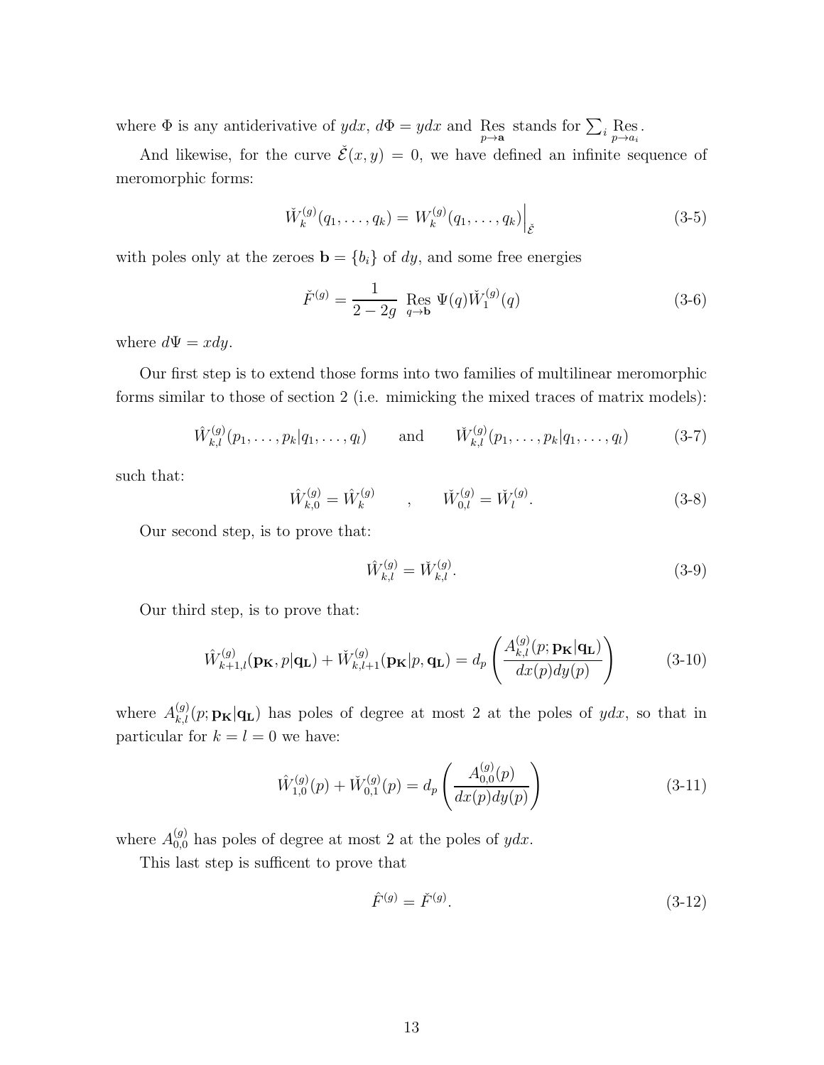where $\Phi$ is any antiderivative of $ydx$, $d\Phi = ydx$ and $\mathop{\rm Res}\limits_{p\to \mathbf{a}}$ stands for $\sum_i \mathop{\rm Res}\limits_{p\to a_i}$.

And likewise, for the curve $\check{\mathcal{E}}(x,y)=0$, we have defined an infinite sequence of meromorphic forms:

$$\check{W}_k^{(g)}(q_1,\dots,q_k) = W_k^{(g)}(q_1,\dots,q_k)\Big|_{\check{\mathcal{E}}} \tag{3-5}$$

with poles only at the zeroes $\mathbf{b} = \{b_i\}$ of $dy$, and some free energies

$$\check{F}^{(g)} = \frac{1}{2-2g}\ \mathop{\rm Res}\limits_{q\to \mathbf{b}}\ \Psi(q)\check{W}_1^{(g)}(q) \tag{3-6}$$

where $d\Psi = xdy$.

Our first step is to extend those forms into two families of multilinear meromorphic forms similar to those of section 2 (i.e. mimicking the mixed traces of matrix models):

$$\hat{W}_{k,l}^{(g)}(p_1,\dots,p_k|q_1,\dots,q_l) \qquad \text{and} \qquad \check{W}_{k,l}^{(g)}(p_1,\dots,p_k|q_1,\dots,q_l) \tag{3-7}$$

such that:

$$\hat{W}_{k,0}^{(g)} = \hat{W}_k^{(g)} \qquad , \qquad \check{W}_{0,l}^{(g)} = \check{W}_l^{(g)}. \tag{3-8}$$

Our second step, is to prove that:

$$\hat{W}_{k,l}^{(g)} = \check{W}_{k,l}^{(g)}. \tag{3-9}$$

Our third step, is to prove that:

$$\hat{W}_{k+1,l}^{(g)}(\mathbf{p_K},p|\mathbf{q_L}) + \check{W}_{k,l+1}^{(g)}(\mathbf{p_K}|p,\mathbf{q_L}) = d_p\left(\frac{A_{k,l}^{(g)}(p;\mathbf{p_K}|\mathbf{q_L})}{dx(p)dy(p)}\right) \tag{3-10}$$

where $A_{k,l}^{(g)}(p;\mathbf{p_K}|\mathbf{q_L})$ has poles of degree at most 2 at the poles of $ydx$, so that in particular for $k=l=0$ we have:

$$\hat{W}_{1,0}^{(g)}(p) + \check{W}_{0,1}^{(g)}(p) = d_p\left(\frac{A_{0,0}^{(g)}(p)}{dx(p)dy(p)}\right) \tag{3-11}$$

where $A_{0,0}^{(g)}$ has poles of degree at most 2 at the poles of $ydx$.

This last step is sufficent to prove that

$$\hat{F}^{(g)} = \check{F}^{(g)}. \tag{3-12}$$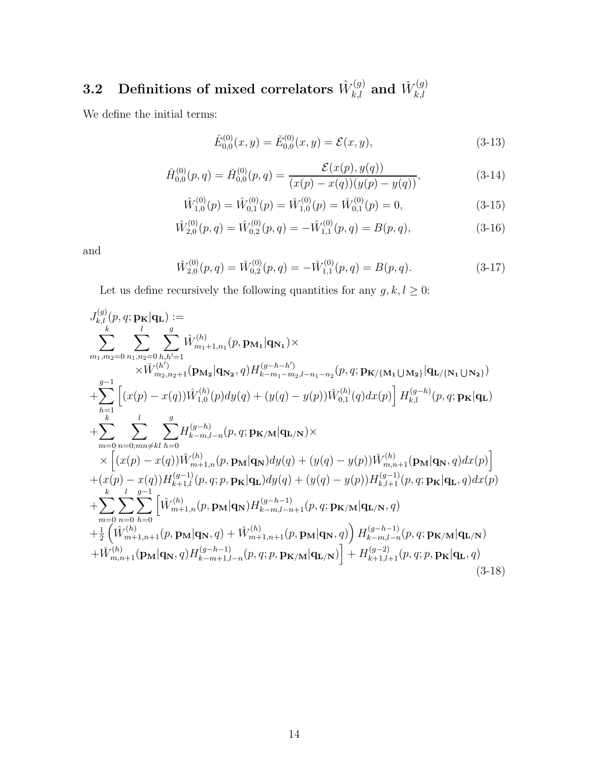## 3.2 Definitions of mixed correlators $\hat{W}_{k,l}^{(g)}$ and $\check{W}_{k,l}^{(g)}$

We define the initial terms:

$$\hat{E}_{0,0}^{(0)}(x,y) = \check{E}_{0,0}^{(0)}(x,y) = \mathcal{E}(x,y), \tag{3-13}$$

$$\hat{H}_{0,0}^{(0)}(p,q) = \check{H}_{0,0}^{(0)}(p,q) = \frac{\mathcal{E}(x(p),y(q))}{(x(p)-x(q))(y(p)-y(q))}, \tag{3-14}$$

$$\hat{W}_{1,0}^{(0)}(p) = \hat{W}_{0,1}^{(0)}(p) = \check{W}_{1,0}^{(0)}(p) = \check{W}_{0,1}^{(0)}(p) = 0, \tag{3-15}$$

$$\hat{W}_{2,0}^{(0)}(p,q) = \hat{W}_{0,2}^{(0)}(p,q) = -\hat{W}_{1,1}^{(0)}(p,q) = B(p,q), \tag{3-16}$$

and

$$\check{W}_{2,0}^{(0)}(p,q) = \check{W}_{0,2}^{(0)}(p,q) = -\check{W}_{1,1}^{(0)}(p,q) = B(p,q). \tag{3-17}$$

Let us define recursively the following quantities for any $g,k,l \geq 0$:

$$\begin{aligned}
&J_{k,l}^{(g)}(p,q;\mathbf{p_K}|\mathbf{q_L}) := \\
&\sum_{m_1,m_2=0}^{k} \sum_{n_1,n_2=0}^{l} \sum_{h,h'=1}^{g} \hat{W}_{m_1+1,n_1}^{(h)}(p,\mathbf{p_{M_1}}|\mathbf{q_{N_1}}) \times \\
&\qquad \times \check{W}_{m_2,n_2+1}^{(h')}(\mathbf{p_{M_2}}|\mathbf{q_{N_2}},q) H_{k-m_1-m_2,l-n_1-n_2}^{(g-h-h')}(p,q;\mathbf{p_{K/\{M_1\bigcup M_2\}}}|\mathbf{q_{L/\{N_1\bigcup N_2\}}}) \\
&+\sum_{h=1}^{g-1} \left[(x(p)-x(q))\hat{W}_{1,0}^{(h)}(p)dy(q) + (y(q)-y(p))\check{W}_{0,1}^{(h)}(q)dx(p)\right] H_{k,l}^{(g-h)}(p,q;\mathbf{p_K}|\mathbf{q_L}) \\
&+\sum_{m=0}^{k} \sum_{n=0;mn\neq kl}^{l} \sum_{h=0}^{g} H_{k-m,l-n}^{(g-h)}(p,q;\mathbf{p_{K/M}}|\mathbf{q_{L/N}}) \times \\
&\quad \times \left[(x(p)-x(q))\hat{W}_{m+1,n}^{(h)}(p,\mathbf{p_M}|\mathbf{q_N})dy(q) + (y(q)-y(p))\check{W}_{m,n+1}^{(h)}(\mathbf{p_M}|\mathbf{q_N},q)dx(p)\right] \\
&+(x(p)-x(q))H_{k+1,l}^{(g-1)}(p,q;p,\mathbf{p_K}|\mathbf{q_L})dy(q) + (y(q)-y(p))H_{k,l+1}^{(g-1)}(p,q;\mathbf{p_K}|\mathbf{q_L},q)dx(p) \\
&+\sum_{m=0}^{k}\sum_{n=0}^{l}\sum_{h=0}^{g-1} \Big[\hat{W}_{m+1,n}^{(h)}(p,\mathbf{p_M}|\mathbf{q_N}) H_{k-m,l-n+1}^{(g-h-1)}(p,q;\mathbf{p_{K/M}}|\mathbf{q_{L/N}},q) \\
&+\tfrac{1}{2}\left(\hat{W}_{m+1,n+1}^{(h)}(p,\mathbf{p_M}|\mathbf{q_N},q) + \check{W}_{m+1,n+1}^{(h)}(p,\mathbf{p_M}|\mathbf{q_N},q)\right) H_{k-m,l-n}^{(g-h-1)}(p,q;\mathbf{p_{K/M}}|\mathbf{q_{L/N}}) \\
&+\check{W}_{m,n+1}^{(h)}(\mathbf{p_M}|\mathbf{q_N},q) H_{k-m+1,l-n}^{(g-h-1)}(p,q;p,\mathbf{p_{K/M}}|\mathbf{q_{L/N}})\Big] + H_{k+1,l+1}^{(g-2)}(p,q;p,\mathbf{p_K}|\mathbf{q_L},q)
\end{aligned} \tag{3-18}$$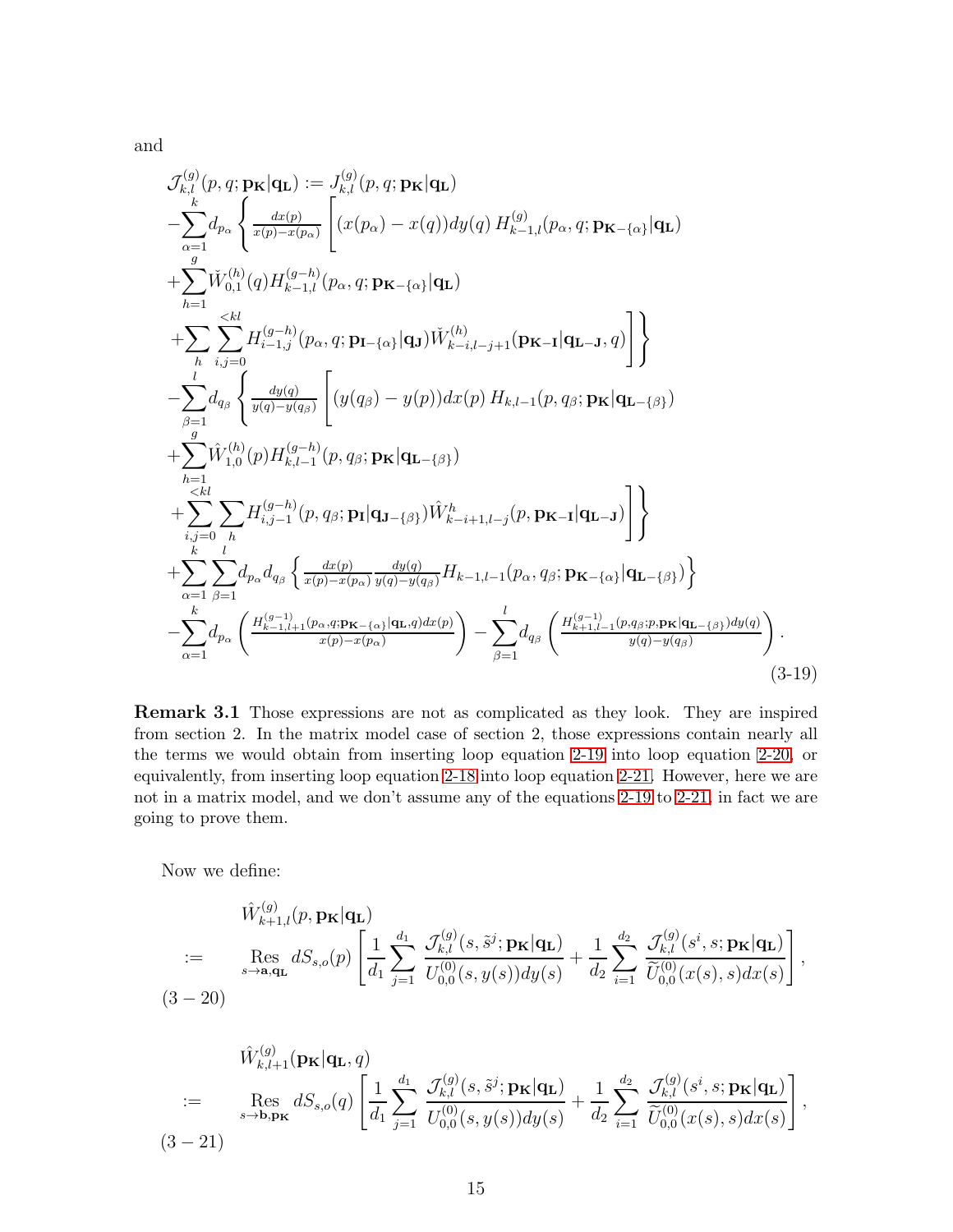and

$$
\begin{aligned}
&\mathcal{J}_{k,l}^{(g)}(p,q;\mathbf{p_K}|\mathbf{q_L}) := J_{k,l}^{(g)}(p,q;\mathbf{p_K}|\mathbf{q_L}) \\
&-\sum_{\alpha=1}^{k} d_{p_\alpha} \left\{ \tfrac{dx(p)}{x(p)-x(p_\alpha)} \left[ (x(p_\alpha)-x(q))dy(q)\, H_{k-1,l}^{(g)}(p_\alpha,q;\mathbf{p}_{\mathbf{K}-\{\alpha\}}|\mathbf{q_L}) \right.\right. \\
&+\sum_{h=1}^{g} \check{W}_{0,1}^{(h)}(q) H_{k-1,l}^{(g-h)}(p_\alpha,q;\mathbf{p}_{\mathbf{K}-\{\alpha\}}|\mathbf{q_L}) \\
&\left.\left. +\sum_{h} \sum_{i,j=0}^{<kl} H_{i-1,j}^{(g-h)}(p_\alpha,q;\mathbf{p}_{\mathbf{I}-\{\alpha\}}|\mathbf{q_J}) \check{W}_{k-i,l-j+1}^{(h)}(\mathbf{p_{K-I}}|\mathbf{q_{L-J}},q) \right] \right\} \\
&-\sum_{\beta=1}^{l} d_{q_\beta} \left\{ \tfrac{dy(q)}{y(q)-y(q_\beta)} \left[ (y(q_\beta)-y(p))dx(p)\, H_{k,l-1}(p,q_\beta;\mathbf{p_K}|\mathbf{q}_{\mathbf{L}-\{\beta\}}) \right.\right. \\
&+\sum_{h=1}^{g} \hat{W}_{1,0}^{(h)}(p) H_{k,l-1}^{(g-h)}(p,q_\beta;\mathbf{p_K}|\mathbf{q}_{\mathbf{L}-\{\beta\}}) \\
&\left.\left. +\sum_{i,j=0}^{<kl} \sum_{h} H_{i,j-1}^{(g-h)}(p,q_\beta;\mathbf{p_I}|\mathbf{q}_{\mathbf{J}-\{\beta\}}) \hat{W}_{k-i+1,l-j}^{h}(p,\mathbf{p_{K-I}}|\mathbf{q_{L-J}}) \right] \right\} \\
&+\sum_{\alpha=1}^{k} \sum_{\beta=1}^{l} d_{p_\alpha} d_{q_\beta} \left\{ \tfrac{dx(p)}{x(p)-x(p_\alpha)} \tfrac{dy(q)}{y(q)-y(q_\beta)} H_{k-1,l-1}(p_\alpha,q_\beta;\mathbf{p}_{\mathbf{K}-\{\alpha\}}|\mathbf{q}_{\mathbf{L}-\{\beta\}}) \right\} \\
&-\sum_{\alpha=1}^{k} d_{p_\alpha} \left( \tfrac{H_{k-1,l+1}^{(g-1)}(p_\alpha,q;\mathbf{p}_{\mathbf{K}-\{\alpha\}}|\mathbf{q_L},q)dx(p)}{x(p)-x(p_\alpha)} \right) - \sum_{\beta=1}^{l} d_{q_\beta} \left( \tfrac{H_{k+1,l-1}^{(g-1)}(p,q_\beta;p,\mathbf{p_K}|\mathbf{q}_{\mathbf{L}-\{\beta\}})dy(q)}{y(q)-y(q_\beta)} \right).
\end{aligned}
\tag{3-19}
$$

**Remark 3.1** Those expressions are not as complicated as they look. They are inspired from section 2. In the matrix model case of section 2, those expressions contain nearly all the terms we would obtain from inserting loop equation 2-19 into loop equation 2-20, or equivalently, from inserting loop equation 2-18 into loop equation 2-21. However, here we are not in a matrix model, and we don't assume any of the equations 2-19 to 2-21, in fact we are going to prove them.

Now we define:

$$
\begin{aligned}
&\hat{W}_{k+1,l}^{(g)}(p,\mathbf{p_K}|\mathbf{q_L}) \\
:=\quad &\operatorname*{Res}_{s\to\mathbf{a},\mathbf{q_L}} dS_{s,o}(p) \left[ \frac{1}{d_1} \sum_{j=1}^{d_1} \frac{\mathcal{J}_{k,l}^{(g)}(s,\tilde{s}^j;\mathbf{p_K}|\mathbf{q_L})}{U_{0,0}^{(0)}(s,y(s))dy(s)} + \frac{1}{d_2} \sum_{i=1}^{d_2} \frac{\mathcal{J}_{k,l}^{(g)}(s^i,s;\mathbf{p_K}|\mathbf{q_L})}{\widetilde{U}_{0,0}^{(0)}(x(s),s)dx(s)} \right],
\end{aligned}
\tag{3-20}
$$

$$
\begin{aligned}
&\hat{W}_{k,l+1}^{(g)}(\mathbf{p_K}|\mathbf{q_L},q) \\
:=\quad &\operatorname*{Res}_{s\to\mathbf{b},\mathbf{p_K}} dS_{s,o}(q) \left[ \frac{1}{d_1} \sum_{j=1}^{d_1} \frac{\mathcal{J}_{k,l}^{(g)}(s,\tilde{s}^j;\mathbf{p_K}|\mathbf{q_L})}{U_{0,0}^{(0)}(s,y(s))dy(s)} + \frac{1}{d_2} \sum_{i=1}^{d_2} \frac{\mathcal{J}_{k,l}^{(g)}(s^i,s;\mathbf{p_K}|\mathbf{q_L})}{\widetilde{U}_{0,0}^{(0)}(x(s),s)dx(s)} \right],
\end{aligned}
\tag{3-21}
$$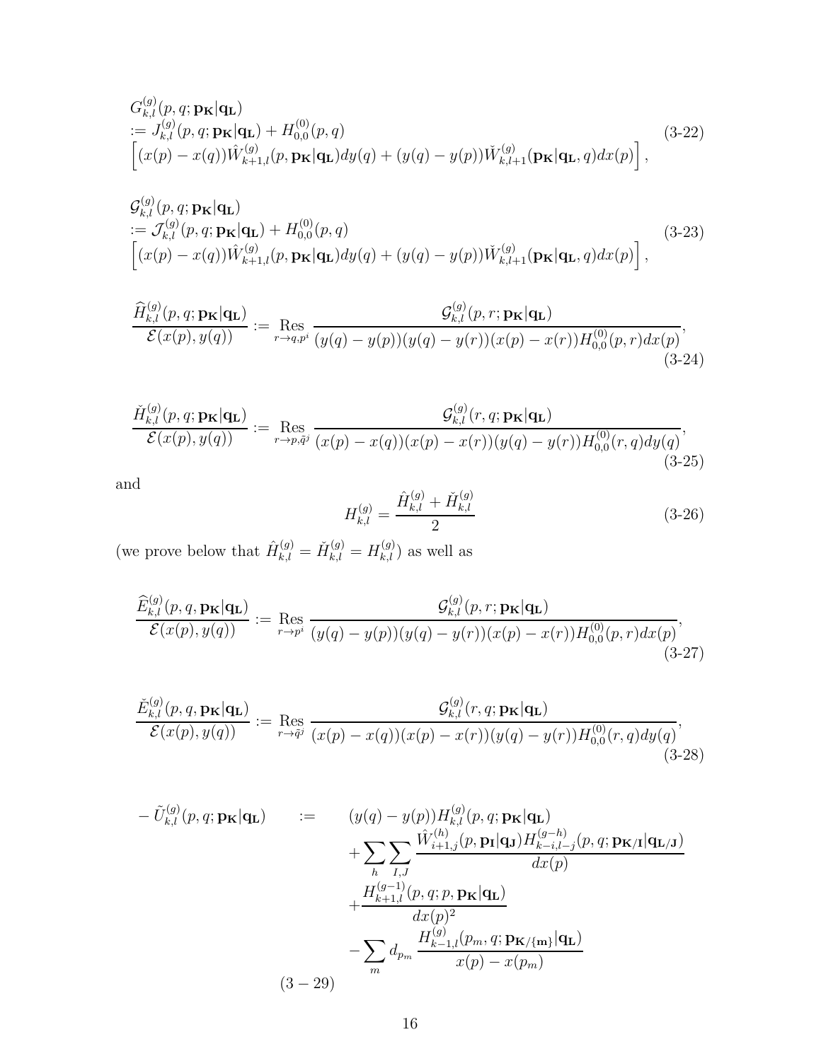$$
\begin{aligned}
&G^{(g)}_{k,l}(p,q;\mathbf{p_K}|\mathbf{q_L}) \\
&:= J^{(g)}_{k,l}(p,q;\mathbf{p_K}|\mathbf{q_L}) + H^{(0)}_{0,0}(p,q) \\
&\left[(x(p)-x(q))\hat{W}^{(g)}_{k+1,l}(p,\mathbf{p_K}|\mathbf{q_L})dy(q) + (y(q)-y(p))\check{W}^{(g)}_{k,l+1}(\mathbf{p_K}|\mathbf{q_L},q)dx(p)\right],
\end{aligned}
\tag{3-22}
$$

$$
\begin{aligned}
&\mathcal{G}^{(g)}_{k,l}(p,q;\mathbf{p_K}|\mathbf{q_L}) \\
&:= \mathcal{J}^{(g)}_{k,l}(p,q;\mathbf{p_K}|\mathbf{q_L}) + H^{(0)}_{0,0}(p,q) \\
&\left[(x(p)-x(q))\hat{W}^{(g)}_{k+1,l}(p,\mathbf{p_K}|\mathbf{q_L})dy(q) + (y(q)-y(p))\check{W}^{(g)}_{k,l+1}(\mathbf{p_K}|\mathbf{q_L},q)dx(p)\right],
\end{aligned}
\tag{3-23}
$$

$$
\frac{\widehat{H}^{(g)}_{k,l}(p,q;\mathbf{p_K}|\mathbf{q_L})}{\mathcal{E}(x(p),y(q))} := \operatorname*{Res}_{r\to q,p^i} \frac{\mathcal{G}^{(g)}_{k,l}(p,r;\mathbf{p_K}|\mathbf{q_L})}{(y(q)-y(p))(y(q)-y(r))(x(p)-x(r))H^{(0)}_{0,0}(p,r)dx(p)},
\tag{3-24}
$$

$$
\frac{\check{H}^{(g)}_{k,l}(p,q;\mathbf{p_K}|\mathbf{q_L})}{\mathcal{E}(x(p),y(q))} := \operatorname*{Res}_{r\to p,\tilde{q}^j} \frac{\mathcal{G}^{(g)}_{k,l}(r,q;\mathbf{p_K}|\mathbf{q_L})}{(x(p)-x(q))(x(p)-x(r))(y(q)-y(r))H^{(0)}_{0,0}(r,q)dy(q)},
\tag{3-25}
$$

and

$$
H^{(g)}_{k,l} = \frac{\hat{H}^{(g)}_{k,l} + \check{H}^{(g)}_{k,l}}{2}
\tag{3-26}
$$

(we prove below that $\hat{H}^{(g)}_{k,l} = \check{H}^{(g)}_{k,l} = H^{(g)}_{k,l}$) as well as

$$
\frac{\widehat{E}^{(g)}_{k,l}(p,q,\mathbf{p_K}|\mathbf{q_L})}{\mathcal{E}(x(p),y(q))} := \operatorname*{Res}_{r\to p^i} \frac{\mathcal{G}^{(g)}_{k,l}(p,r;\mathbf{p_K}|\mathbf{q_L})}{(y(q)-y(p))(y(q)-y(r))(x(p)-x(r))H^{(0)}_{0,0}(p,r)dx(p)},
\tag{3-27}
$$

$$
\frac{\check{E}^{(g)}_{k,l}(p,q,\mathbf{p_K}|\mathbf{q_L})}{\mathcal{E}(x(p),y(q))} := \operatorname*{Res}_{r\to \tilde{q}^j} \frac{\mathcal{G}^{(g)}_{k,l}(r,q;\mathbf{p_K}|\mathbf{q_L})}{(x(p)-x(q))(x(p)-x(r))(y(q)-y(r))H^{(0)}_{0,0}(r,q)dy(q)},
\tag{3-28}
$$

$$
\begin{aligned}
-\tilde{U}^{(g)}_{k,l}(p,q;\mathbf{p_K}|\mathbf{q_L}) \quad := \quad & (y(q)-y(p))H^{(g)}_{k,l}(p,q;\mathbf{p_K}|\mathbf{q_L}) \\
& + \sum_h \sum_{I,J} \frac{\hat{W}^{(h)}_{i+1,j}(p,\mathbf{p_I}|\mathbf{q_J})H^{(g-h)}_{k-i,l-j}(p,q;\mathbf{p_{K/I}}|\mathbf{q_{L/J}})}{dx(p)} \\
& + \frac{H^{(g-1)}_{k+1,l}(p,q;p,\mathbf{p_K}|\mathbf{q_L})}{dx(p)^2} \\
& - \sum_m d_{p_m} \frac{H^{(g)}_{k-1,l}(p_m,q;\mathbf{p_{K/\{m\}}}|\mathbf{q_L})}{x(p)-x(p_m)}
\end{aligned}
\tag{3-29}
$$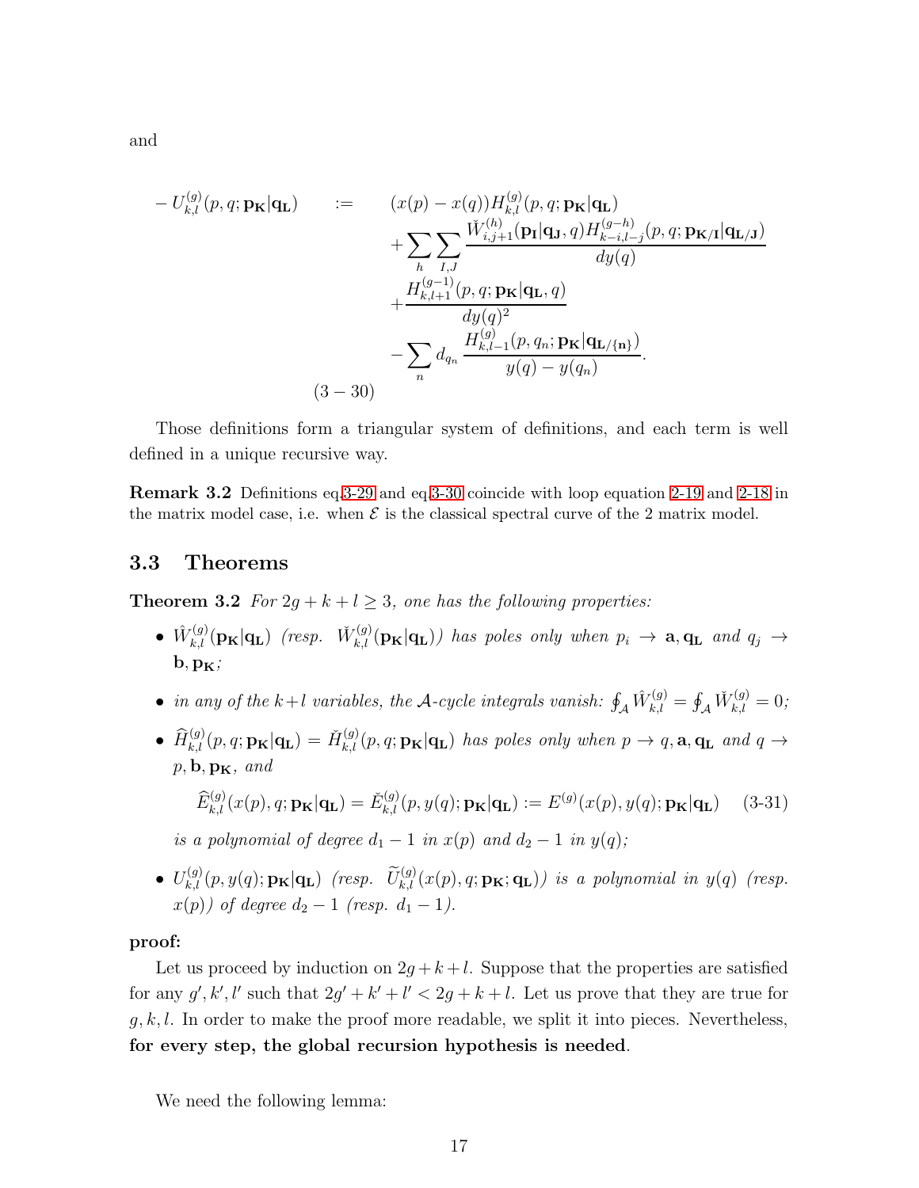and

$$
\begin{aligned}
-U_{k,l}^{(g)}(p,q;\mathbf{p_K}|\mathbf{q_L}) \quad := \quad & (x(p)-x(q))H_{k,l}^{(g)}(p,q;\mathbf{p_K}|\mathbf{q_L}) \\
& + \sum_h \sum_{I,J} \frac{\check{W}_{i,j+1}^{(h)}(\mathbf{p_I}|\mathbf{q_J},q) H_{k-i,l-j}^{(g-h)}(p,q;\mathbf{p_{K/I}}|\mathbf{q_{L/J}})}{dy(q)} \\
& + \frac{H_{k,l+1}^{(g-1)}(p,q;\mathbf{p_K}|\mathbf{q_L},q)}{dy(q)^2} \\
& - \sum_n d_{q_n} \frac{H_{k,l-1}^{(g)}(p,q_n;\mathbf{p_K}|\mathbf{q_{L/\{n\}}})}{y(q)-y(q_n)}.
\end{aligned}
\qquad (3-30)
$$

Those definitions form a triangular system of definitions, and each term is well defined in a unique recursive way.

**Remark 3.2** Definitions eq.3-29 and eq.3-30 coincide with loop equation 2-19 and 2-18 in the matrix model case, i.e. when $\mathcal{E}$ is the classical spectral curve of the 2 matrix model.

## 3.3 Theorems

**Theorem 3.2** *For $2g+k+l \geq 3$, one has the following properties:*

- *$\hat{W}_{k,l}^{(g)}(\mathbf{p_K}|\mathbf{q_L})$ (resp. $\check{W}_{k,l}^{(g)}(\mathbf{p_K}|\mathbf{q_L})$) has poles only when $p_i \to \mathbf{a}, \mathbf{q_L}$ and $q_j \to \mathbf{b}, \mathbf{p_K}$;*
- *in any of the $k+l$ variables, the $\mathcal{A}$-cycle integrals vanish: $\oint_{\mathcal{A}} \hat{W}_{k,l}^{(g)} = \oint_{\mathcal{A}} \check{W}_{k,l}^{(g)} = 0$;*
- *$\widehat{H}_{k,l}^{(g)}(p,q;\mathbf{p_K}|\mathbf{q_L}) = \check{H}_{k,l}^{(g)}(p,q;\mathbf{p_K}|\mathbf{q_L})$ has poles only when $p \to q, \mathbf{a}, \mathbf{q_L}$ and $q \to p, \mathbf{b}, \mathbf{p_K}$, and*

$$\widehat{E}_{k,l}^{(g)}(x(p),q;\mathbf{p_K}|\mathbf{q_L}) = \check{E}_{k,l}^{(g)}(p,y(q);\mathbf{p_K}|\mathbf{q_L}) := E^{(g)}(x(p),y(q);\mathbf{p_K}|\mathbf{q_L}) \qquad (3\text{-}31)$$

*is a polynomial of degree $d_1-1$ in $x(p)$ and $d_2-1$ in $y(q)$;*

- *$U_{k,l}^{(g)}(p,y(q);\mathbf{p_K}|\mathbf{q_L})$ (resp. $\widetilde{U}_{k,l}^{(g)}(x(p),q;\mathbf{p_K};\mathbf{q_L})$) is a polynomial in $y(q)$ (resp. $x(p)$) of degree $d_2-1$ (resp. $d_1-1$).*

**proof:**

Let us proceed by induction on $2g+k+l$. Suppose that the properties are satisfied for any $g', k', l'$ such that $2g'+k'+l' < 2g+k+l$. Let us prove that they are true for $g, k, l$. In order to make the proof more readable, we split it into pieces. Nevertheless, **for every step, the global recursion hypothesis is needed**.

We need the following lemma: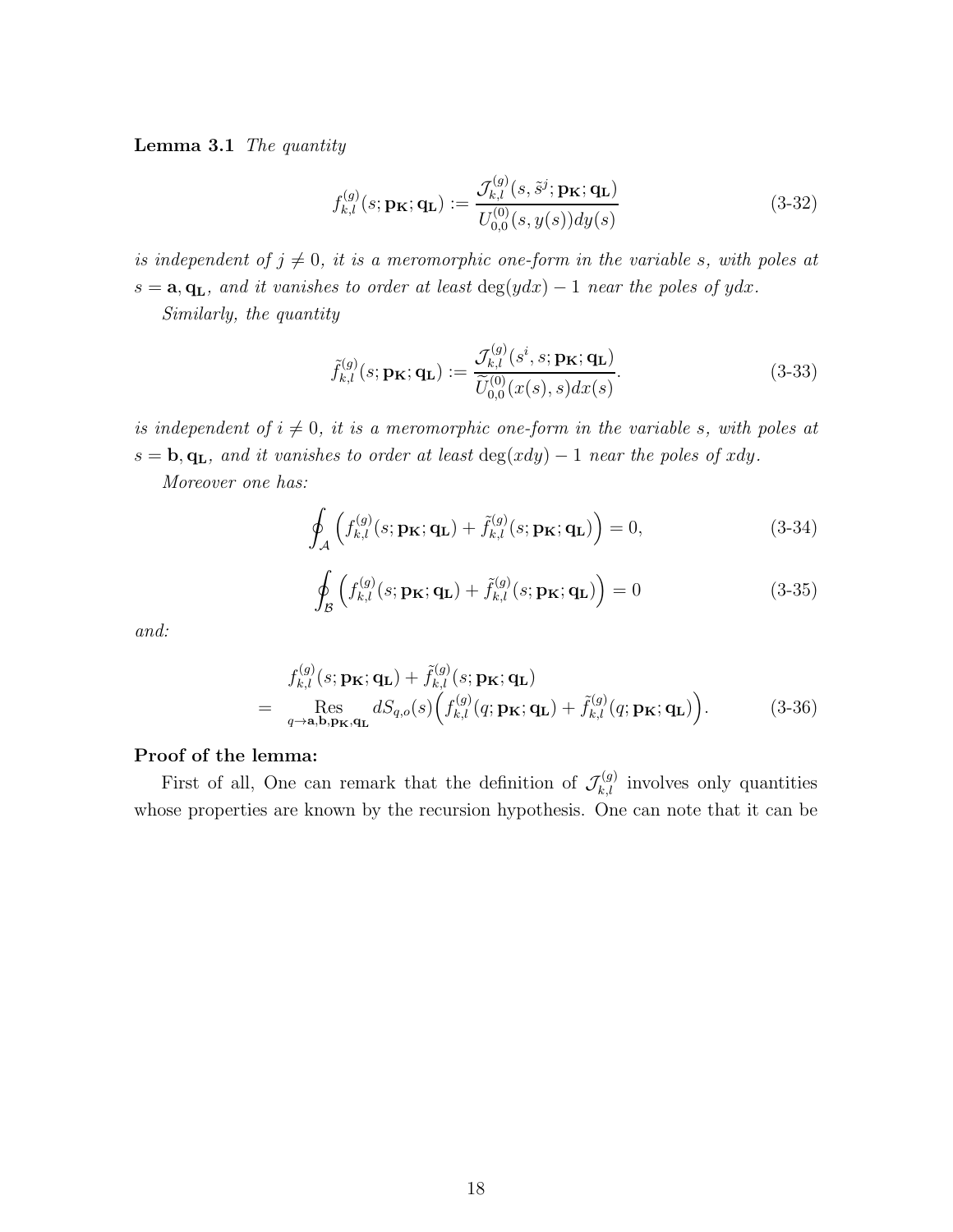**Lemma 3.1** *The quantity*

$$f_{k,l}^{(g)}(s;\mathbf{p_K};\mathbf{q_L}) := \frac{\mathcal{J}_{k,l}^{(g)}(s,\tilde{s}^j;\mathbf{p_K};\mathbf{q_L})}{U_{0,0}^{(0)}(s,y(s))dy(s)} \tag{3-32}$$

*is independent of $j \neq 0$, it is a meromorphic one-form in the variable $s$, with poles at $s = \mathbf{a}, \mathbf{q_L}$, and it vanishes to order at least $\deg(ydx) - 1$ near the poles of $ydx$.*

*Similarly, the quantity*

$$\tilde{f}_{k,l}^{(g)}(s;\mathbf{p_K};\mathbf{q_L}) := \frac{\mathcal{J}_{k,l}^{(g)}(s^i,s;\mathbf{p_K};\mathbf{q_L})}{\widetilde{U}_{0,0}^{(0)}(x(s),s)dx(s)}. \tag{3-33}$$

*is independent of $i \neq 0$, it is a meromorphic one-form in the variable $s$, with poles at $s = \mathbf{b}, \mathbf{q_L}$, and it vanishes to order at least $\deg(xdy) - 1$ near the poles of $xdy$.*

*Moreover one has:*

$$\oint_{\mathcal{A}} \Big( f_{k,l}^{(g)}(s;\mathbf{p_K};\mathbf{q_L}) + \tilde{f}_{k,l}^{(g)}(s;\mathbf{p_K};\mathbf{q_L}) \Big) = 0, \tag{3-34}$$

$$\oint_{\mathcal{B}} \Big( f_{k,l}^{(g)}(s;\mathbf{p_K};\mathbf{q_L}) + \tilde{f}_{k,l}^{(g)}(s;\mathbf{p_K};\mathbf{q_L}) \Big) = 0 \tag{3-35}$$

*and:*

$$\begin{aligned} & f_{k,l}^{(g)}(s;\mathbf{p_K};\mathbf{q_L}) + \tilde{f}_{k,l}^{(g)}(s;\mathbf{p_K};\mathbf{q_L}) \\ = \; & \operatorname*{Res}_{q \to \mathbf{a},\mathbf{b},\mathbf{p_K},\mathbf{q_L}} dS_{q,o}(s) \Big( f_{k,l}^{(g)}(q;\mathbf{p_K};\mathbf{q_L}) + \tilde{f}_{k,l}^{(g)}(q;\mathbf{p_K};\mathbf{q_L}) \Big). \end{aligned} \tag{3-36}$$

**Proof of the lemma:**

First of all, One can remark that the definition of $\mathcal{J}_{k,l}^{(g)}$ involves only quantities whose properties are known by the recursion hypothesis. One can note that it can be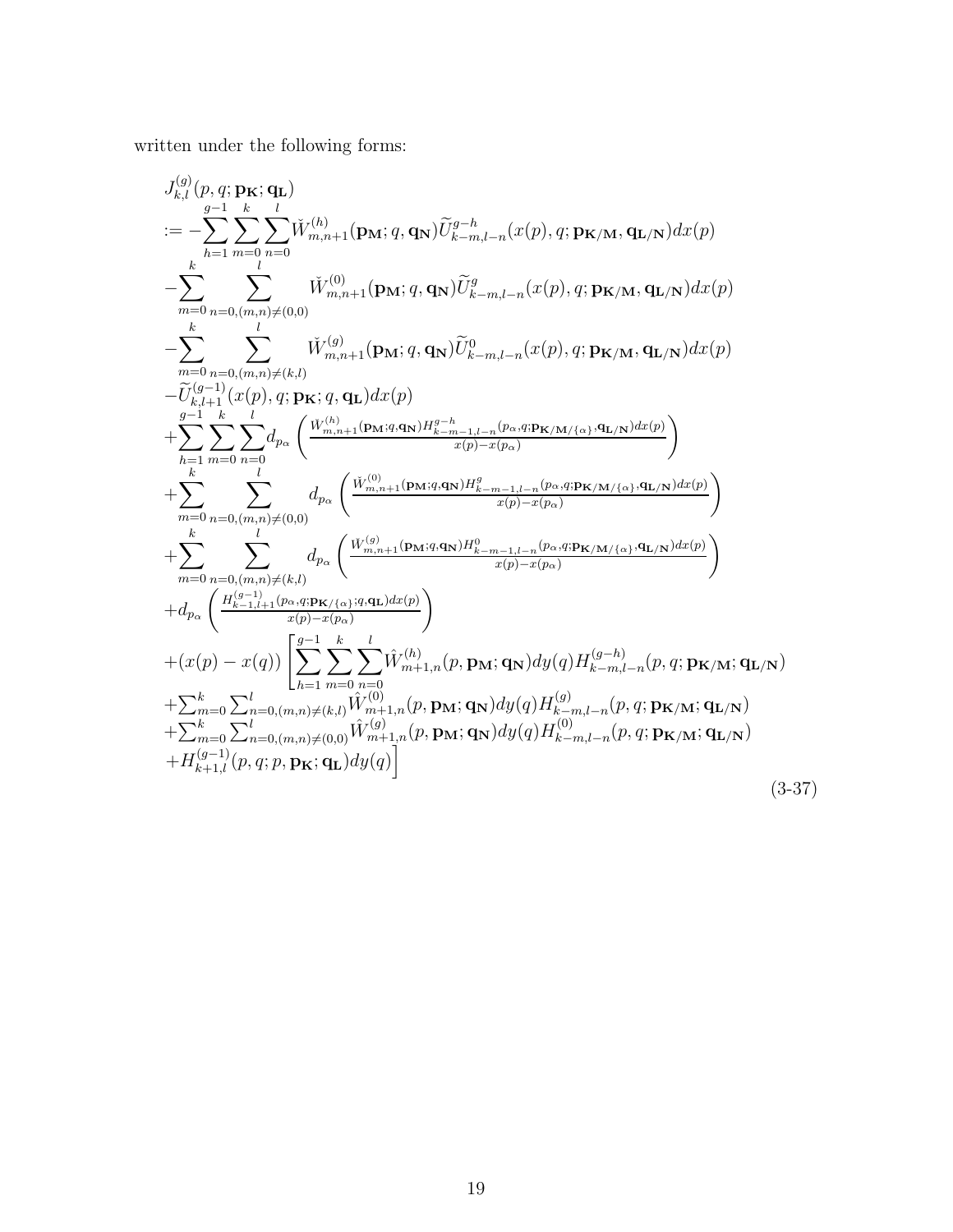written under the following forms:

$$
\begin{aligned}
&J_{k,l}^{(g)}(p,q;\mathbf{p_K};\mathbf{q_L}) \\
&:= -\sum_{h=1}^{g-1}\sum_{m=0}^{k}\sum_{n=0}^{l}\check{W}_{m,n+1}^{(h)}(\mathbf{p_M};q,\mathbf{q_N})\widetilde{U}_{k-m,l-n}^{g-h}(x(p),q;\mathbf{p_{K/M}},\mathbf{q_{L/N}})dx(p) \\
&-\sum_{m=0}^{k}\sum_{n=0,(m,n)\neq(0,0)}^{l}\check{W}_{m,n+1}^{(0)}(\mathbf{p_M};q,\mathbf{q_N})\widetilde{U}_{k-m,l-n}^{g}(x(p),q;\mathbf{p_{K/M}},\mathbf{q_{L/N}})dx(p) \\
&-\sum_{m=0}^{k}\sum_{n=0,(m,n)\neq(k,l)}^{l}\check{W}_{m,n+1}^{(g)}(\mathbf{p_M};q,\mathbf{q_N})\widetilde{U}_{k-m,l-n}^{0}(x(p),q;\mathbf{p_{K/M}},\mathbf{q_{L/N}})dx(p) \\
&-\widetilde{U}_{k,l+1}^{(g-1)}(x(p),q;\mathbf{p_K};q,\mathbf{q_L})dx(p) \\
&+\sum_{h=1}^{g-1}\sum_{m=0}^{k}\sum_{n=0}^{l}d_{p_\alpha}\left(\frac{\check{W}_{m,n+1}^{(h)}(\mathbf{p_M};q,\mathbf{q_N})H_{k-m-1,l-n}^{g-h}(p_\alpha,q;\mathbf{p_{K/M/\{\alpha\}}},\mathbf{q_{L/N}})dx(p)}{x(p)-x(p_\alpha)}\right) \\
&+\sum_{m=0}^{k}\sum_{n=0,(m,n)\neq(0,0)}^{l}d_{p_\alpha}\left(\frac{\check{W}_{m,n+1}^{(0)}(\mathbf{p_M};q,\mathbf{q_N})H_{k-m-1,l-n}^{g}(p_\alpha,q;\mathbf{p_{K/M/\{\alpha\}}},\mathbf{q_{L/N}})dx(p)}{x(p)-x(p_\alpha)}\right) \\
&+\sum_{m=0}^{k}\sum_{n=0,(m,n)\neq(k,l)}^{l}d_{p_\alpha}\left(\frac{\check{W}_{m,n+1}^{(g)}(\mathbf{p_M};q,\mathbf{q_N})H_{k-m-1,l-n}^{0}(p_\alpha,q;\mathbf{p_{K/M/\{\alpha\}}},\mathbf{q_{L/N}})dx(p)}{x(p)-x(p_\alpha)}\right) \\
&+d_{p_\alpha}\left(\frac{H_{k-1,l+1}^{(g-1)}(p_\alpha,q;\mathbf{p_{K/\{\alpha\}}};q,\mathbf{q_L})dx(p)}{x(p)-x(p_\alpha)}\right) \\
&+(x(p)-x(q))\Bigg[\sum_{h=1}^{g-1}\sum_{m=0}^{k}\sum_{n=0}^{l}\hat{W}_{m+1,n}^{(h)}(p,\mathbf{p_M};\mathbf{q_N})dy(q)H_{k-m,l-n}^{(g-h)}(p,q;\mathbf{p_{K/M}};\mathbf{q_{L/N}}) \\
&+\textstyle\sum_{m=0}^{k}\sum_{n=0,(m,n)\neq(k,l)}^{l}\hat{W}_{m+1,n}^{(0)}(p,\mathbf{p_M};\mathbf{q_N})dy(q)H_{k-m,l-n}^{(g)}(p,q;\mathbf{p_{K/M}};\mathbf{q_{L/N}}) \\
&+\textstyle\sum_{m=0}^{k}\sum_{n=0,(m,n)\neq(0,0)}^{l}\hat{W}_{m+1,n}^{(g)}(p,\mathbf{p_M};\mathbf{q_N})dy(q)H_{k-m,l-n}^{(0)}(p,q;\mathbf{p_{K/M}};\mathbf{q_{L/N}}) \\
&+H_{k+1,l}^{(g-1)}(p,q;p,\mathbf{p_K};\mathbf{q_L})dy(q)\Bigg]
\end{aligned}
\tag{3-37}
$$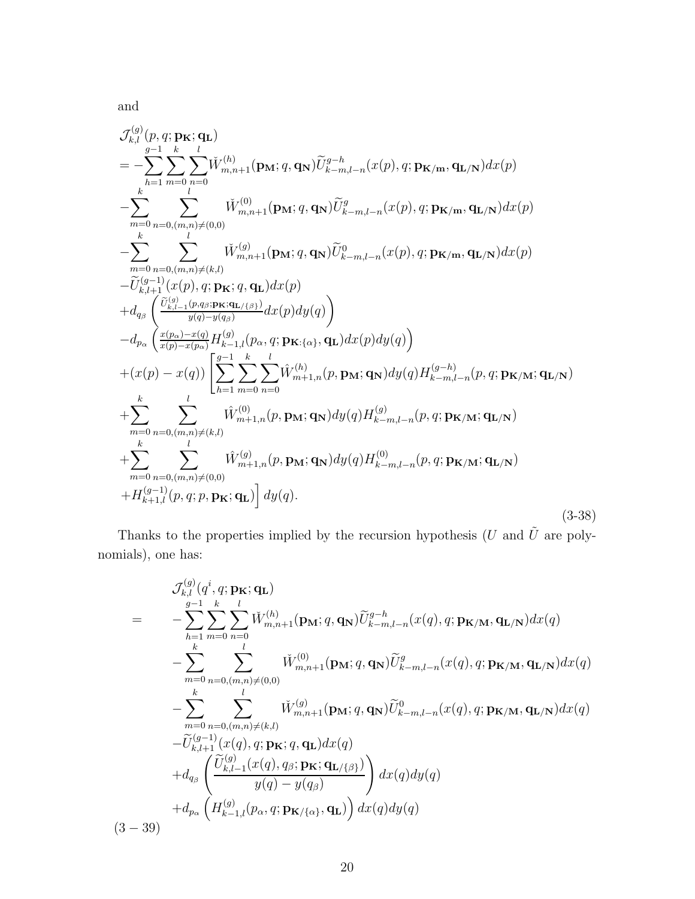and

$$
\begin{aligned}
&\mathcal{J}_{k,l}^{(g)}(p,q;\mathbf{p_K};\mathbf{q_L})\\
&= -\sum_{h=1}^{g-1}\sum_{m=0}^{k}\sum_{n=0}^{l}\check{W}_{m,n+1}^{(h)}(\mathbf{p_M};q,\mathbf{q_N})\widetilde{U}_{k-m,l-n}^{g-h}(x(p),q;\mathbf{p_{K/m}},\mathbf{q_{L/N}})dx(p)\\
&-\sum_{m=0}^{k}\sum_{n=0,(m,n)\neq(0,0)}^{l}\check{W}_{m,n+1}^{(0)}(\mathbf{p_M};q,\mathbf{q_N})\widetilde{U}_{k-m,l-n}^{g}(x(p),q;\mathbf{p_{K/m}},\mathbf{q_{L/N}})dx(p)\\
&-\sum_{m=0}^{k}\sum_{n=0,(m,n)\neq(k,l)}^{l}\check{W}_{m,n+1}^{(g)}(\mathbf{p_M};q,\mathbf{q_N})\widetilde{U}_{k-m,l-n}^{0}(x(p),q;\mathbf{p_{K/m}},\mathbf{q_{L/N}})dx(p)\\
&-\widetilde{U}_{k,l+1}^{(g-1)}(x(p),q;\mathbf{p_K};q,\mathbf{q_L})dx(p)\\
&+d_{q_\beta}\left(\frac{\widetilde{U}_{k,l-1}^{(g)}(p,q_\beta;\mathbf{p_K};\mathbf{q_{L/\{\beta\}}})}{y(q)-y(q_\beta)}dx(p)dy(q)\right)\\
&-d_{p_\alpha}\left(\frac{x(p_\alpha)-x(q)}{x(p)-x(p_\alpha)}H_{k-1,l}^{(g)}(p_\alpha,q;\mathbf{p_{K:\{\alpha\}}},\mathbf{q_L})dx(p)dy(q)\right)\\
&+(x(p)-x(q))\left[\sum_{h=1}^{g-1}\sum_{m=0}^{k}\sum_{n=0}^{l}\hat{W}_{m+1,n}^{(h)}(p,\mathbf{p_M};\mathbf{q_N})dy(q)H_{k-m,l-n}^{(g-h)}(p,q;\mathbf{p_{K/M}};\mathbf{q_{L/N}})\right.\\
&+\sum_{m=0}^{k}\sum_{n=0,(m,n)\neq(k,l)}^{l}\hat{W}_{m+1,n}^{(0)}(p,\mathbf{p_M};\mathbf{q_N})dy(q)H_{k-m,l-n}^{(g)}(p,q;\mathbf{p_{K/M}};\mathbf{q_{L/N}})\\
&+\sum_{m=0}^{k}\sum_{n=0,(m,n)\neq(0,0)}^{l}\hat{W}_{m+1,n}^{(g)}(p,\mathbf{p_M};\mathbf{q_N})dy(q)H_{k-m,l-n}^{(0)}(p,q;\mathbf{p_{K/M}};\mathbf{q_{L/N}})\\
&\left.+H_{k+1,l}^{(g-1)}(p,q;p,\mathbf{p_K};\mathbf{q_L})\right]dy(q).
\end{aligned}
\tag{3-38}
$$

Thanks to the properties implied by the recursion hypothesis ($U$ and $\tilde{U}$ are polynomials), one has:

$$
\begin{aligned}
&\mathcal{J}_{k,l}^{(g)}(q^i,q;\mathbf{p_K};\mathbf{q_L})\\
=\ &-\sum_{h=1}^{g-1}\sum_{m=0}^{k}\sum_{n=0}^{l}\check{W}_{m,n+1}^{(h)}(\mathbf{p_M};q,\mathbf{q_N})\widetilde{U}_{k-m,l-n}^{g-h}(x(q),q;\mathbf{p_{K/M}},\mathbf{q_{L/N}})dx(q)\\
&-\sum_{m=0}^{k}\sum_{n=0,(m,n)\neq(0,0)}^{l}\check{W}_{m,n+1}^{(0)}(\mathbf{p_M};q,\mathbf{q_N})\widetilde{U}_{k-m,l-n}^{g}(x(q),q;\mathbf{p_{K/M}},\mathbf{q_{L/N}})dx(q)\\
&-\sum_{m=0}^{k}\sum_{n=0,(m,n)\neq(k,l)}^{l}\check{W}_{m,n+1}^{(g)}(\mathbf{p_M};q,\mathbf{q_N})\widetilde{U}_{k-m,l-n}^{0}(x(q),q;\mathbf{p_{K/M}},\mathbf{q_{L/N}})dx(q)\\
&-\widetilde{U}_{k,l+1}^{(g-1)}(x(q),q;\mathbf{p_K};q,\mathbf{q_L})dx(q)\\
&+d_{q_\beta}\left(\frac{\widetilde{U}_{k,l-1}^{(g)}(x(q),q_\beta;\mathbf{p_K};\mathbf{q_{L/\{\beta\}}})}{y(q)-y(q_\beta)}\right)dx(q)dy(q)\\
&+d_{p_\alpha}\left(H_{k-1,l}^{(g)}(p_\alpha,q;\mathbf{p_{K/\{\alpha\}}},\mathbf{q_L})\right)dx(q)dy(q)
\end{aligned}
$$

(3 − 39)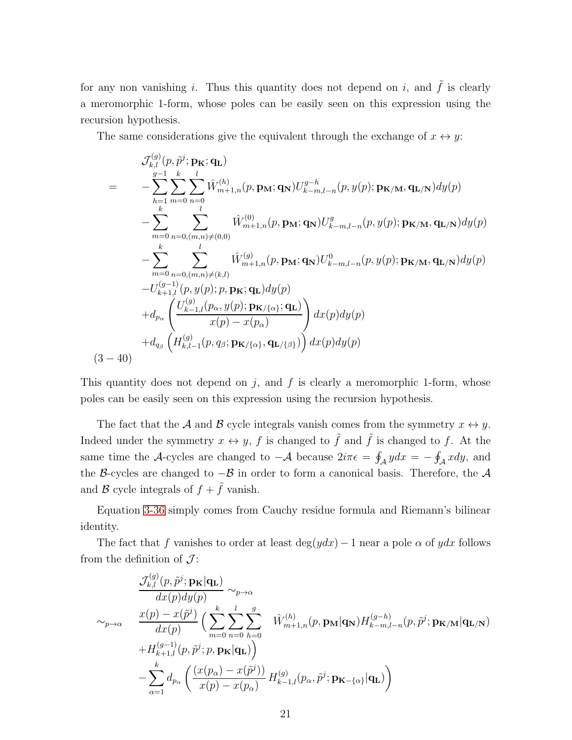for any non vanishing $i$. Thus this quantity does not depend on $i$, and $\tilde{f}$ is clearly a meromorphic 1-form, whose poles can be easily seen on this expression using the recursion hypothesis.

The same considerations give the equivalent through the exchange of $x \leftrightarrow y$:

$$
\begin{aligned}
& \mathcal{J}_{k,l}^{(g)}(p, \tilde{p}^j; \mathbf{p_K}; \mathbf{q_L}) \\
= \quad & -\sum_{h=1}^{g-1} \sum_{m=0}^{k} \sum_{n=0}^{l} \hat{W}_{m+1,n}^{(h)}(p, \mathbf{p_M}; \mathbf{q_N}) U_{k-m,l-n}^{g-h}(p, y(p); \mathbf{p_{K/M}}, \mathbf{q_{L/N}}) dy(p) \\
& -\sum_{m=0}^{k} \sum_{n=0,(m,n)\neq(0,0)}^{l} \hat{W}_{m+1,n}^{(0)}(p, \mathbf{p_M}; \mathbf{q_N}) U_{k-m,l-n}^{g}(p, y(p); \mathbf{p_{K/M}}, \mathbf{q_{L/N}}) dy(p) \\
& -\sum_{m=0}^{k} \sum_{n=0,(m,n)\neq(k,l)}^{l} \hat{W}_{m+1,n}^{(g)}(p, \mathbf{p_M}; \mathbf{q_N}) U_{k-m,l-n}^{0}(p, y(p); \mathbf{p_{K/M}}, \mathbf{q_{L/N}}) dy(p) \\
& -U_{k+1,l}^{(g-1)}(p, y(p); p, \mathbf{p_K}; \mathbf{q_L}) dy(p) \\
& +d_{p_\alpha}\left( \frac{U_{k-1,l}^{(g)}(p_\alpha, y(p); \mathbf{p_{K/\{\alpha\}}}; \mathbf{q_L})}{x(p) - x(p_\alpha)} \right) dx(p) dy(p) \\
& +d_{q_\beta}\left( H_{k,l-1}^{(g)}(p, q_\beta; \mathbf{p_{K/\{\alpha\}}}, \mathbf{q_{L/\{\beta\}}}) \right) dx(p) dy(p)
\end{aligned}
\tag{3-40}
$$

This quantity does not depend on $j$, and $f$ is clearly a meromorphic 1-form, whose poles can be easily seen on this expression using the recursion hypothesis.

The fact that the $\mathcal{A}$ and $\mathcal{B}$ cycle integrals vanish comes from the symmetry $x \leftrightarrow y$. Indeed under the symmetry $x \leftrightarrow y$, $f$ is changed to $\tilde{f}$ and $\tilde{f}$ is changed to $f$. At the same time the $\mathcal{A}$-cycles are changed to $-\mathcal{A}$ because $2i\pi\epsilon = \oint_{\mathcal{A}} ydx = -\oint_{\mathcal{A}} xdy$, and the $\mathcal{B}$-cycles are changed to $-\mathcal{B}$ in order to form a canonical basis. Therefore, the $\mathcal{A}$ and $\mathcal{B}$ cycle integrals of $f + \tilde{f}$ vanish.

Equation 3-36 simply comes from Cauchy residue formula and Riemann's bilinear identity.

The fact that $f$ vanishes to order at least $\deg(ydx) - 1$ near a pole $\alpha$ of $ydx$ follows from the definition of $\mathcal{J}$:

$$
\begin{aligned}
& \frac{\mathcal{J}_{k,l}^{(g)}(p, \tilde{p}^j; \mathbf{p_K}|\mathbf{q_L})}{dx(p)dy(p)} \sim_{p\to\alpha} \\
\sim_{p\to\alpha} \quad & \frac{x(p) - x(\tilde{p}^j)}{dx(p)} \Big( \sum_{m=0}^{k} \sum_{n=0}^{l} \sum_{h=0}^{g} \quad \hat{W}_{m+1,n}^{(h)}(p, \mathbf{p_M}|\mathbf{q_N}) H_{k-m,l-n}^{(g-h)}(p, \tilde{p}^j; \mathbf{p_{K/M}}|\mathbf{q_{L/N}}) \\
& + H_{k+1,l}^{(g-1)}(p, \tilde{p}^j; p, \mathbf{p_K}|\mathbf{q_L}) \Big) \\
& - \sum_{\alpha=1}^{k} d_{p_\alpha}\left( \frac{(x(p_\alpha) - x(\tilde{p}^j))}{x(p) - x(p_\alpha)} H_{k-1,l}^{(g)}(p_\alpha, \tilde{p}^j; \mathbf{p_{K-\{\alpha\}}}|\mathbf{q_L}) \right)
\end{aligned}
$$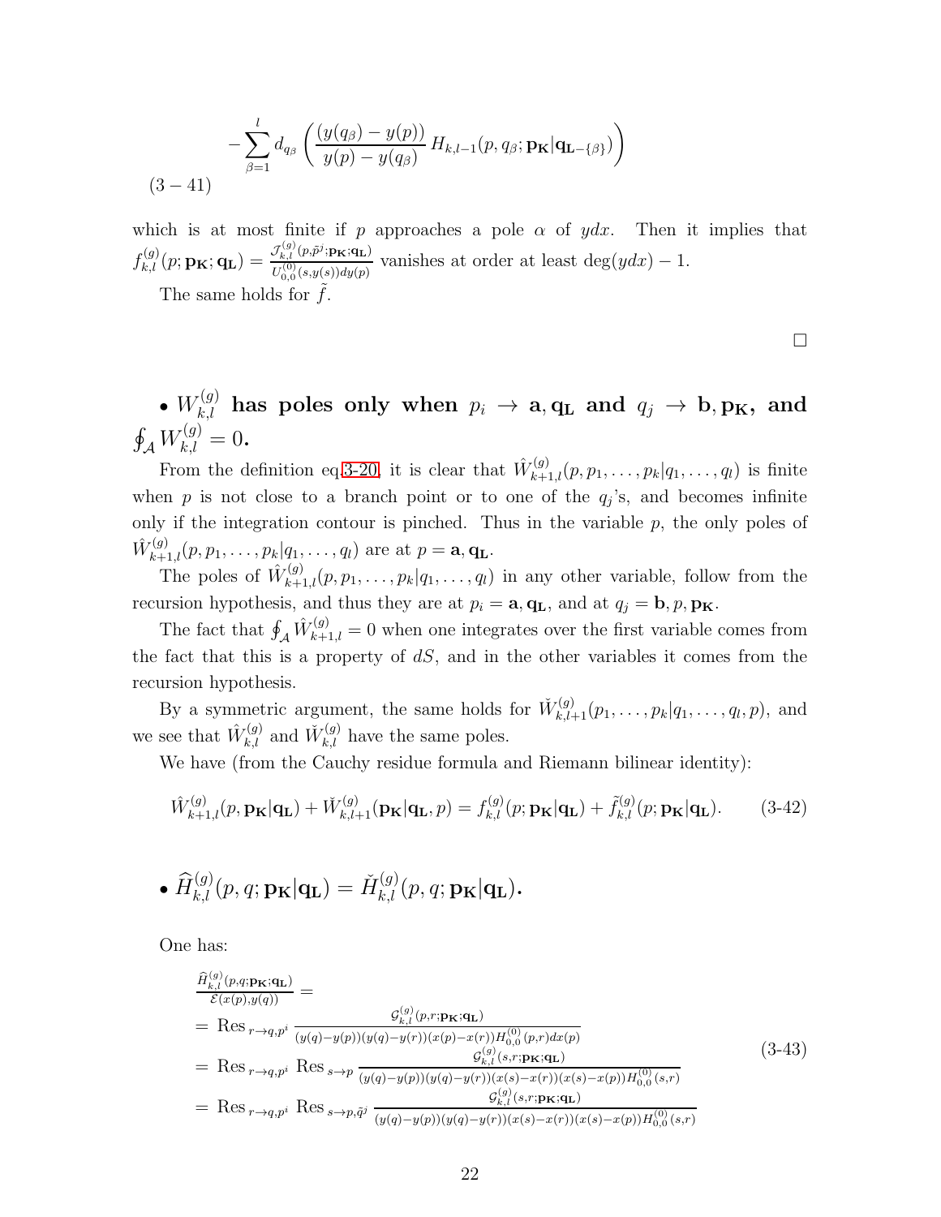$$- \sum_{\beta=1}^{l} d_{q_\beta} \left( \frac{(y(q_\beta) - y(p))}{y(p) - y(q_\beta)} H_{k,l-1}(p, q_\beta; \mathbf{p_K} | \mathbf{q}_{\mathbf{L}-\{\beta\}}) \right) \tag{3-41}$$

which is at most finite if $p$ approaches a pole $\alpha$ of $ydx$. Then it implies that $f^{(g)}_{k,l}(p; \mathbf{p_K}; \mathbf{q_L}) = \frac{\mathcal{J}^{(g)}_{k,l}(p, \tilde{p}^j; \mathbf{p_K}; \mathbf{q_L})}{U^{(0)}_{0,0}(s, y(s)) dy(p)}$ vanishes at order at least $\deg(ydx) - 1$.

The same holds for $\tilde{f}$.

□

**• $W^{(g)}_{k,l}$ has poles only when $p_i \to \mathbf{a}, \mathbf{q_L}$ and $q_j \to \mathbf{b}, \mathbf{p_K}$, and $\oint_{\mathcal{A}} W^{(g)}_{k,l} = 0$.**

From the definition eq3-20, it is clear that $\hat{W}^{(g)}_{k+1,l}(p, p_1, \dots, p_k | q_1, \dots, q_l)$ is finite when $p$ is not close to a branch point or to one of the $q_j$'s, and becomes infinite only if the integration contour is pinched. Thus in the variable $p$, the only poles of $\hat{W}^{(g)}_{k+1,l}(p, p_1, \dots, p_k | q_1, \dots, q_l)$ are at $p = \mathbf{a}, \mathbf{q_L}$.

The poles of $\hat{W}^{(g)}_{k+1,l}(p, p_1, \dots, p_k | q_1, \dots, q_l)$ in any other variable, follow from the recursion hypothesis, and thus they are at $p_i = \mathbf{a}, \mathbf{q_L}$, and at $q_j = \mathbf{b}, p, \mathbf{p_K}$.

The fact that $\oint_{\mathcal{A}} \hat{W}^{(g)}_{k+1,l} = 0$ when one integrates over the first variable comes from the fact that this is a property of $dS$, and in the other variables it comes from the recursion hypothesis.

By a symmetric argument, the same holds for $\check{W}^{(g)}_{k,l+1}(p_1, \dots, p_k | q_1, \dots, q_l, p)$, and we see that $\hat{W}^{(g)}_{k,l}$ and $\check{W}^{(g)}_{k,l}$ have the same poles.

We have (from the Cauchy residue formula and Riemann bilinear identity):

$$\hat{W}^{(g)}_{k+1,l}(p, \mathbf{p_K} | \mathbf{q_L}) + \check{W}^{(g)}_{k,l+1}(\mathbf{p_K} | \mathbf{q_L}, p) = f^{(g)}_{k,l}(p; \mathbf{p_K} | \mathbf{q_L}) + \tilde{f}^{(g)}_{k,l}(p; \mathbf{p_K} | \mathbf{q_L}). \tag{3-42}$$

**• $\widehat{H}^{(g)}_{k,l}(p, q; \mathbf{p_K} | \mathbf{q_L}) = \check{H}^{(g)}_{k,l}(p, q; \mathbf{p_K} | \mathbf{q_L})$.**

One has:

$$\begin{aligned}
&\frac{\widehat{H}^{(g)}_{k,l}(p, q; \mathbf{p_K}; \mathbf{q_L})}{\mathcal{E}(x(p), y(q))} = \\
&= \operatorname{Res}_{r \to q, p^i} \frac{\mathcal{G}^{(g)}_{k,l}(p, r; \mathbf{p_K}; \mathbf{q_L})}{(y(q) - y(p))(y(q) - y(r))(x(p) - x(r)) H^{(0)}_{0,0}(p, r) dx(p)} \\
&= \operatorname{Res}_{r \to q, p^i} \operatorname{Res}_{s \to p} \frac{\mathcal{G}^{(g)}_{k,l}(s, r; \mathbf{p_K}; \mathbf{q_L})}{(y(q) - y(p))(y(q) - y(r))(x(s) - x(r))(x(s) - x(p)) H^{(0)}_{0,0}(s, r)} \\
&= \operatorname{Res}_{r \to q, p^i} \operatorname{Res}_{s \to p, \tilde{q}^j} \frac{\mathcal{G}^{(g)}_{k,l}(s, r; \mathbf{p_K}; \mathbf{q_L})}{(y(q) - y(p))(y(q) - y(r))(x(s) - x(r))(x(s) - x(p)) H^{(0)}_{0,0}(s, r)}
\end{aligned} \tag{3-43}$$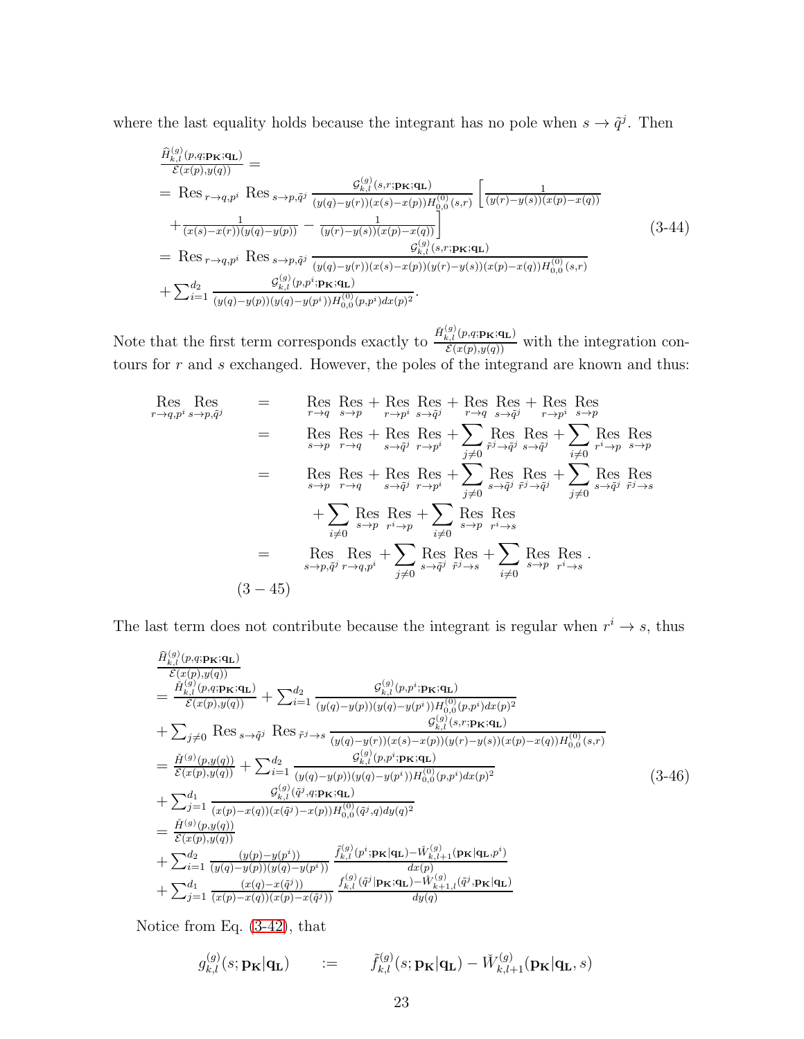where the last equality holds because the integrant has no pole when $s \to \tilde{q}^j$. Then

$$
\begin{array}{l}
\frac{\widehat{H}_{k,l}^{(g)}(p,q;\mathbf{p_K};\mathbf{q_L})}{\mathcal{E}(x(p),y(q))} = \\
= \operatorname{Res}_{r\to q,p^i} \operatorname{Res}_{s\to p,\tilde{q}^j} \frac{\mathcal{G}_{k,l}^{(g)}(s,r;\mathbf{p_K};\mathbf{q_L})}{(y(q)-y(r))(x(s)-x(p))H_{0,0}^{(0)}(s,r)} \left[ \frac{1}{(y(r)-y(s))(x(p)-x(q))} \right. \\
\quad \left. + \frac{1}{(x(s)-x(r))(y(q)-y(p))} - \frac{1}{(y(r)-y(s))(x(p)-x(q))} \right] \\
= \operatorname{Res}_{r\to q,p^i} \operatorname{Res}_{s\to p,\tilde{q}^j} \frac{\mathcal{G}_{k,l}^{(g)}(s,r;\mathbf{p_K};\mathbf{q_L})}{(y(q)-y(r))(x(s)-x(p))(y(r)-y(s))(x(p)-x(q))H_{0,0}^{(0)}(s,r)} \\
\quad + \sum_{i=1}^{d_2} \frac{\mathcal{G}_{k,l}^{(g)}(p,p^i;\mathbf{p_K};\mathbf{q_L})}{(y(q)-y(p))(y(q)-y(p^i))H_{0,0}^{(0)}(p,p^i)dx(p)^2}.
\end{array}
\tag{3-44}
$$

Note that the first term corresponds exactly to $\frac{\check{H}_{k,l}^{(g)}(p,q;\mathbf{p_K};\mathbf{q_L})}{\mathcal{E}(x(p),y(q))}$ with the integration contours for $r$ and $s$ exchanged. However, the poles of the integrand are known and thus:

$$
\begin{array}{rcl}
\operatorname*{Res}_{r\to q,p^i}\operatorname*{Res}_{s\to p,\tilde{q}^j} & = & \operatorname*{Res}_{r\to q}\operatorname*{Res}_{s\to p} + \operatorname*{Res}_{r\to p^i}\operatorname*{Res}_{s\to \tilde{q}^j} + \operatorname*{Res}_{r\to q}\operatorname*{Res}_{s\to \tilde{q}^j} + \operatorname*{Res}_{r\to p^i}\operatorname*{Res}_{s\to p} \\
& = & \operatorname*{Res}_{s\to p}\operatorname*{Res}_{r\to q} + \operatorname*{Res}_{s\to \tilde{q}^j}\operatorname*{Res}_{r\to p^i} + \sum_{j\neq 0}\operatorname*{Res}_{\tilde{r}^j\to \tilde{q}^j}\operatorname*{Res}_{s\to \tilde{q}^j} + \sum_{i\neq 0}\operatorname*{Res}_{r^i\to p}\operatorname*{Res}_{s\to p} \\
& = & \operatorname*{Res}_{s\to p}\operatorname*{Res}_{r\to q} + \operatorname*{Res}_{s\to \tilde{q}^j}\operatorname*{Res}_{r\to p^i} + \sum_{j\neq 0}\operatorname*{Res}_{s\to \tilde{q}^j}\operatorname*{Res}_{\tilde{r}^j\to \tilde{q}^j} + \sum_{j\neq 0}\operatorname*{Res}_{s\to \tilde{q}^j}\operatorname*{Res}_{\tilde{r}^j\to s} \\
& & + \sum_{i\neq 0}\operatorname*{Res}_{s\to p}\operatorname*{Res}_{r^i\to p} + \sum_{i\neq 0}\operatorname*{Res}_{s\to p}\operatorname*{Res}_{r^i\to s} \\
& = & \operatorname*{Res}_{s\to p,\tilde{q}^j}\operatorname*{Res}_{r\to q,p^i} + \sum_{j\neq 0}\operatorname*{Res}_{s\to \tilde{q}^j}\operatorname*{Res}_{\tilde{r}^j\to s} + \sum_{i\neq 0}\operatorname*{Res}_{s\to p}\operatorname*{Res}_{r^i\to s}.
\end{array}
\tag{3-45}
$$

The last term does not contribute because the integrant is regular when $r^i \to s$, thus

$$
\begin{array}{l}
\frac{\widehat{H}_{k,l}^{(g)}(p,q;\mathbf{p_K};\mathbf{q_L})}{\mathcal{E}(x(p),y(q))} \\
= \frac{\check{H}_{k,l}^{(g)}(p,q;\mathbf{p_K};\mathbf{q_L})}{\mathcal{E}(x(p),y(q))} + \sum_{i=1}^{d_2} \frac{\mathcal{G}_{k,l}^{(g)}(p,p^i;\mathbf{p_K};\mathbf{q_L})}{(y(q)-y(p))(y(q)-y(p^i))H_{0,0}^{(0)}(p,p^i)dx(p)^2} \\
+ \sum_{j\neq 0} \operatorname{Res}_{s\to\tilde{q}^j} \operatorname{Res}_{\tilde{r}^j\to s} \frac{\mathcal{G}_{k,l}^{(g)}(s,r;\mathbf{p_K};\mathbf{q_L})}{(y(q)-y(r))(x(s)-x(p))(y(r)-y(s))(x(p)-x(q))H_{0,0}^{(0)}(s,r)} \\
= \frac{\check{H}^{(g)}(p,y(q))}{\mathcal{E}(x(p),y(q))} + \sum_{i=1}^{d_2} \frac{\mathcal{G}_{k,l}^{(g)}(p,p^i;\mathbf{p_K};\mathbf{q_L})}{(y(q)-y(p))(y(q)-y(p^i))H_{0,0}^{(0)}(p,p^i)dx(p)^2} \\
+ \sum_{j=1}^{d_1} \frac{\mathcal{G}_{k,l}^{(g)}(\tilde{q}^j,q;\mathbf{p_K};\mathbf{q_L})}{(x(p)-x(q))(x(\tilde{q}^j)-x(p))H_{0,0}^{(0)}(\tilde{q}^j,q)dy(q)^2} \\
= \frac{\check{H}^{(g)}(p,y(q))}{\mathcal{E}(x(p),y(q))} \\
+ \sum_{i=1}^{d_2} \frac{(y(p)-y(p^i))}{(y(q)-y(p))(y(q)-y(p^i))} \frac{\tilde{f}_{k,l}^{(g)}(p^i;\mathbf{p_K}|\mathbf{q_L}) - \check{W}_{k,l+1}^{(g)}(\mathbf{p_K}|\mathbf{q_L},p^i)}{dx(p)} \\
+ \sum_{j=1}^{d_1} \frac{(x(q)-x(\tilde{q}^j))}{(x(p)-x(q))(x(p)-x(\tilde{q}^j))} \frac{f_{k,l}^{(g)}(\tilde{q}^j|\mathbf{p_K};\mathbf{q_L}) - \check{W}_{k+1,l}^{(g)}(\tilde{q}^j,\mathbf{p_K}|\mathbf{q_L})}{dy(q)}
\end{array}
\tag{3-46}
$$

Notice from Eq. (3-42), that

$$
g_{k,l}^{(g)}(s;\mathbf{p_K}|\mathbf{q_L}) \quad := \quad \tilde{f}_{k,l}^{(g)}(s;\mathbf{p_K}|\mathbf{q_L}) - \check{W}_{k,l+1}^{(g)}(\mathbf{p_K}|\mathbf{q_L},s)
$$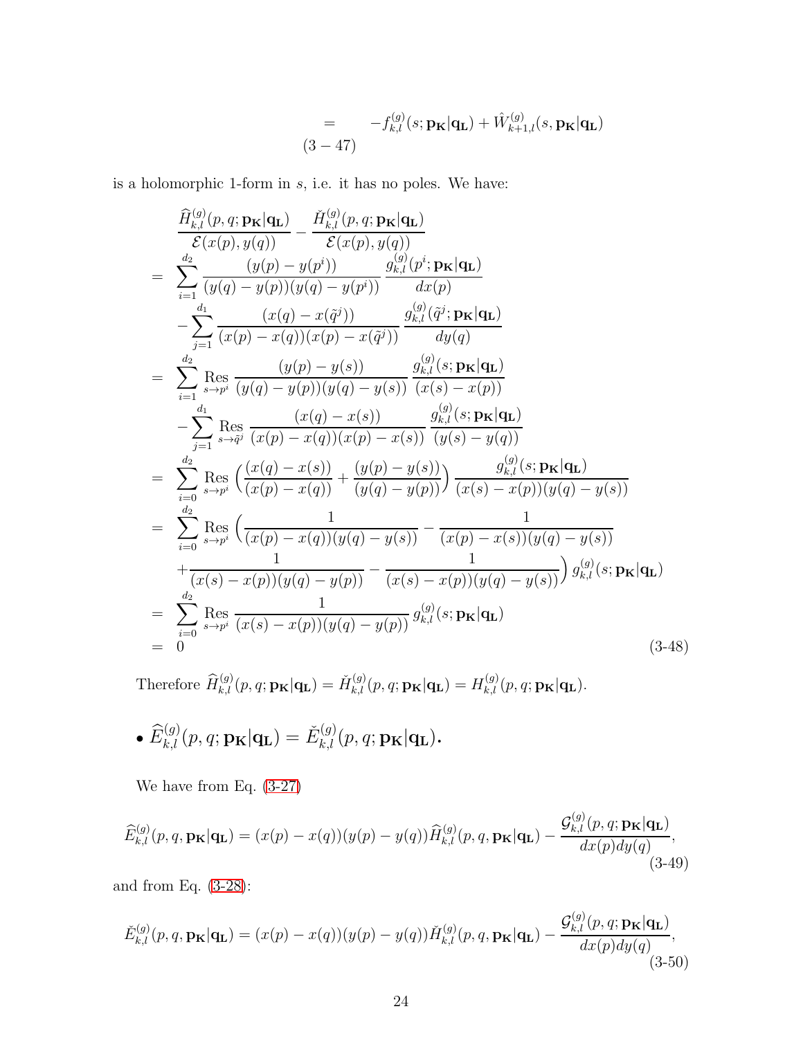$$= \quad -f^{(g)}_{k,l}(s;\mathbf{p_K}|\mathbf{q_L}) + \hat{W}^{(g)}_{k+1,l}(s,\mathbf{p_K}|\mathbf{q_L}) \qquad (3-47)$$

is a holomorphic 1-form in $s$, i.e. it has no poles. We have:

$$\begin{aligned}
&\frac{\widehat{H}^{(g)}_{k,l}(p,q;\mathbf{p_K}|\mathbf{q_L})}{\mathcal{E}(x(p),y(q))} - \frac{\check{H}^{(g)}_{k,l}(p,q;\mathbf{p_K}|\mathbf{q_L})}{\mathcal{E}(x(p),y(q))} \\
=&\ \sum_{i=1}^{d_2} \frac{(y(p)-y(p^i))}{(y(q)-y(p))(y(q)-y(p^i))}\,\frac{g^{(g)}_{k,l}(p^i;\mathbf{p_K}|\mathbf{q_L})}{dx(p)} \\
&-\sum_{j=1}^{d_1} \frac{(x(q)-x(\tilde{q}^j))}{(x(p)-x(q))(x(p)-x(\tilde{q}^j))}\,\frac{g^{(g)}_{k,l}(\tilde{q}^j;\mathbf{p_K}|\mathbf{q_L})}{dy(q)} \\
=&\ \sum_{i=1}^{d_2} \mathop{\mathrm{Res}}_{s\to p^i} \frac{(y(p)-y(s))}{(y(q)-y(p))(y(q)-y(s))}\,\frac{g^{(g)}_{k,l}(s;\mathbf{p_K}|\mathbf{q_L})}{(x(s)-x(p))} \\
&-\sum_{j=1}^{d_1} \mathop{\mathrm{Res}}_{s\to \tilde{q}^j} \frac{(x(q)-x(s))}{(x(p)-x(q))(x(p)-x(s))}\,\frac{g^{(g)}_{k,l}(s;\mathbf{p_K}|\mathbf{q_L})}{(y(s)-y(q))} \\
=&\ \sum_{i=0}^{d_2} \mathop{\mathrm{Res}}_{s\to p^i} \Big(\frac{(x(q)-x(s))}{(x(p)-x(q))} + \frac{(y(p)-y(s))}{(y(q)-y(p))}\Big)\,\frac{g^{(g)}_{k,l}(s;\mathbf{p_K}|\mathbf{q_L})}{(x(s)-x(p))(y(q)-y(s))} \\
=&\ \sum_{i=0}^{d_2} \mathop{\mathrm{Res}}_{s\to p^i} \Big(\frac{1}{(x(p)-x(q))(y(q)-y(s))} - \frac{1}{(x(p)-x(s))(y(q)-y(s))} \\
&+\frac{1}{(x(s)-x(p))(y(q)-y(p))} - \frac{1}{(x(s)-x(p))(y(q)-y(s))}\Big)\, g^{(g)}_{k,l}(s;\mathbf{p_K}|\mathbf{q_L}) \\
=&\ \sum_{i=0}^{d_2} \mathop{\mathrm{Res}}_{s\to p^i} \frac{1}{(x(s)-x(p))(y(q)-y(p))}\, g^{(g)}_{k,l}(s;\mathbf{p_K}|\mathbf{q_L}) \\
=&\ 0
\end{aligned} \qquad (3\text{-}48)$$

Therefore $\widehat{H}^{(g)}_{k,l}(p,q;\mathbf{p_K}|\mathbf{q_L}) = \check{H}^{(g)}_{k,l}(p,q;\mathbf{p_K}|\mathbf{q_L}) = H^{(g)}_{k,l}(p,q;\mathbf{p_K}|\mathbf{q_L})$.

- **$\widehat{E}^{(g)}_{k,l}(p,q;\mathbf{p_K}|\mathbf{q_L}) = \check{E}^{(g)}_{k,l}(p,q;\mathbf{p_K}|\mathbf{q_L})$.**

We have from Eq. (3-27)

$$\widehat{E}^{(g)}_{k,l}(p,q,\mathbf{p_K}|\mathbf{q_L}) = (x(p)-x(q))(y(p)-y(q))\widehat{H}^{(g)}_{k,l}(p,q,\mathbf{p_K}|\mathbf{q_L}) - \frac{\mathcal{G}^{(g)}_{k,l}(p,q;\mathbf{p_K}|\mathbf{q_L})}{dx(p)dy(q)}, \qquad (3\text{-}49)$$

and from Eq. (3-28):

$$\check{E}^{(g)}_{k,l}(p,q,\mathbf{p_K}|\mathbf{q_L}) = (x(p)-x(q))(y(p)-y(q))\check{H}^{(g)}_{k,l}(p,q,\mathbf{p_K}|\mathbf{q_L}) - \frac{\mathcal{G}^{(g)}_{k,l}(p,q;\mathbf{p_K}|\mathbf{q_L})}{dx(p)dy(q)}, \qquad (3\text{-}50)$$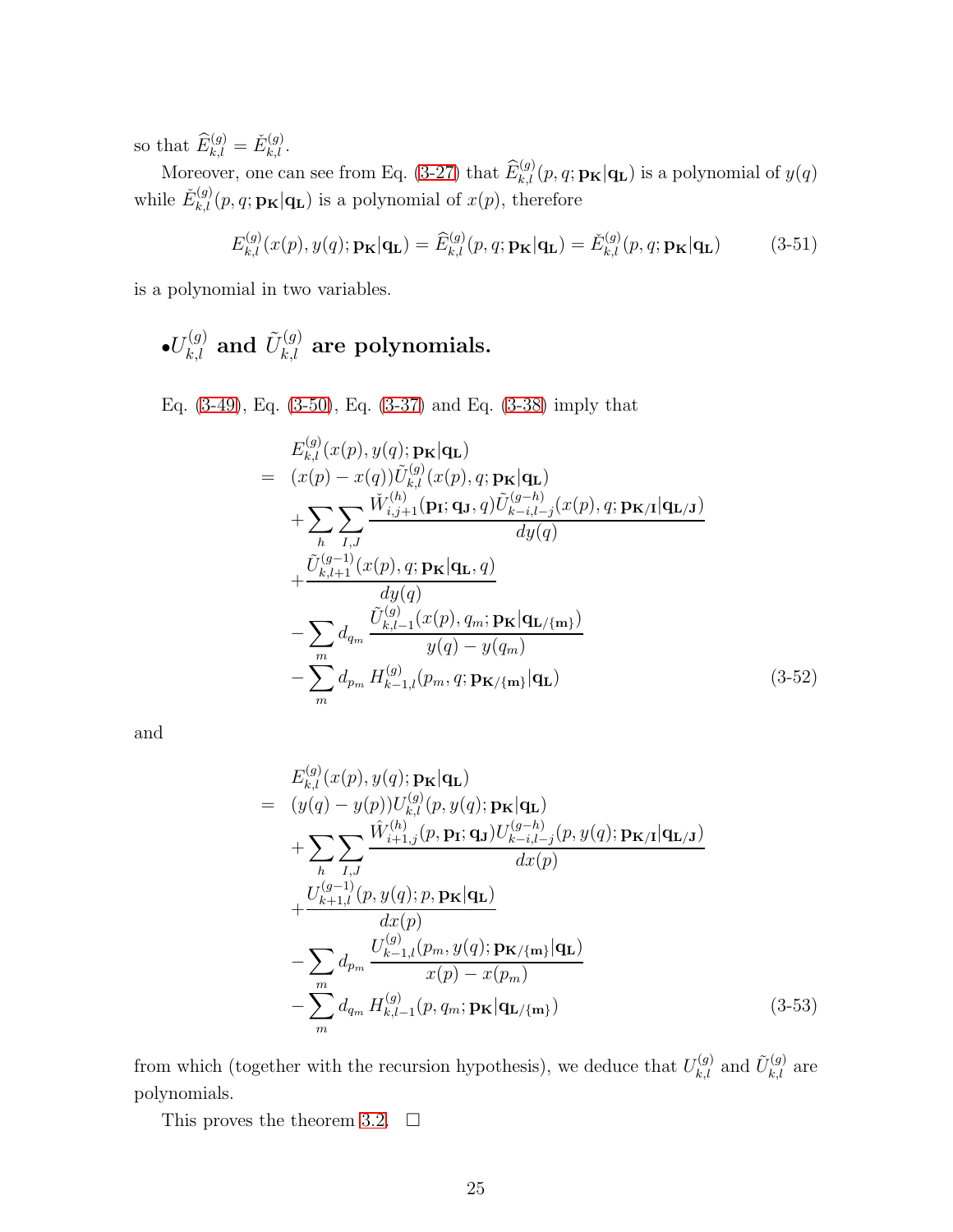so that $\widehat{E}^{(g)}_{k,l} = \check{E}^{(g)}_{k,l}$.

Moreover, one can see from Eq. (3-27) that $\widehat{E}^{(g)}_{k,l}(p,q;\mathbf{p_K}|\mathbf{q_L})$ is a polynomial of $y(q)$ while $\check{E}^{(g)}_{k,l}(p,q;\mathbf{p_K}|\mathbf{q_L})$ is a polynomial of $x(p)$, therefore

$$E^{(g)}_{k,l}(x(p),y(q);\mathbf{p_K}|\mathbf{q_L}) = \widehat{E}^{(g)}_{k,l}(p,q;\mathbf{p_K}|\mathbf{q_L}) = \check{E}^{(g)}_{k,l}(p,q;\mathbf{p_K}|\mathbf{q_L}) \tag{3-51}$$

is a polynomial in two variables.

### •$U^{(g)}_{k,l}$ and $\tilde{U}^{(g)}_{k,l}$ are polynomials.

Eq. (3-49), Eq. (3-50), Eq. (3-37) and Eq. (3-38) imply that

$$\begin{aligned}
& E^{(g)}_{k,l}(x(p),y(q);\mathbf{p_K}|\mathbf{q_L}) \\
= \; & (x(p)-x(q))\tilde{U}^{(g)}_{k,l}(x(p),q;\mathbf{p_K}|\mathbf{q_L}) \\
& + \sum_h \sum_{I,J} \frac{\check{W}^{(h)}_{i,j+1}(\mathbf{p_I};\mathbf{q_J},q)\tilde{U}^{(g-h)}_{k-i,l-j}(x(p),q;\mathbf{p_{K/I}}|\mathbf{q_{L/J}})}{dy(q)} \\
& + \frac{\tilde{U}^{(g-1)}_{k,l+1}(x(p),q;\mathbf{p_K}|\mathbf{q_L},q)}{dy(q)} \\
& - \sum_m d_{q_m} \frac{\tilde{U}^{(g)}_{k,l-1}(x(p),q_m;\mathbf{p_K}|\mathbf{q_{L/\{m\}}})}{y(q)-y(q_m)} \\
& - \sum_m d_{p_m} H^{(g)}_{k-1,l}(p_m,q;\mathbf{p_{K/\{m\}}}|\mathbf{q_L})
\end{aligned} \tag{3-52}$$

and

$$\begin{aligned}
& E^{(g)}_{k,l}(x(p),y(q);\mathbf{p_K}|\mathbf{q_L}) \\
= \; & (y(q)-y(p))U^{(g)}_{k,l}(p,y(q);\mathbf{p_K}|\mathbf{q_L}) \\
& + \sum_h \sum_{I,J} \frac{\hat{W}^{(h)}_{i+1,j}(p,\mathbf{p_I};\mathbf{q_J})U^{(g-h)}_{k-i,l-j}(p,y(q);\mathbf{p_{K/I}}|\mathbf{q_{L/J}})}{dx(p)} \\
& + \frac{U^{(g-1)}_{k+1,l}(p,y(q);p,\mathbf{p_K}|\mathbf{q_L})}{dx(p)} \\
& - \sum_m d_{p_m} \frac{U^{(g)}_{k-1,l}(p_m,y(q);\mathbf{p_{K/\{m\}}}|\mathbf{q_L})}{x(p)-x(p_m)} \\
& - \sum_m d_{q_m} H^{(g)}_{k,l-1}(p,q_m;\mathbf{p_K}|\mathbf{q_{L/\{m\}}})
\end{aligned} \tag{3-53}$$

from which (together with the recursion hypothesis), we deduce that $U^{(g)}_{k,l}$ and $\tilde{U}^{(g)}_{k,l}$ are polynomials.

This proves the theorem 3.2. □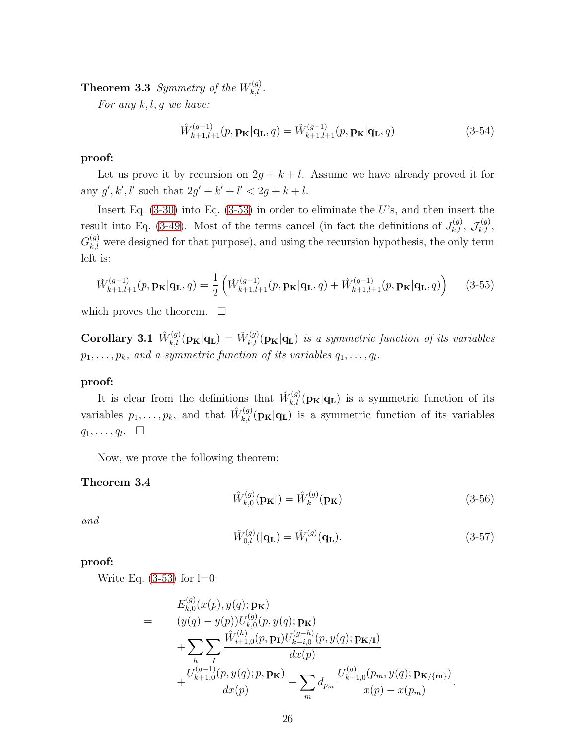**Theorem 3.3** *Symmetry of the $W_{k,l}^{(g)}$.*

*For any $k, l, g$ we have:*

$$\hat{W}_{k+1,l+1}^{(g-1)}(p, \mathbf{p_K}|\mathbf{q_L}, q) = \check{W}_{k+1,l+1}^{(g-1)}(p, \mathbf{p_K}|\mathbf{q_L}, q) \tag{3-54}$$

**proof:**

Let us prove it by recursion on $2g+k+l$. Assume we have already proved it for any $g', k', l'$ such that $2g'+k'+l' < 2g+k+l$.

Insert Eq. (3-30) into Eq. (3-53) in order to eliminate the $U$'s, and then insert the result into Eq. (3-49). Most of the terms cancel (in fact the definitions of $J_{k,l}^{(g)}$, $\mathcal{J}_{k,l}^{(g)}$, $G_{k,l}^{(g)}$ were designed for that purpose), and using the recursion hypothesis, the only term left is:

$$\check{W}_{k+1,l+1}^{(g-1)}(p, \mathbf{p_K}|\mathbf{q_L}, q) = \frac{1}{2}\left(\check{W}_{k+1,l+1}^{(g-1)}(p, \mathbf{p_K}|\mathbf{q_L}, q) + \hat{W}_{k+1,l+1}^{(g-1)}(p, \mathbf{p_K}|\mathbf{q_L}, q)\right) \tag{3-55}$$

which proves the theorem. $\square$

**Corollary 3.1** $\hat{W}_{k,l}^{(g)}(\mathbf{p_K}|\mathbf{q_L}) = \check{W}_{k,l}^{(g)}(\mathbf{p_K}|\mathbf{q_L})$ *is a symmetric function of its variables $p_1, \dots, p_k$, and a symmetric function of its variables $q_1, \dots, q_l$.*

**proof:**

It is clear from the definitions that $\check{W}_{k,l}^{(g)}(\mathbf{p_K}|\mathbf{q_L})$ is a symmetric function of its variables $p_1, \dots, p_k$, and that $\hat{W}_{k,l}^{(g)}(\mathbf{p_K}|\mathbf{q_L})$ is a symmetric function of its variables $q_1, \dots, q_l$. $\square$

Now, we prove the following theorem:

**Theorem 3.4**

$$\hat{W}_{k,0}^{(g)}(\mathbf{p_K}|) = \hat{W}_{k}^{(g)}(\mathbf{p_K}) \tag{3-56}$$

*and*

$$\check{W}_{0,l}^{(g)}(|\mathbf{q_L}) = \check{W}_{l}^{(g)}(\mathbf{q_L}). \tag{3-57}$$

**proof:**

Write Eq. (3-53) for l=0:

$$\begin{aligned}
& E_{k,0}^{(g)}(x(p), y(q); \mathbf{p_K}) \\
= \quad & (y(q) - y(p))U_{k,0}^{(g)}(p, y(q); \mathbf{p_K}) \\
& + \sum_h \sum_I \frac{\hat{W}_{i+1,0}^{(h)}(p, \mathbf{p_I})U_{k-i,0}^{(g-h)}(p, y(q); \mathbf{p_{K/I}})}{dx(p)} \\
& + \frac{U_{k+1,0}^{(g-1)}(p, y(q); p, \mathbf{p_K})}{dx(p)} - \sum_m d_{p_m} \frac{U_{k-1,0}^{(g)}(p_m, y(q); \mathbf{p_{K/\{m\}}})}{x(p) - x(p_m)}.
\end{aligned}$$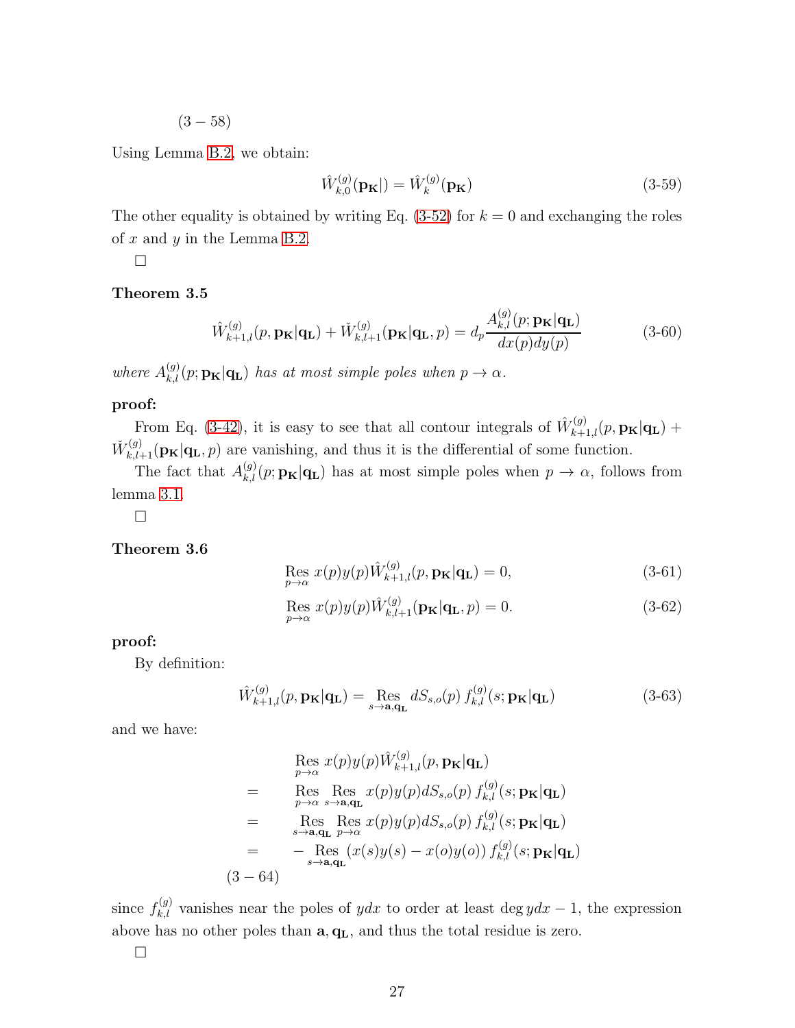$(3-58)$

Using Lemma B.2, we obtain:

$$\hat{W}^{(g)}_{k,0}(\mathbf{p_K}|) = \hat{W}^{(g)}_{k}(\mathbf{p_K}) \tag{3-59}$$

The other equality is obtained by writing Eq. (3-52) for $k=0$ and exchanging the roles of $x$ and $y$ in the Lemma B.2.

□

**Theorem 3.5**

$$\hat{W}^{(g)}_{k+1,l}(p,\mathbf{p_K}|\mathbf{q_L}) + \check{W}^{(g)}_{k,l+1}(\mathbf{p_K}|\mathbf{q_L},p) = d_p \frac{A^{(g)}_{k,l}(p;\mathbf{p_K}|\mathbf{q_L})}{dx(p)dy(p)} \tag{3-60}$$

*where $A^{(g)}_{k,l}(p;\mathbf{p_K}|\mathbf{q_L})$ has at most simple poles when $p\to\alpha$.*

**proof:**

From Eq. (3-42), it is easy to see that all contour integrals of $\hat{W}^{(g)}_{k+1,l}(p,\mathbf{p_K}|\mathbf{q_L}) + \check{W}^{(g)}_{k,l+1}(\mathbf{p_K}|\mathbf{q_L},p)$ are vanishing, and thus it is the differential of some function.

The fact that $A^{(g)}_{k,l}(p;\mathbf{p_K}|\mathbf{q_L})$ has at most simple poles when $p\to\alpha$, follows from lemma 3.1.

□

**Theorem 3.6**

$$\mathop{\mathrm{Res}}_{p\to\alpha} x(p)y(p)\hat{W}^{(g)}_{k+1,l}(p,\mathbf{p_K}|\mathbf{q_L}) = 0, \tag{3-61}$$

$$\mathop{\mathrm{Res}}_{p\to\alpha} x(p)y(p)\hat{W}^{(g)}_{k,l+1}(\mathbf{p_K}|\mathbf{q_L},p) = 0. \tag{3-62}$$

**proof:**

By definition:

$$\hat{W}^{(g)}_{k+1,l}(p,\mathbf{p_K}|\mathbf{q_L}) = \mathop{\mathrm{Res}}_{s\to\mathbf{a},\mathbf{q_L}} dS_{s,o}(p)\, f^{(g)}_{k,l}(s;\mathbf{p_K}|\mathbf{q_L}) \tag{3-63}$$

and we have:

$$\begin{aligned}
& \mathop{\mathrm{Res}}_{p\to\alpha} x(p)y(p)\hat{W}^{(g)}_{k+1,l}(p,\mathbf{p_K}|\mathbf{q_L}) \\
= & \mathop{\mathrm{Res}}_{p\to\alpha} \mathop{\mathrm{Res}}_{s\to\mathbf{a},\mathbf{q_L}} x(p)y(p)dS_{s,o}(p)\, f^{(g)}_{k,l}(s;\mathbf{p_K}|\mathbf{q_L}) \\
= & \mathop{\mathrm{Res}}_{s\to\mathbf{a},\mathbf{q_L}} \mathop{\mathrm{Res}}_{p\to\alpha} x(p)y(p)dS_{s,o}(p)\, f^{(g)}_{k,l}(s;\mathbf{p_K}|\mathbf{q_L}) \\
= & -\mathop{\mathrm{Res}}_{s\to\mathbf{a},\mathbf{q_L}} (x(s)y(s)-x(o)y(o))\, f^{(g)}_{k,l}(s;\mathbf{p_K}|\mathbf{q_L})
\end{aligned}$$

$(3-64)$

since $f^{(g)}_{k,l}$ vanishes near the poles of $ydx$ to order at least $\deg ydx - 1$, the expression above has no other poles than $\mathbf{a},\mathbf{q_L}$, and thus the total residue is zero.

□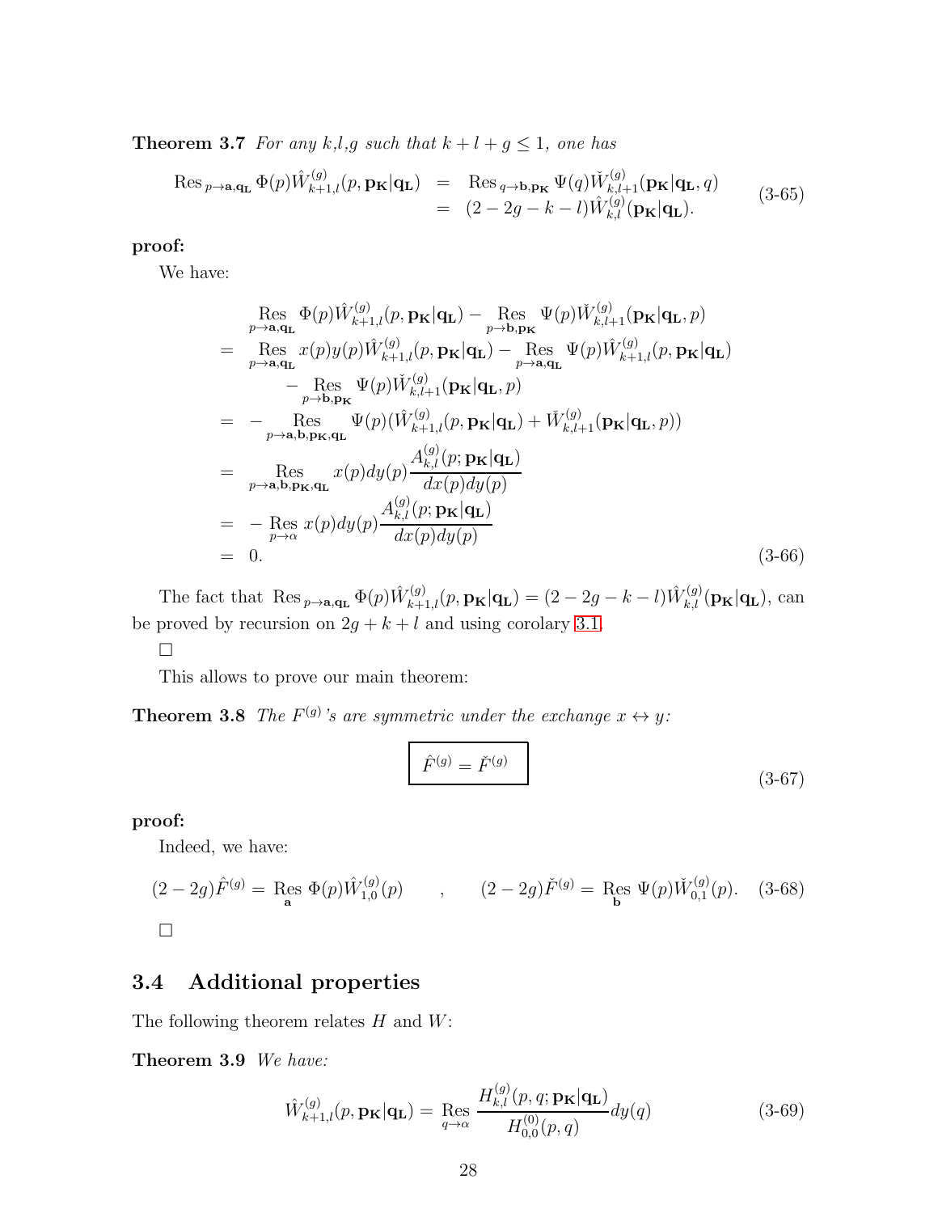**Theorem 3.7** *For any k,l,g such that $k+l+g \leq 1$, one has*

$$
\begin{aligned}
\mathrm{Res}_{p\to \mathbf{a},\mathbf{q_L}} \Phi(p) \hat{W}^{(g)}_{k+1,l}(p,\mathbf{p_K}|\mathbf{q_L}) &= \mathrm{Res}_{q\to \mathbf{b},\mathbf{p_K}} \Psi(q) \check{W}^{(g)}_{k,l+1}(\mathbf{p_K}|\mathbf{q_L},q) \\
&= (2-2g-k-l)\hat{W}^{(g)}_{k,l}(\mathbf{p_K}|\mathbf{q_L}).
\end{aligned}
\tag{3-65}
$$

**proof:**

We have:

$$
\begin{aligned}
& \mathop{\mathrm{Res}}_{p\to \mathbf{a},\mathbf{q_L}} \Phi(p) \hat{W}^{(g)}_{k+1,l}(p,\mathbf{p_K}|\mathbf{q_L}) - \mathop{\mathrm{Res}}_{p\to \mathbf{b},\mathbf{p_K}} \Psi(p) \check{W}^{(g)}_{k,l+1}(\mathbf{p_K}|\mathbf{q_L},p) \\
= & \mathop{\mathrm{Res}}_{p\to \mathbf{a},\mathbf{q_L}} x(p)y(p) \hat{W}^{(g)}_{k+1,l}(p,\mathbf{p_K}|\mathbf{q_L}) - \mathop{\mathrm{Res}}_{p\to \mathbf{a},\mathbf{q_L}} \Psi(p) \hat{W}^{(g)}_{k+1,l}(p,\mathbf{p_K}|\mathbf{q_L}) \\
& \qquad - \mathop{\mathrm{Res}}_{p\to \mathbf{b},\mathbf{p_K}} \Psi(p) \check{W}^{(g)}_{k,l+1}(\mathbf{p_K}|\mathbf{q_L},p) \\
= & -\mathop{\mathrm{Res}}_{p\to \mathbf{a},\mathbf{b},\mathbf{p_K},\mathbf{q_L}} \Psi(p) (\hat{W}^{(g)}_{k+1,l}(p,\mathbf{p_K}|\mathbf{q_L}) + \check{W}^{(g)}_{k,l+1}(\mathbf{p_K}|\mathbf{q_L},p)) \\
= & \mathop{\mathrm{Res}}_{p\to \mathbf{a},\mathbf{b},\mathbf{p_K},\mathbf{q_L}} x(p)dy(p) \frac{A^{(g)}_{k,l}(p;\mathbf{p_K}|\mathbf{q_L})}{dx(p)dy(p)} \\
= & -\mathop{\mathrm{Res}}_{p\to \alpha} x(p)dy(p) \frac{A^{(g)}_{k,l}(p;\mathbf{p_K}|\mathbf{q_L})}{dx(p)dy(p)} \\
= & \; 0.
\end{aligned}
\tag{3-66}
$$

The fact that $\mathrm{Res}_{p\to \mathbf{a},\mathbf{q_L}} \Phi(p) \hat{W}^{(g)}_{k+1,l}(p,\mathbf{p_K}|\mathbf{q_L}) = (2-2g-k-l)\hat{W}^{(g)}_{k,l}(\mathbf{p_K}|\mathbf{q_L})$, can be proved by recursion on $2g+k+l$ and using corolary 3.1.

□

This allows to prove our main theorem:

**Theorem 3.8** *The $F^{(g)}$'s are symmetric under the exchange $x \leftrightarrow y$:*

$$
\boxed{\hat{F}^{(g)} = \check{F}^{(g)}}
\tag{3-67}
$$

**proof:**

Indeed, we have:

$$
(2-2g)\hat{F}^{(g)} = \mathop{\mathrm{Res}}_{\mathbf{a}} \Phi(p) \hat{W}^{(g)}_{1,0}(p) \qquad , \qquad (2-2g)\check{F}^{(g)} = \mathop{\mathrm{Res}}_{\mathbf{b}} \Psi(p) \check{W}^{(g)}_{0,1}(p).
\tag{3-68}
$$

□

## 3.4 Additional properties

The following theorem relates $H$ and $W$:

**Theorem 3.9** *We have:*

$$
\hat{W}^{(g)}_{k+1,l}(p,\mathbf{p_K}|\mathbf{q_L}) = \mathop{\mathrm{Res}}_{q\to\alpha} \frac{H^{(g)}_{k,l}(p,q;\mathbf{p_K}|\mathbf{q_L})}{H^{(0)}_{0,0}(p,q)} dy(q)
\tag{3-69}
$$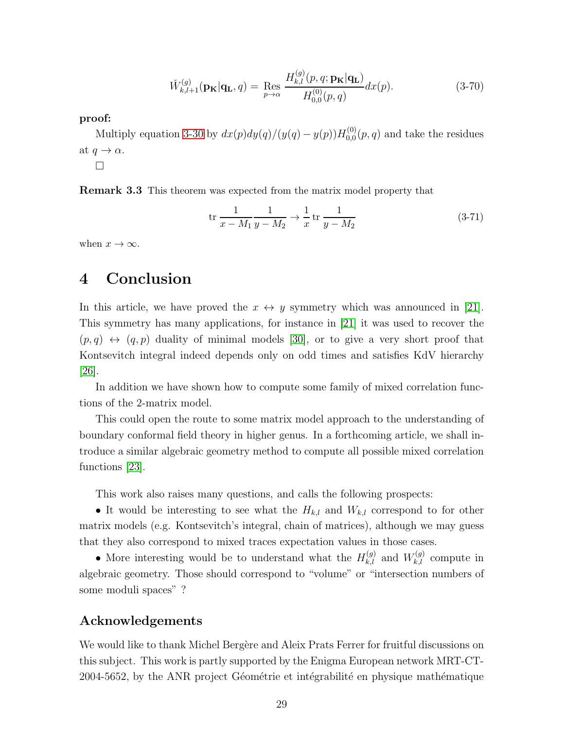$$\check{W}^{(g)}_{k,l+1}(\mathbf{p_K}|\mathbf{q_L},q) = \mathop{\mathrm{Res}}_{p\to\alpha} \frac{H^{(g)}_{k,l}(p,q;\mathbf{p_K}|\mathbf{q_L})}{H^{(0)}_{0,0}(p,q)} dx(p). \tag{3-70}$$

**proof:**

Multiply equation 3-30 by $dx(p)dy(q)/(y(q)-y(p))H^{(0)}_{0,0}(p,q)$ and take the residues at $q\to\alpha$.

□

**Remark 3.3** This theorem was expected from the matrix model property that

$$\mathrm{tr}\, \frac{1}{x-M_1}\frac{1}{y-M_2} \to \frac{1}{x}\,\mathrm{tr}\, \frac{1}{y-M_2} \tag{3-71}$$

when $x\to\infty$.

# 4 Conclusion

In this article, we have proved the $x \leftrightarrow y$ symmetry which was announced in [21]. This symmetry has many applications, for instance in [21] it was used to recover the $(p,q) \leftrightarrow (q,p)$ duality of minimal models [30], or to give a very short proof that Kontsevitch integral indeed depends only on odd times and satisfies KdV hierarchy [26].

In addition we have shown how to compute some family of mixed correlation functions of the 2-matrix model.

This could open the route to some matrix model approach to the understanding of boundary conformal field theory in higher genus. In a forthcoming article, we shall introduce a similar algebraic geometry method to compute all possible mixed correlation functions [23].

This work also raises many questions, and calls the following prospects:

• It would be interesting to see what the $H_{k,l}$ and $W_{k,l}$ correspond to for other matrix models (e.g. Kontsevitch's integral, chain of matrices), although we may guess that they also correspond to mixed traces expectation values in those cases.

• More interesting would be to understand what the $H^{(g)}_{k,l}$ and $W^{(g)}_{k,l}$ compute in algebraic geometry. Those should correspond to "volume" or "intersection numbers of some moduli spaces" ?

## Acknowledgements

We would like to thank Michel Bergère and Aleix Prats Ferrer for fruitful discussions on this subject. This work is partly supported by the Enigma European network MRT-CT-2004-5652, by the ANR project Géométrie et intégrabilité en physique mathématique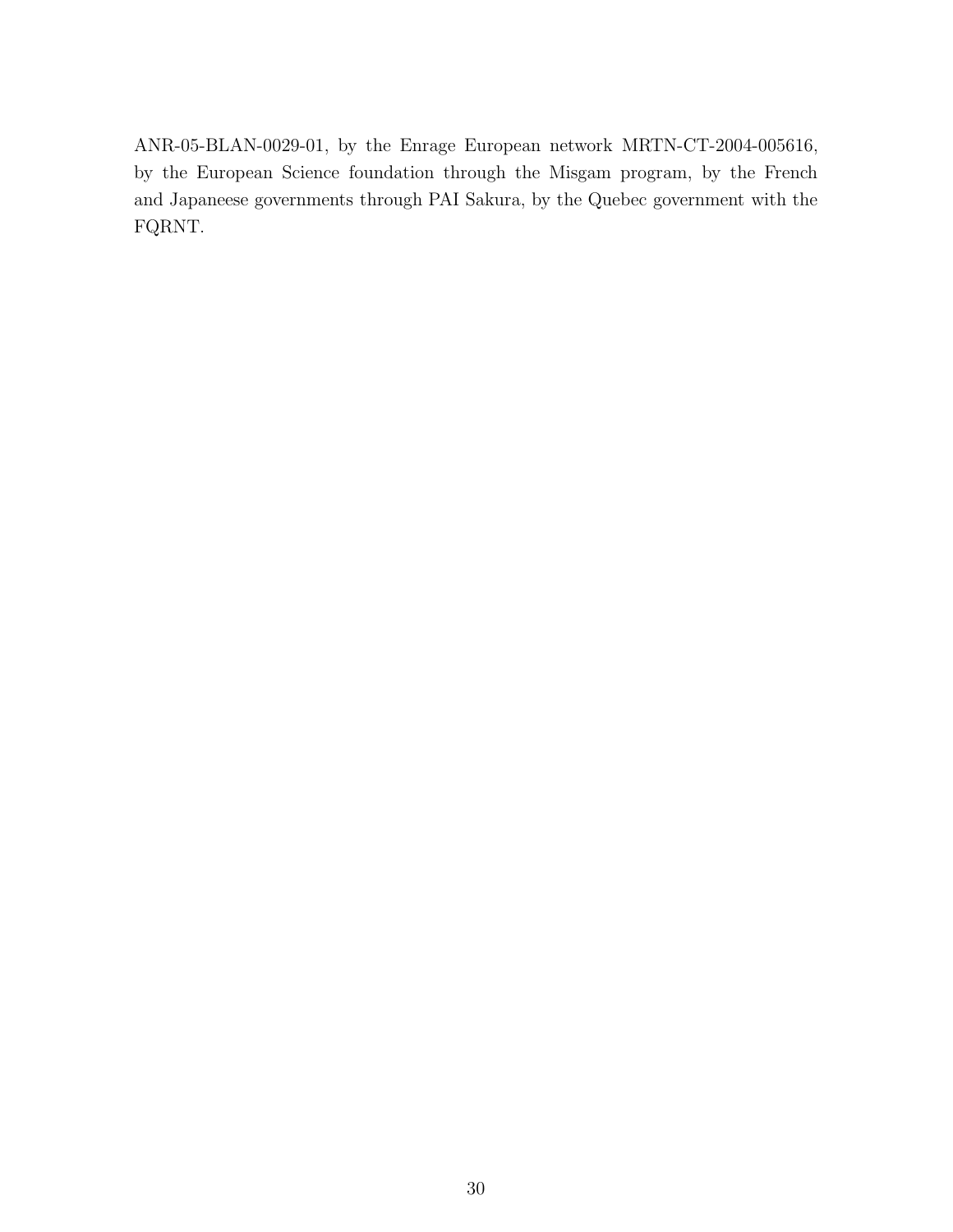ANR-05-BLAN-0029-01, by the Enrage European network MRTN-CT-2004-005616, by the European Science foundation through the Misgam program, by the French and Japaneese governments through PAI Sakura, by the Quebec government with the FQRNT.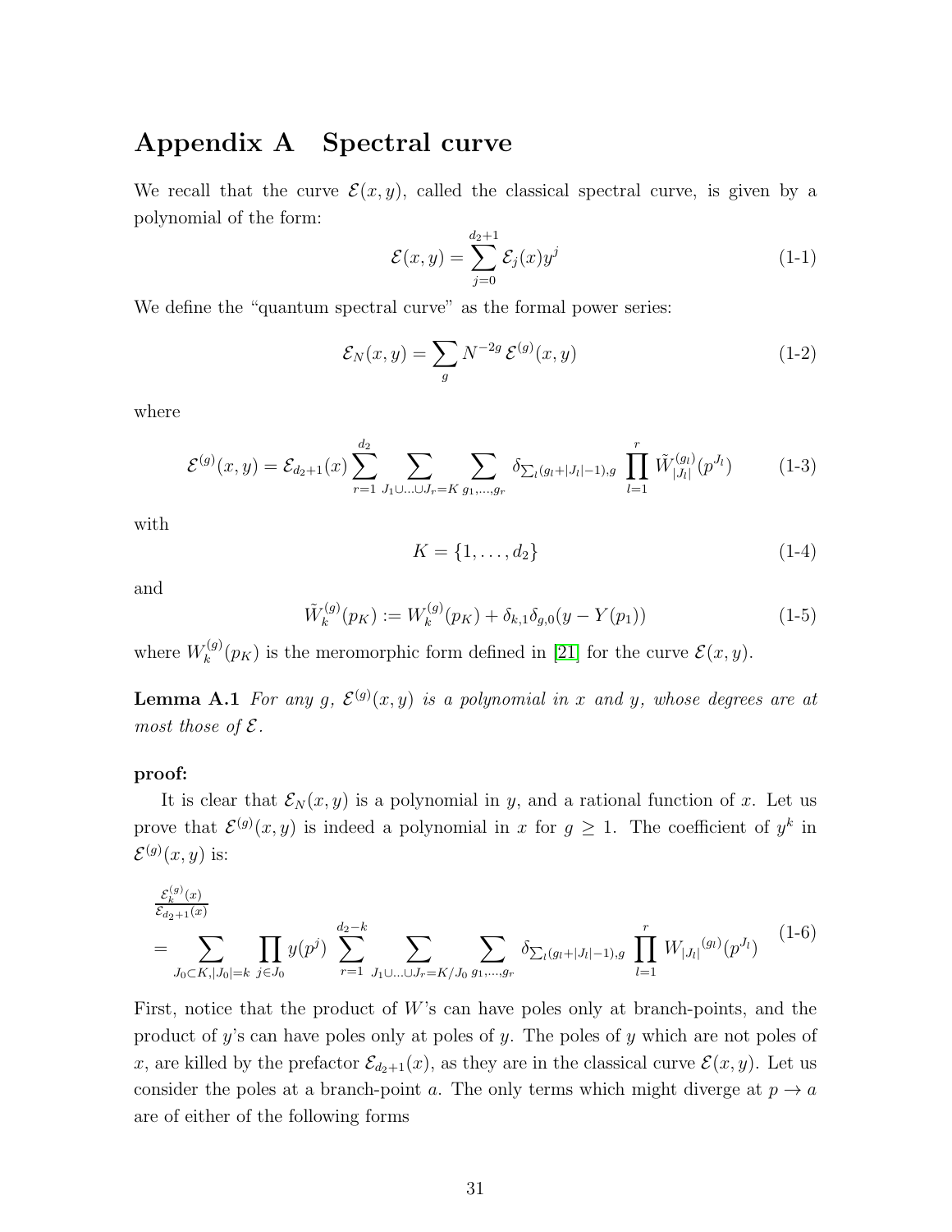# Appendix A Spectral curve

We recall that the curve $\mathcal{E}(x,y)$, called the classical spectral curve, is given by a polynomial of the form:

$$\mathcal{E}(x,y) = \sum_{j=0}^{d_2+1} \mathcal{E}_j(x) y^j \tag{1-1}$$

We define the "quantum spectral curve" as the formal power series:

$$\mathcal{E}_N(x,y) = \sum_g N^{-2g}\, \mathcal{E}^{(g)}(x,y) \tag{1-2}$$

where

$$\mathcal{E}^{(g)}(x,y) = \mathcal{E}_{d_2+1}(x) \sum_{r=1}^{d_2} \sum_{J_1\cup\ldots\cup J_r = K} \sum_{g_1,\ldots,g_r} \delta_{\sum_l (g_l+|J_l|-1),g} \prod_{l=1}^{r} \tilde{W}_{|J_l|}^{(g_l)}(p^{J_l}) \tag{1-3}$$

with

$$K = \{1,\ldots,d_2\} \tag{1-4}$$

and

$$\tilde{W}_k^{(g)}(p_K) := W_k^{(g)}(p_K) + \delta_{k,1}\delta_{g,0}(y - Y(p_1)) \tag{1-5}$$

where $W_k^{(g)}(p_K)$ is the meromorphic form defined in [21] for the curve $\mathcal{E}(x,y)$.

**Lemma A.1** *For any $g$, $\mathcal{E}^{(g)}(x,y)$ is a polynomial in $x$ and $y$, whose degrees are at most those of $\mathcal{E}$.*

**proof:**

It is clear that $\mathcal{E}_N(x,y)$ is a polynomial in $y$, and a rational function of $x$. Let us prove that $\mathcal{E}^{(g)}(x,y)$ is indeed a polynomial in $x$ for $g \geq 1$. The coefficient of $y^k$ in $\mathcal{E}^{(g)}(x,y)$ is:

$$\begin{aligned}
&\frac{\mathcal{E}_k^{(g)}(x)}{\mathcal{E}_{d_2+1}(x)} \\
&= \sum_{J_0\subset K, |J_0|=k} \prod_{j\in J_0} y(p^j) \sum_{r=1}^{d_2-k} \sum_{J_1\cup\ldots\cup J_r = K/J_0} \sum_{g_1,\ldots,g_r} \delta_{\sum_l (g_l+|J_l|-1),g} \prod_{l=1}^{r} {W_{|J_l|}}^{(g_l)}(p^{J_l})
\end{aligned} \tag{1-6}$$

First, notice that the product of $W$'s can have poles only at branch-points, and the product of $y$'s can have poles only at poles of $y$. The poles of $y$ which are not poles of $x$, are killed by the prefactor $\mathcal{E}_{d_2+1}(x)$, as they are in the classical curve $\mathcal{E}(x,y)$. Let us consider the poles at a branch-point $a$. The only terms which might diverge at $p \to a$ are of either of the following forms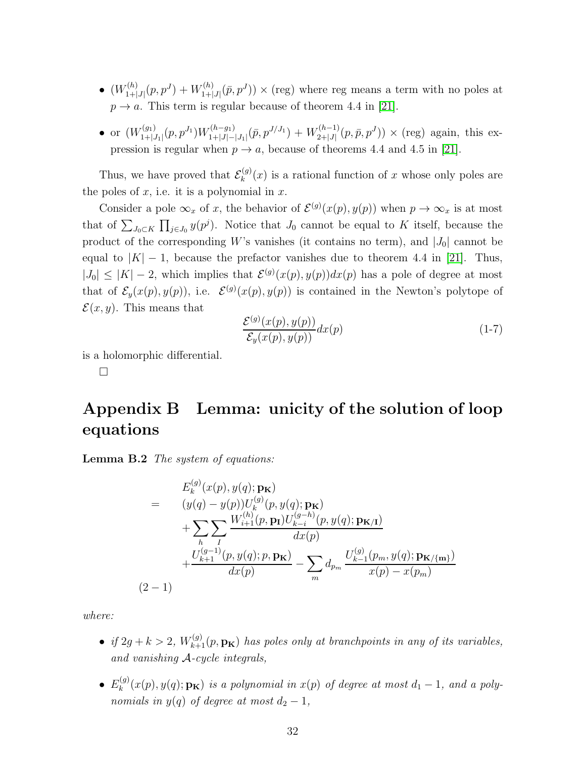- $(W^{(h)}_{1+|J|}(p,p^J) + W^{(h)}_{1+|J|}(\bar{p},p^J)) \times$ (reg) where reg means a term with no poles at $p \to a$. This term is regular because of theorem 4.4 in [21].

- or $(W^{(g_1)}_{1+|J_1|}(p,p^{J_1}) W^{(h-g_1)}_{1+|J|-|J_1|}(\bar{p},p^{J/J_1}) + W^{(h-1)}_{2+|J|}(p,\bar{p},p^J)) \times$ (reg) again, this expression is regular when $p \to a$, because of theorems 4.4 and 4.5 in [21].

Thus, we have proved that $\mathcal{E}^{(g)}_k(x)$ is a rational function of $x$ whose only poles are the poles of $x$, i.e. it is a polynomial in $x$.

Consider a pole $\infty_x$ of $x$, the behavior of $\mathcal{E}^{(g)}(x(p),y(p))$ when $p \to \infty_x$ is at most that of $\sum_{J_0 \subset K} \prod_{j \in J_0} y(p^j)$. Notice that $J_0$ cannot be equal to $K$ itself, because the product of the corresponding $W$'s vanishes (it contains no term), and $|J_0|$ cannot be equal to $|K|-1$, because the prefactor vanishes due to theorem 4.4 in [21]. Thus, $|J_0| \leq |K|-2$, which implies that $\mathcal{E}^{(g)}(x(p),y(p))dx(p)$ has a pole of degree at most that of $\mathcal{E}_y(x(p),y(p))$, i.e. $\mathcal{E}^{(g)}(x(p),y(p))$ is contained in the Newton's polytope of $\mathcal{E}(x,y)$. This means that

$$\frac{\mathcal{E}^{(g)}(x(p),y(p))}{\mathcal{E}_y(x(p),y(p))} dx(p) \tag{1-7}$$

is a holomorphic differential.

□

# Appendix B Lemma: unicity of the solution of loop equations

**Lemma B.2** *The system of equations:*

$$
\begin{aligned}
& E^{(g)}_k(x(p),y(q);\mathbf{p_K}) \\
= \quad & (y(q)-y(p)) U^{(g)}_k(p,y(q);\mathbf{p_K}) \\
& + \sum_h \sum_I \frac{W^{(h)}_{i+1}(p,\mathbf{p_I}) U^{(g-h)}_{k-i}(p,y(q);\mathbf{p_{K/I}})}{dx(p)} \\
& + \frac{U^{(g-1)}_{k+1}(p,y(q);p,\mathbf{p_K})}{dx(p)} - \sum_m d_{p_m} \frac{U^{(g)}_{k-1}(p_m,y(q);\mathbf{p_{K/\{m\}}})}{x(p)-x(p_m)}
\end{aligned}
\tag{2-1}
$$

*where:*

- *if $2g+k>2$, $W^{(g)}_{k+1}(p,\mathbf{p_K})$ has poles only at branchpoints in any of its variables, and vanishing $\mathcal{A}$-cycle integrals,*

- *$E^{(g)}_k(x(p),y(q);\mathbf{p_K})$ is a polynomial in $x(p)$ of degree at most $d_1-1$, and a polynomials in $y(q)$ of degree at most $d_2-1$,*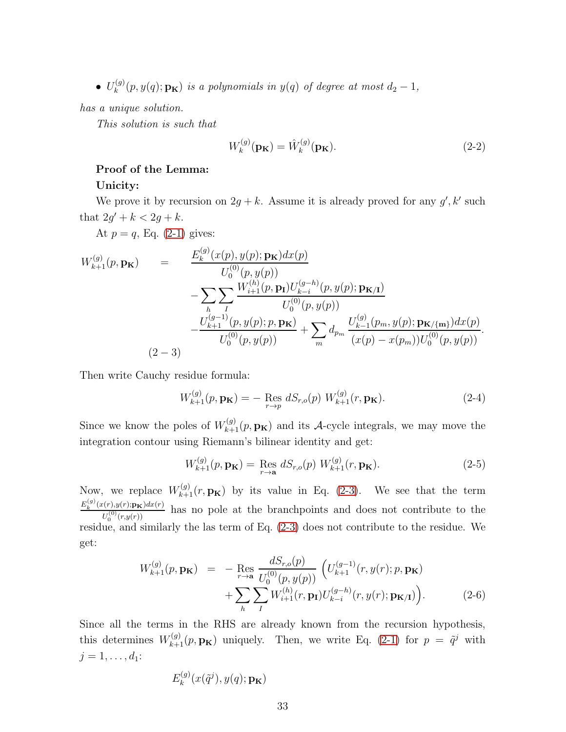- $U_k^{(g)}(p, y(q); \mathbf{p_K})$ *is a polynomials in* $y(q)$ *of degree at most* $d_2 - 1$,

*has a unique solution.*

*This solution is such that*

$$W_k^{(g)}(\mathbf{p_K}) = \hat{W}_k^{(g)}(\mathbf{p_K}). \tag{2-2}$$

**Proof of the Lemma:**

**Unicity:**

We prove it by recursion on $2g+k$. Assume it is already proved for any $g', k'$ such that $2g' + k < 2g + k$.

At $p = q$, Eq. (2-1) gives:

$$\begin{aligned}
W_{k+1}^{(g)}(p, \mathbf{p_K}) \quad = \quad & \frac{E_k^{(g)}(x(p), y(p); \mathbf{p_K}) dx(p)}{U_0^{(0)}(p, y(p))} \\
& - \sum_h \sum_I \frac{W_{i+1}^{(h)}(p, \mathbf{p_I}) U_{k-i}^{(g-h)}(p, y(p); \mathbf{p_{K/I}})}{U_0^{(0)}(p, y(p))} \\
& - \frac{U_{k+1}^{(g-1)}(p, y(p); p, \mathbf{p_K})}{U_0^{(0)}(p, y(p))} + \sum_m d_{p_m} \frac{U_{k-1}^{(g)}(p_m, y(p); \mathbf{p_{K/\{m\}}}) dx(p)}{(x(p) - x(p_m)) U_0^{(0)}(p, y(p))}.
\end{aligned} \tag{2-3}$$

Then write Cauchy residue formula:

$$W_{k+1}^{(g)}(p, \mathbf{p_K}) = - \operatorname*{Res}_{r \to p} dS_{r,o}(p) \; W_{k+1}^{(g)}(r, \mathbf{p_K}). \tag{2-4}$$

Since we know the poles of $W_{k+1}^{(g)}(p, \mathbf{p_K})$ and its $\mathcal{A}$-cycle integrals, we may move the integration contour using Riemann's bilinear identity and get:

$$W_{k+1}^{(g)}(p, \mathbf{p_K}) = \operatorname*{Res}_{r \to \mathbf{a}} dS_{r,o}(p) \; W_{k+1}^{(g)}(r, \mathbf{p_K}). \tag{2-5}$$

Now, we replace $W_{k+1}^{(g)}(r, \mathbf{p_K})$ by its value in Eq. (2-3). We see that the term $\frac{E_k^{(g)}(x(r), y(r); \mathbf{p_K}) dx(r)}{U_0^{(0)}(r, y(r))}$ has no pole at the branchpoints and does not contribute to the residue, and similarly the las term of Eq. (2-3) does not contribute to the residue. We get:

$$\begin{aligned}
W_{k+1}^{(g)}(p, \mathbf{p_K}) \quad = \quad & - \operatorname*{Res}_{r \to \mathbf{a}} \frac{dS_{r,o}(p)}{U_0^{(0)}(p, y(p))} \Big( U_{k+1}^{(g-1)}(r, y(r); p, \mathbf{p_K}) \\
& + \sum_h \sum_I W_{i+1}^{(h)}(r, \mathbf{p_I}) U_{k-i}^{(g-h)}(r, y(r); \mathbf{p_{K/I}}) \Big).
\end{aligned} \tag{2-6}$$

Since all the terms in the RHS are already known from the recursion hypothesis, this determines $W_{k+1}^{(g)}(p, \mathbf{p_K})$ uniquely. Then, we write Eq. (2-1) for $p = \tilde{q}^j$ with $j = 1, \ldots, d_1$:

$$E_k^{(g)}(x(\tilde{q}^j), y(q); \mathbf{p_K})$$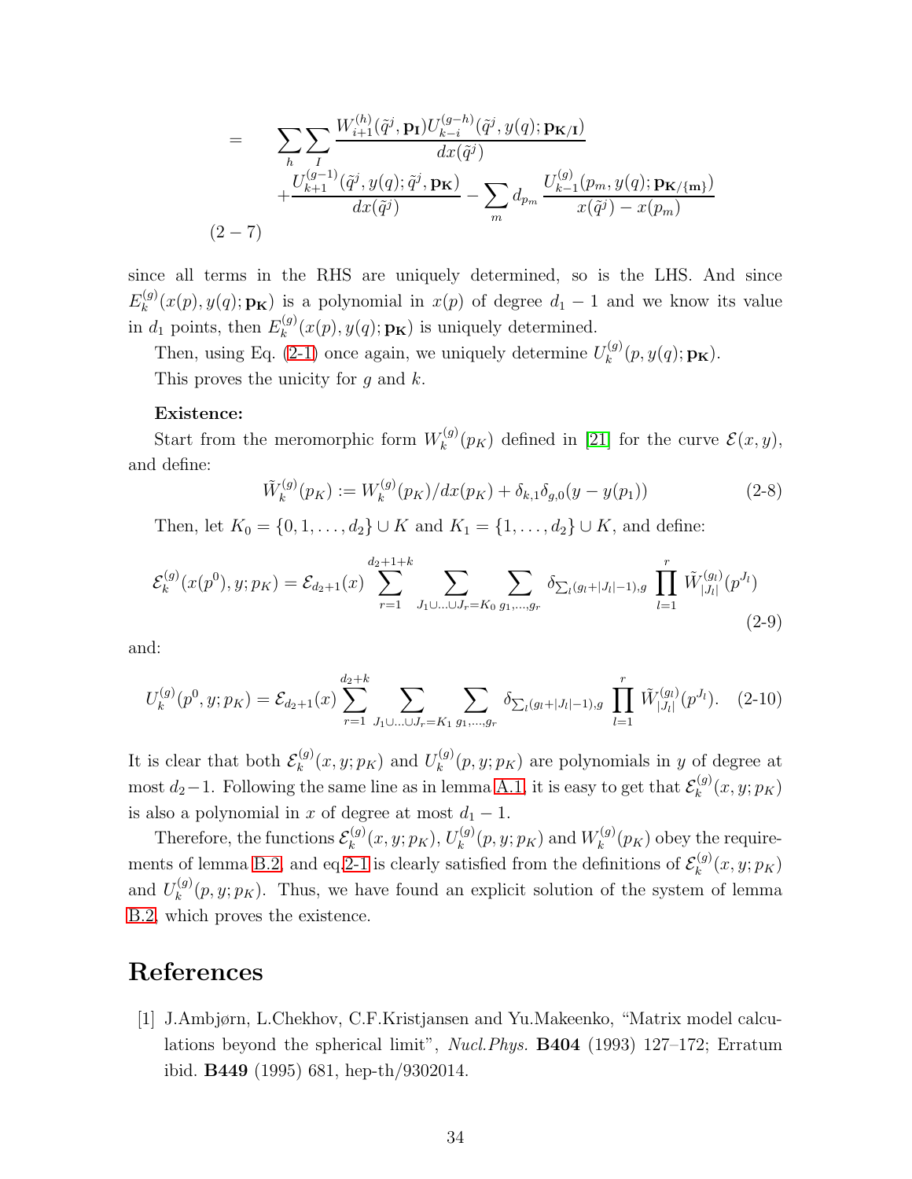$$
\begin{aligned}
= \quad & \sum_h \sum_I \frac{W_{i+1}^{(h)}(\tilde{q}^j, \mathbf{p_I}) U_{k-i}^{(g-h)}(\tilde{q}^j, y(q); \mathbf{p_{K/I}})}{dx(\tilde{q}^j)} \\
& + \frac{U_{k+1}^{(g-1)}(\tilde{q}^j, y(q); \tilde{q}^j, \mathbf{p_K})}{dx(\tilde{q}^j)} - \sum_m d_{p_m} \frac{U_{k-1}^{(g)}(p_m, y(q); \mathbf{p_{K/\{m\}}})}{x(\tilde{q}^j) - x(p_m)}
\end{aligned}
\tag{2-7}
$$

since all terms in the RHS are uniquely determined, so is the LHS. And since $E_k^{(g)}(x(p), y(q); \mathbf{p_K})$ is a polynomial in $x(p)$ of degree $d_1 - 1$ and we know its value in $d_1$ points, then $E_k^{(g)}(x(p), y(q); \mathbf{p_K})$ is uniquely determined.

Then, using Eq. (2-1) once again, we uniquely determine $U_k^{(g)}(p, y(q); \mathbf{p_K})$.

This proves the unicity for $g$ and $k$.

**Existence:**

Start from the meromorphic form $W_k^{(g)}(p_K)$ defined in [21] for the curve $\mathcal{E}(x, y)$, and define:

$$
\tilde{W}_k^{(g)}(p_K) := W_k^{(g)}(p_K)/dx(p_K) + \delta_{k,1}\delta_{g,0}(y - y(p_1)) \tag{2-8}
$$

Then, let $K_0 = \{0, 1, \ldots, d_2\} \cup K$ and $K_1 = \{1, \ldots, d_2\} \cup K$, and define:

$$
\mathcal{E}_k^{(g)}(x(p^0), y; p_K) = \mathcal{E}_{d_2+1}(x) \sum_{r=1}^{d_2+1+k} \sum_{J_1 \cup \ldots \cup J_r = K_0} \sum_{g_1, \ldots, g_r} \delta_{\sum_l (g_l + |J_l| - 1), g} \prod_{l=1}^{r} \tilde{W}_{|J_l|}^{(g_l)}(p^{J_l}) \tag{2-9}
$$

and:

$$
U_k^{(g)}(p^0, y; p_K) = \mathcal{E}_{d_2+1}(x) \sum_{r=1}^{d_2+k} \sum_{J_1 \cup \ldots \cup J_r = K_1} \sum_{g_1, \ldots, g_r} \delta_{\sum_l (g_l + |J_l| - 1), g} \prod_{l=1}^{r} \tilde{W}_{|J_l|}^{(g_l)}(p^{J_l}). \tag{2-10}
$$

It is clear that both $\mathcal{E}_k^{(g)}(x, y; p_K)$ and $U_k^{(g)}(p, y; p_K)$ are polynomials in $y$ of degree at most $d_2 - 1$. Following the same line as in lemma A.1, it is easy to get that $\mathcal{E}_k^{(g)}(x, y; p_K)$ is also a polynomial in $x$ of degree at most $d_1 - 1$.

Therefore, the functions $\mathcal{E}_k^{(g)}(x, y; p_K)$, $U_k^{(g)}(p, y; p_K)$ and $W_k^{(g)}(p_K)$ obey the requirements of lemma B.2, and eq.2-1 is clearly satisfied from the definitions of $\mathcal{E}_k^{(g)}(x, y; p_K)$ and $U_k^{(g)}(p, y; p_K)$. Thus, we have found an explicit solution of the system of lemma B.2, which proves the existence.

# References

[1] J.Ambjørn, L.Chekhov, C.F.Kristjansen and Yu.Makeenko, "Matrix model calculations beyond the spherical limit", *Nucl.Phys.* **B404** (1993) 127–172; Erratum ibid. **B449** (1995) 681, hep-th/9302014.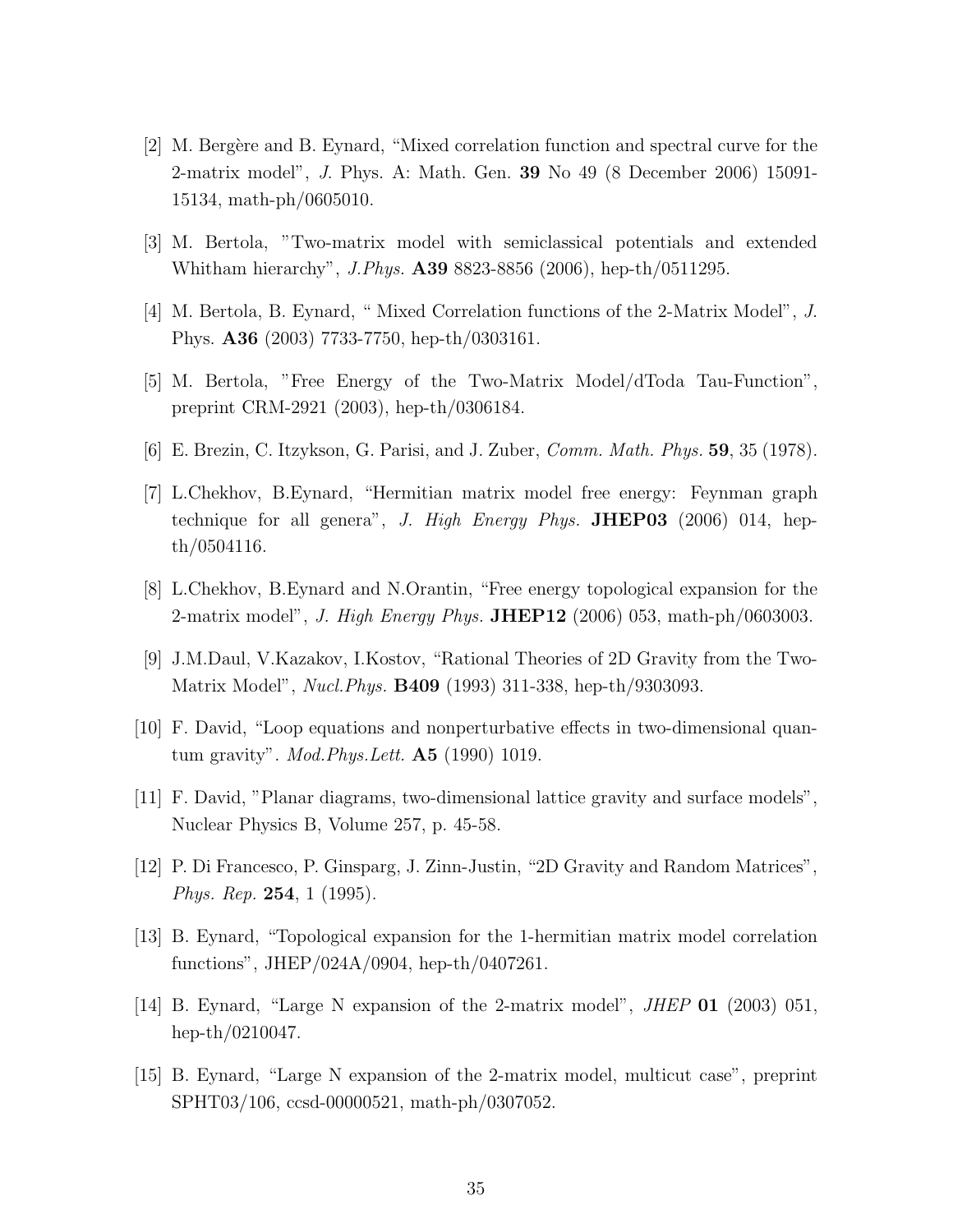[2] M. Bergère and B. Eynard, "Mixed correlation function and spectral curve for the 2-matrix model", *J.* Phys. A: Math. Gen. **39** No 49 (8 December 2006) 15091-15134, math-ph/0605010.

[3] M. Bertola, "Two-matrix model with semiclassical potentials and extended Whitham hierarchy", *J.Phys.* **A39** 8823-8856 (2006), hep-th/0511295.

[4] M. Bertola, B. Eynard, " Mixed Correlation functions of the 2-Matrix Model", *J.* Phys. **A36** (2003) 7733-7750, hep-th/0303161.

[5] M. Bertola, "Free Energy of the Two-Matrix Model/dToda Tau-Function", preprint CRM-2921 (2003), hep-th/0306184.

[6] E. Brezin, C. Itzykson, G. Parisi, and J. Zuber, *Comm. Math. Phys.* **59**, 35 (1978).

[7] L.Chekhov, B.Eynard, "Hermitian matrix model free energy: Feynman graph technique for all genera", *J. High Energy Phys.* **JHEP03** (2006) 014, hep-th/0504116.

[8] L.Chekhov, B.Eynard and N.Orantin, "Free energy topological expansion for the 2-matrix model", *J. High Energy Phys.* **JHEP12** (2006) 053, math-ph/0603003.

[9] J.M.Daul, V.Kazakov, I.Kostov, "Rational Theories of 2D Gravity from the Two-Matrix Model", *Nucl.Phys.* **B409** (1993) 311-338, hep-th/9303093.

[10] F. David, "Loop equations and nonperturbative effects in two-dimensional quantum gravity". *Mod.Phys.Lett.* **A5** (1990) 1019.

[11] F. David, "Planar diagrams, two-dimensional lattice gravity and surface models", Nuclear Physics B, Volume 257, p. 45-58.

[12] P. Di Francesco, P. Ginsparg, J. Zinn-Justin, "2D Gravity and Random Matrices", *Phys. Rep.* **254**, 1 (1995).

[13] B. Eynard, "Topological expansion for the 1-hermitian matrix model correlation functions", JHEP/024A/0904, hep-th/0407261.

[14] B. Eynard, "Large N expansion of the 2-matrix model", *JHEP* **01** (2003) 051, hep-th/0210047.

[15] B. Eynard, "Large N expansion of the 2-matrix model, multicut case", preprint SPHT03/106, ccsd-00000521, math-ph/0307052.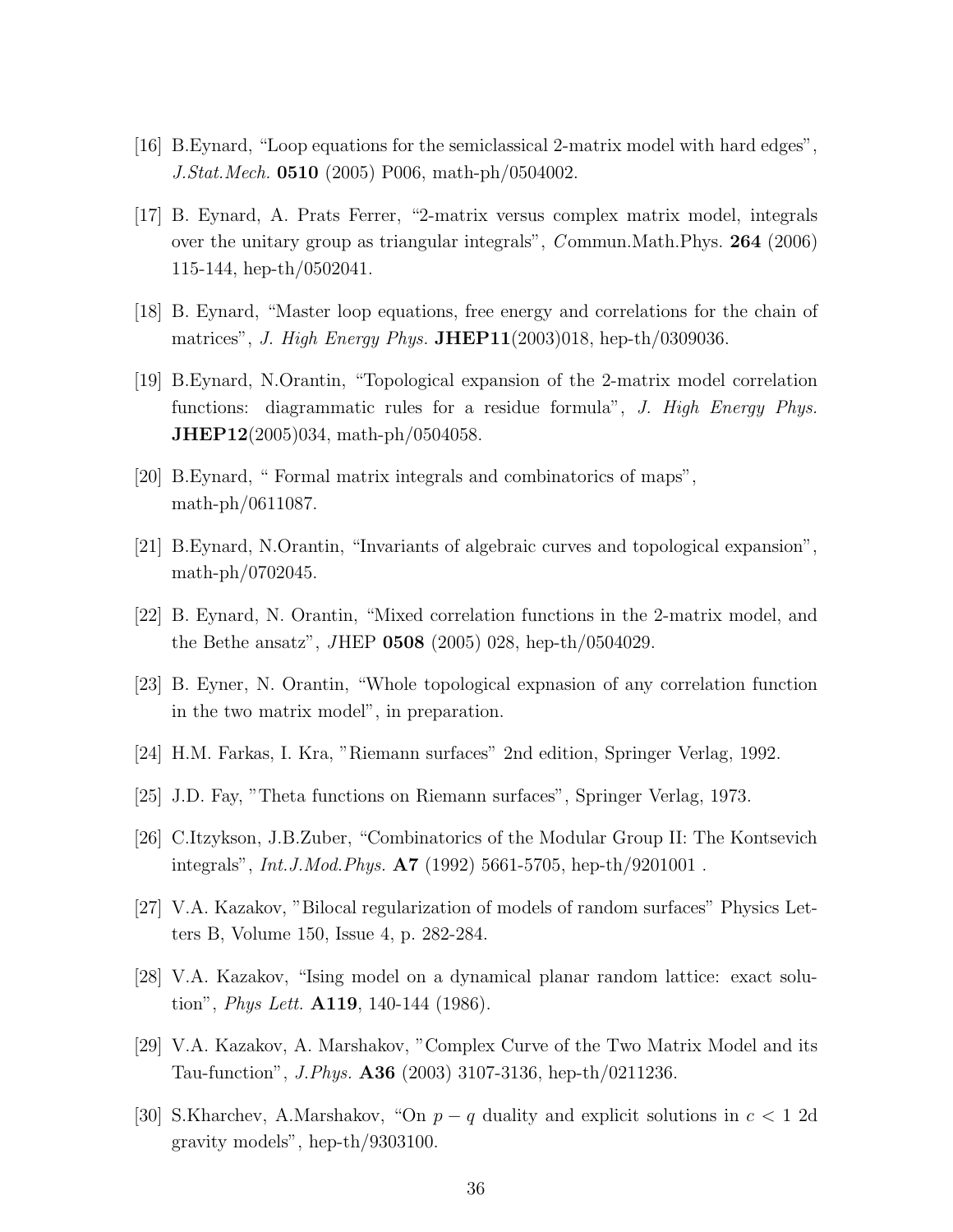[16] B.Eynard, "Loop equations for the semiclassical 2-matrix model with hard edges", *J.Stat.Mech.* **0510** (2005) P006, math-ph/0504002.

[17] B. Eynard, A. Prats Ferrer, "2-matrix versus complex matrix model, integrals over the unitary group as triangular integrals", *C*ommun.Math.Phys. **264** (2006) 115-144, hep-th/0502041.

[18] B. Eynard, "Master loop equations, free energy and correlations for the chain of matrices", *J. High Energy Phys.* **JHEP11**(2003)018, hep-th/0309036.

[19] B.Eynard, N.Orantin, "Topological expansion of the 2-matrix model correlation functions: diagrammatic rules for a residue formula", *J. High Energy Phys.* **JHEP12**(2005)034, math-ph/0504058.

[20] B.Eynard, " Formal matrix integrals and combinatorics of maps", math-ph/0611087.

[21] B.Eynard, N.Orantin, "Invariants of algebraic curves and topological expansion", math-ph/0702045.

[22] B. Eynard, N. Orantin, "Mixed correlation functions in the 2-matrix model, and the Bethe ansatz", *J*HEP **0508** (2005) 028, hep-th/0504029.

[23] B. Eyner, N. Orantin, "Whole topological expnasion of any correlation function in the two matrix model", in preparation.

[24] H.M. Farkas, I. Kra, "Riemann surfaces" 2nd edition, Springer Verlag, 1992.

[25] J.D. Fay, "Theta functions on Riemann surfaces", Springer Verlag, 1973.

[26] C.Itzykson, J.B.Zuber, "Combinatorics of the Modular Group II: The Kontsevich integrals", *Int.J.Mod.Phys.* **A7** (1992) 5661-5705, hep-th/9201001 .

[27] V.A. Kazakov, "Bilocal regularization of models of random surfaces" Physics Letters B, Volume 150, Issue 4, p. 282-284.

[28] V.A. Kazakov, "Ising model on a dynamical planar random lattice: exact solution", *Phys Lett.* **A119**, 140-144 (1986).

[29] V.A. Kazakov, A. Marshakov, "Complex Curve of the Two Matrix Model and its Tau-function", *J.Phys.* **A36** (2003) 3107-3136, hep-th/0211236.

[30] S.Kharchev, A.Marshakov, "On $p-q$ duality and explicit solutions in $c<1$ 2d gravity models", hep-th/9303100.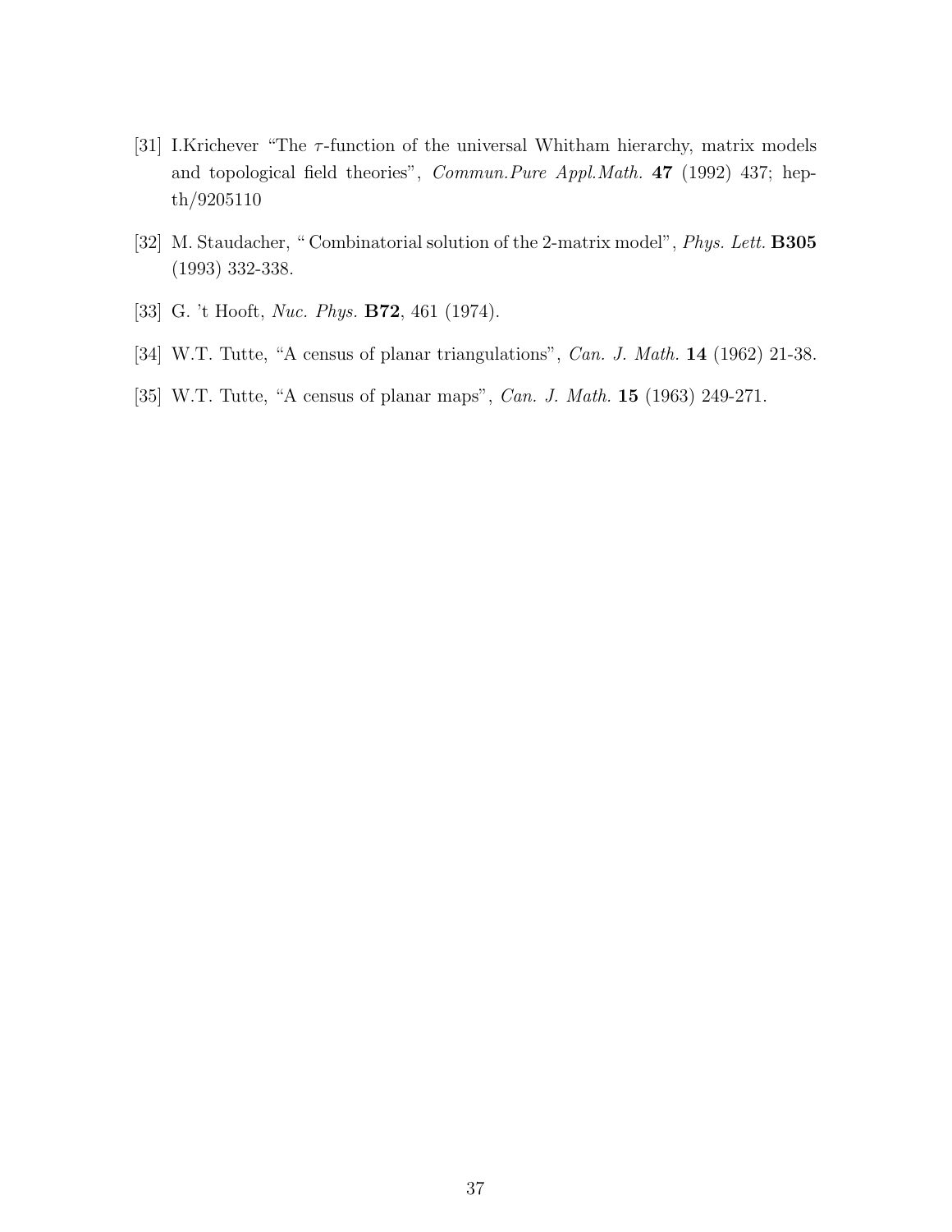[31] I.Krichever "The $\tau$-function of the universal Whitham hierarchy, matrix models and topological field theories", *Commun.Pure Appl.Math.* **47** (1992) 437; hep-th/9205110

[32] M. Staudacher, " Combinatorial solution of the 2-matrix model", *Phys. Lett.* **B305** (1993) 332-338.

[33] G. 't Hooft, *Nuc. Phys.* **B72**, 461 (1974).

[34] W.T. Tutte, "A census of planar triangulations", *Can. J. Math.* **14** (1962) 21-38.

[35] W.T. Tutte, "A census of planar maps", *Can. J. Math.* **15** (1963) 249-271.